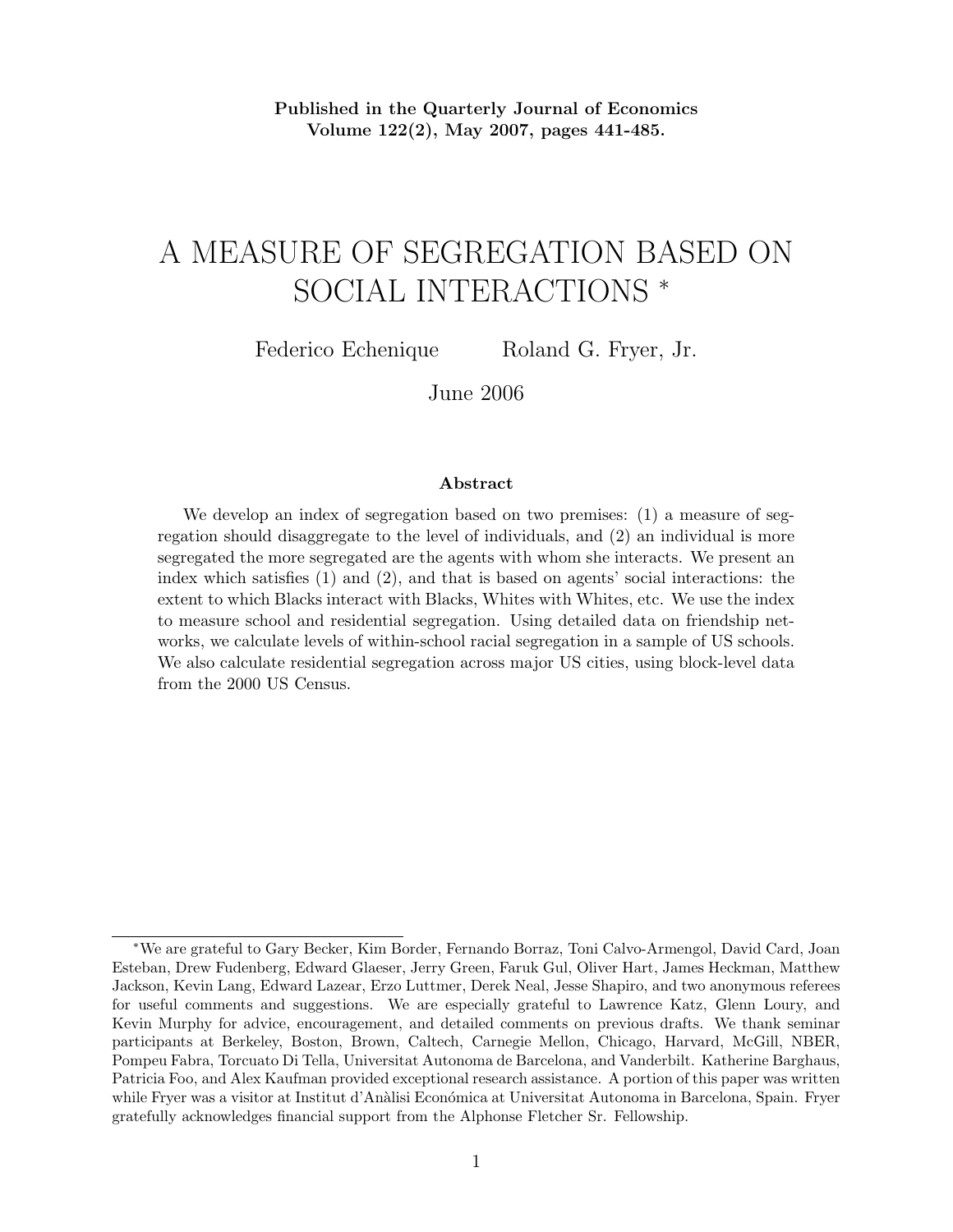**Published in the Quarterly Journal of Economics**
**Volume 122(2), May 2007, pages 441-485.**

# A MEASURE OF SEGREGATION BASED ON SOCIAL INTERACTIONS *

Federico Echenique   Roland G. Fryer, Jr.

June 2006

### Abstract

We develop an index of segregation based on two premises: (1) a measure of segregation should disaggregate to the level of individuals, and (2) an individual is more segregated the more segregated are the agents with whom she interacts. We present an index which satisfies (1) and (2), and that is based on agents' social interactions: the extent to which Blacks interact with Blacks, Whites with Whites, etc. We use the index to measure school and residential segregation. Using detailed data on friendship networks, we calculate levels of within-school racial segregation in a sample of US schools. We also calculate residential segregation across major US cities, using block-level data from the 2000 US Census.

---

*We are grateful to Gary Becker, Kim Border, Fernando Borraz, Toni Calvo-Armengol, David Card, Joan Esteban, Drew Fudenberg, Edward Glaeser, Jerry Green, Faruk Gul, Oliver Hart, James Heckman, Matthew Jackson, Kevin Lang, Edward Lazear, Erzo Luttmer, Derek Neal, Jesse Shapiro, and two anonymous referees for useful comments and suggestions. We are especially grateful to Lawrence Katz, Glenn Loury, and Kevin Murphy for advice, encouragement, and detailed comments on previous drafts. We thank seminar participants at Berkeley, Boston, Brown, Caltech, Carnegie Mellon, Chicago, Harvard, McGill, NBER, Pompeu Fabra, Torcuato Di Tella, Universitat Autonoma de Barcelona, and Vanderbilt. Katherine Barghaus, Patricia Foo, and Alex Kaufman provided exceptional research assistance. A portion of this paper was written while Fryer was a visitor at Institut d'Anàlisi Económica at Universitat Autonoma in Barcelona, Spain. Fryer gratefully acknowledges financial support from the Alphonse Fletcher Sr. Fellowship.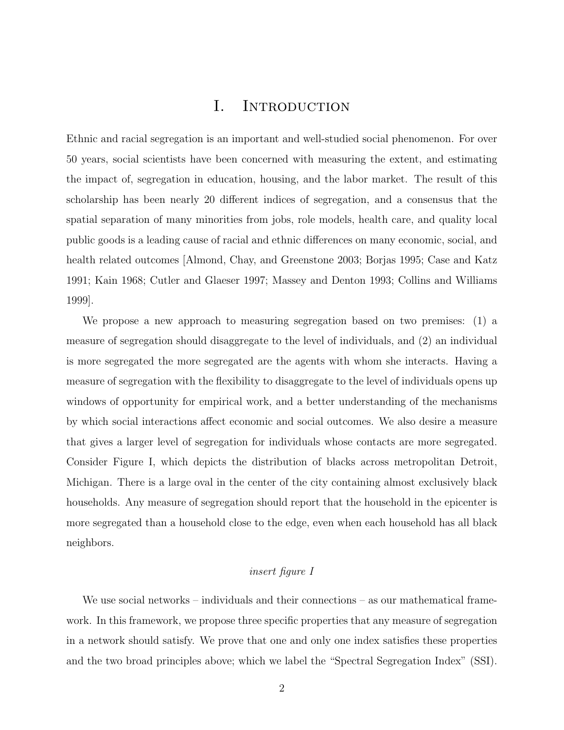# I. Introduction

Ethnic and racial segregation is an important and well-studied social phenomenon. For over 50 years, social scientists have been concerned with measuring the extent, and estimating the impact of, segregation in education, housing, and the labor market. The result of this scholarship has been nearly 20 different indices of segregation, and a consensus that the spatial separation of many minorities from jobs, role models, health care, and quality local public goods is a leading cause of racial and ethnic differences on many economic, social, and health related outcomes [Almond, Chay, and Greenstone 2003; Borjas 1995; Case and Katz 1991; Kain 1968; Cutler and Glaeser 1997; Massey and Denton 1993; Collins and Williams 1999].

We propose a new approach to measuring segregation based on two premises: (1) a measure of segregation should disaggregate to the level of individuals, and (2) an individual is more segregated the more segregated are the agents with whom she interacts. Having a measure of segregation with the flexibility to disaggregate to the level of individuals opens up windows of opportunity for empirical work, and a better understanding of the mechanisms by which social interactions affect economic and social outcomes. We also desire a measure that gives a larger level of segregation for individuals whose contacts are more segregated. Consider Figure I, which depicts the distribution of blacks across metropolitan Detroit, Michigan. There is a large oval in the center of the city containing almost exclusively black households. Any measure of segregation should report that the household in the epicenter is more segregated than a household close to the edge, even when each household has all black neighbors.

*insert figure I*

We use social networks – individuals and their connections – as our mathematical framework. In this framework, we propose three specific properties that any measure of segregation in a network should satisfy. We prove that one and only one index satisfies these properties and the two broad principles above; which we label the "Spectral Segregation Index" (SSI).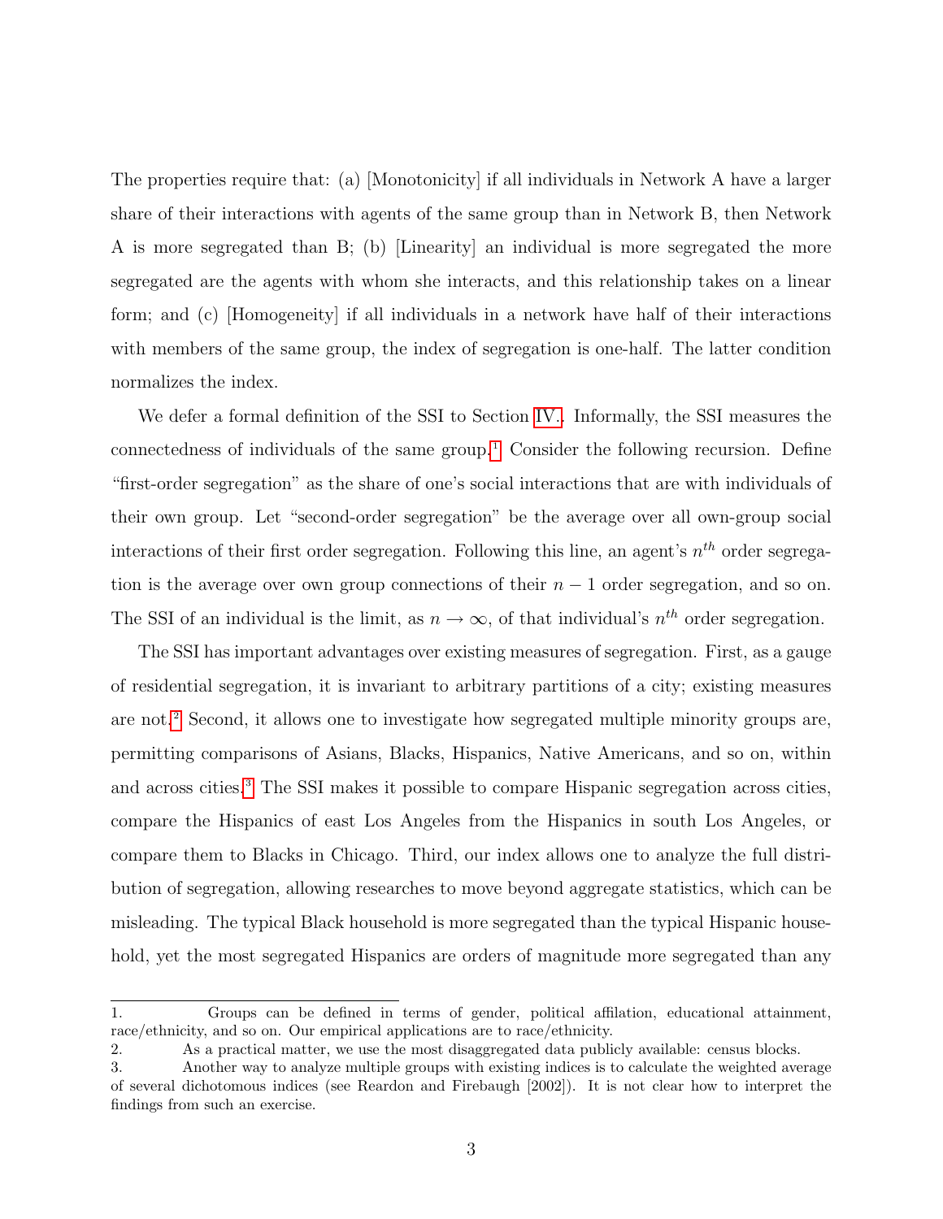The properties require that: (a) [Monotonicity] if all individuals in Network A have a larger share of their interactions with agents of the same group than in Network B, then Network A is more segregated than B; (b) [Linearity] an individual is more segregated the more segregated are the agents with whom she interacts, and this relationship takes on a linear form; and (c) [Homogeneity] if all individuals in a network have half of their interactions with members of the same group, the index of segregation is one-half. The latter condition normalizes the index.

We defer a formal definition of the SSI to Section IV.. Informally, the SSI measures the connectedness of individuals of the same group.[1] Consider the following recursion. Define "first-order segregation" as the share of one's social interactions that are with individuals of their own group. Let "second-order segregation" be the average over all own-group social interactions of their first order segregation. Following this line, an agent's $n^{th}$ order segregation is the average over own group connections of their $n-1$ order segregation, and so on. The SSI of an individual is the limit, as $n \to \infty$, of that individual's $n^{th}$ order segregation.

The SSI has important advantages over existing measures of segregation. First, as a gauge of residential segregation, it is invariant to arbitrary partitions of a city; existing measures are not.[2] Second, it allows one to investigate how segregated multiple minority groups are, permitting comparisons of Asians, Blacks, Hispanics, Native Americans, and so on, within and across cities.[3] The SSI makes it possible to compare Hispanic segregation across cities, compare the Hispanics of east Los Angeles from the Hispanics in south Los Angeles, or compare them to Blacks in Chicago. Third, our index allows one to analyze the full distribution of segregation, allowing researches to move beyond aggregate statistics, which can be misleading. The typical Black household is more segregated than the typical Hispanic household, yet the most segregated Hispanics are orders of magnitude more segregated than any

---

1. Groups can be defined in terms of gender, political affilation, educational attainment, race/ethnicity, and so on. Our empirical applications are to race/ethnicity.

2. As a practical matter, we use the most disaggregated data publicly available: census blocks.

3. Another way to analyze multiple groups with existing indices is to calculate the weighted average of several dichotomous indices (see Reardon and Firebaugh [2002]). It is not clear how to interpret the findings from such an exercise.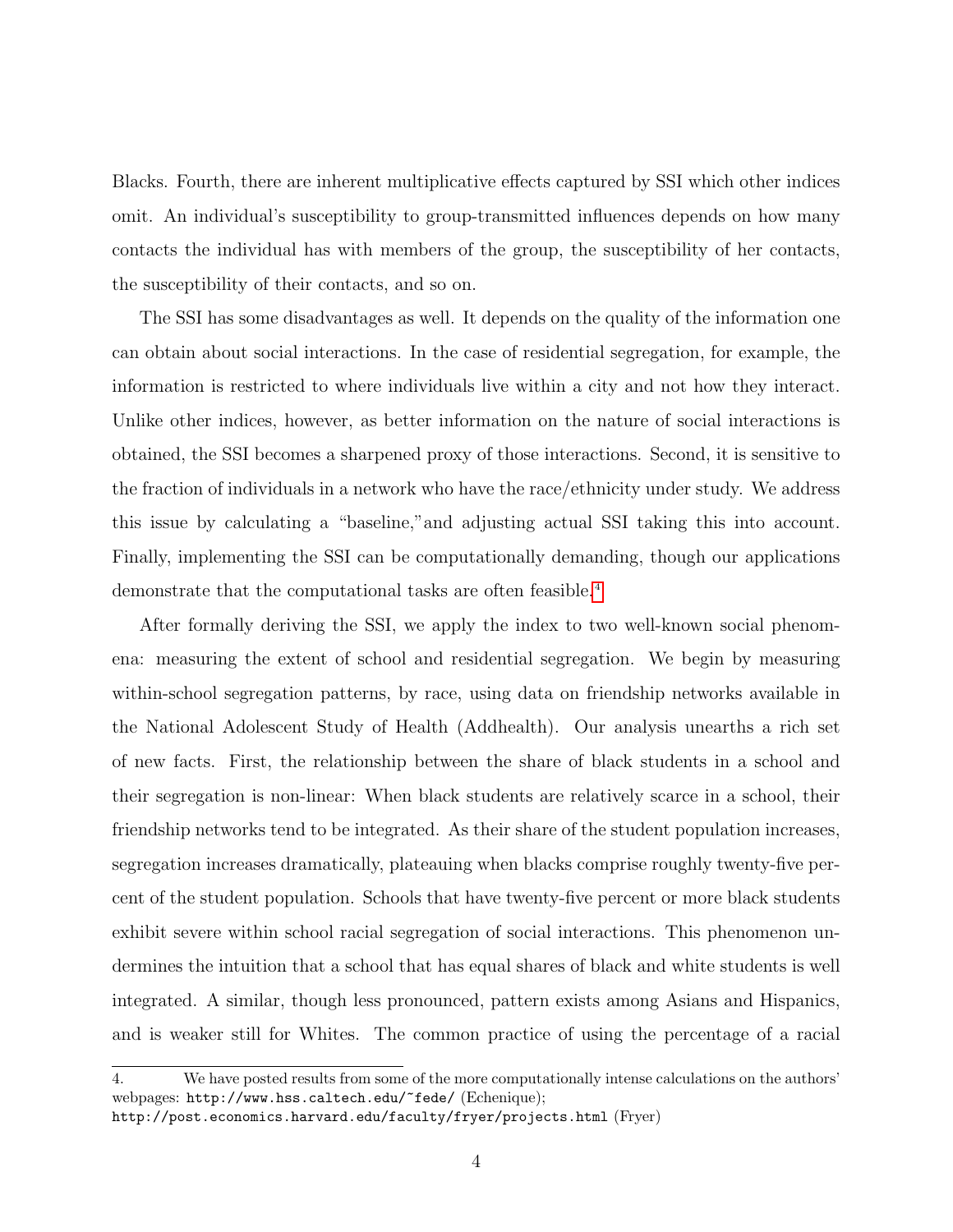Blacks. Fourth, there are inherent multiplicative effects captured by SSI which other indices omit. An individual's susceptibility to group-transmitted influences depends on how many contacts the individual has with members of the group, the susceptibility of her contacts, the susceptibility of their contacts, and so on.

The SSI has some disadvantages as well. It depends on the quality of the information one can obtain about social interactions. In the case of residential segregation, for example, the information is restricted to where individuals live within a city and not how they interact. Unlike other indices, however, as better information on the nature of social interactions is obtained, the SSI becomes a sharpened proxy of those interactions. Second, it is sensitive to the fraction of individuals in a network who have the race/ethnicity under study. We address this issue by calculating a "baseline,"and adjusting actual SSI taking this into account. Finally, implementing the SSI can be computationally demanding, though our applications demonstrate that the computational tasks are often feasible.[4]

After formally deriving the SSI, we apply the index to two well-known social phenomena: measuring the extent of school and residential segregation. We begin by measuring within-school segregation patterns, by race, using data on friendship networks available in the National Adolescent Study of Health (Addhealth). Our analysis unearths a rich set of new facts. First, the relationship between the share of black students in a school and their segregation is non-linear: When black students are relatively scarce in a school, their friendship networks tend to be integrated. As their share of the student population increases, segregation increases dramatically, plateauing when blacks comprise roughly twenty-five percent of the student population. Schools that have twenty-five percent or more black students exhibit severe within school racial segregation of social interactions. This phenomenon undermines the intuition that a school that has equal shares of black and white students is well integrated. A similar, though less pronounced, pattern exists among Asians and Hispanics, and is weaker still for Whites. The common practice of using the percentage of a racial

4. We have posted results from some of the more computationally intense calculations on the authors' webpages: http://www.hss.caltech.edu/~fede/ (Echenique); http://post.economics.harvard.edu/faculty/fryer/projects.html (Fryer)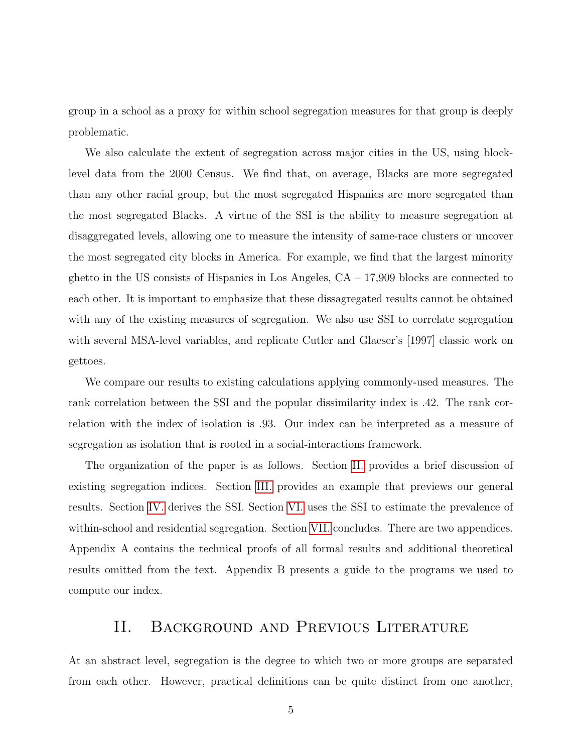group in a school as a proxy for within school segregation measures for that group is deeply problematic.

We also calculate the extent of segregation across major cities in the US, using block-level data from the 2000 Census. We find that, on average, Blacks are more segregated than any other racial group, but the most segregated Hispanics are more segregated than the most segregated Blacks. A virtue of the SSI is the ability to measure segregation at disaggregated levels, allowing one to measure the intensity of same-race clusters or uncover the most segregated city blocks in America. For example, we find that the largest minority ghetto in the US consists of Hispanics in Los Angeles, CA – 17,909 blocks are connected to each other. It is important to emphasize that these dissagregated results cannot be obtained with any of the existing measures of segregation. We also use SSI to correlate segregation with several MSA-level variables, and replicate Cutler and Glaeser's [1997] classic work on gettoes.

We compare our results to existing calculations applying commonly-used measures. The rank correlation between the SSI and the popular dissimilarity index is .42. The rank correlation with the index of isolation is .93. Our index can be interpreted as a measure of segregation as isolation that is rooted in a social-interactions framework.

The organization of the paper is as follows. Section II. provides a brief discussion of existing segregation indices. Section III. provides an example that previews our general results. Section IV. derives the SSI. Section VI. uses the SSI to estimate the prevalence of within-school and residential segregation. Section VII. concludes. There are two appendices. Appendix A contains the technical proofs of all formal results and additional theoretical results omitted from the text. Appendix B presents a guide to the programs we used to compute our index.

## II. Background and Previous Literature

At an abstract level, segregation is the degree to which two or more groups are separated from each other. However, practical definitions can be quite distinct from one another,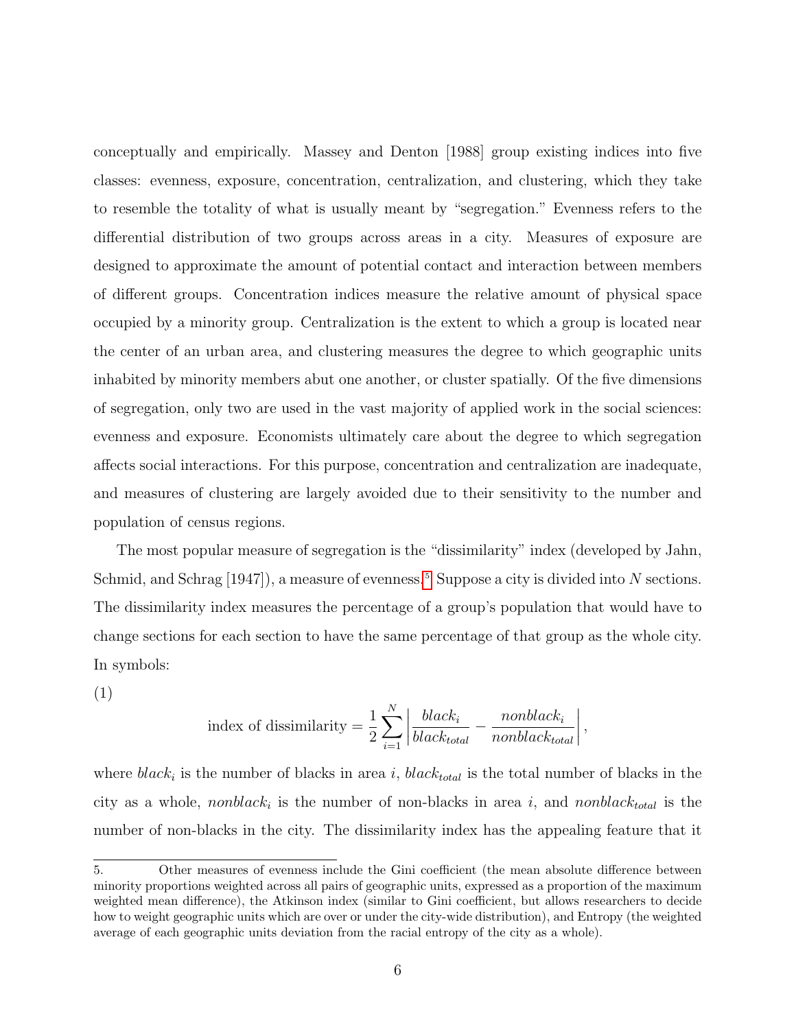conceptually and empirically. Massey and Denton [1988] group existing indices into five classes: evenness, exposure, concentration, centralization, and clustering, which they take to resemble the totality of what is usually meant by "segregation." Evenness refers to the differential distribution of two groups across areas in a city. Measures of exposure are designed to approximate the amount of potential contact and interaction between members of different groups. Concentration indices measure the relative amount of physical space occupied by a minority group. Centralization is the extent to which a group is located near the center of an urban area, and clustering measures the degree to which geographic units inhabited by minority members abut one another, or cluster spatially. Of the five dimensions of segregation, only two are used in the vast majority of applied work in the social sciences: evenness and exposure. Economists ultimately care about the degree to which segregation affects social interactions. For this purpose, concentration and centralization are inadequate, and measures of clustering are largely avoided due to their sensitivity to the number and population of census regions.

The most popular measure of segregation is the "dissimilarity" index (developed by Jahn, Schmid, and Schrag [1947]), a measure of evenness.[5] Suppose a city is divided into $N$ sections. The dissimilarity index measures the percentage of a group's population that would have to change sections for each section to have the same percentage of that group as the whole city. In symbols:

(1)

$$\text{index of dissimilarity} = \frac{1}{2}\sum_{i=1}^{N}\left|\frac{black_i}{black_{total}} - \frac{nonblack_i}{nonblack_{total}}\right|,$$

where $black_i$ is the number of blacks in area $i$, $black_{total}$ is the total number of blacks in the city as a whole, $nonblack_i$ is the number of non-blacks in area $i$, and $nonblack_{total}$ is the number of non-blacks in the city. The dissimilarity index has the appealing feature that it

5. Other measures of evenness include the Gini coefficient (the mean absolute difference between minority proportions weighted across all pairs of geographic units, expressed as a proportion of the maximum weighted mean difference), the Atkinson index (similar to Gini coefficient, but allows researchers to decide how to weight geographic units which are over or under the city-wide distribution), and Entropy (the weighted average of each geographic units deviation from the racial entropy of the city as a whole).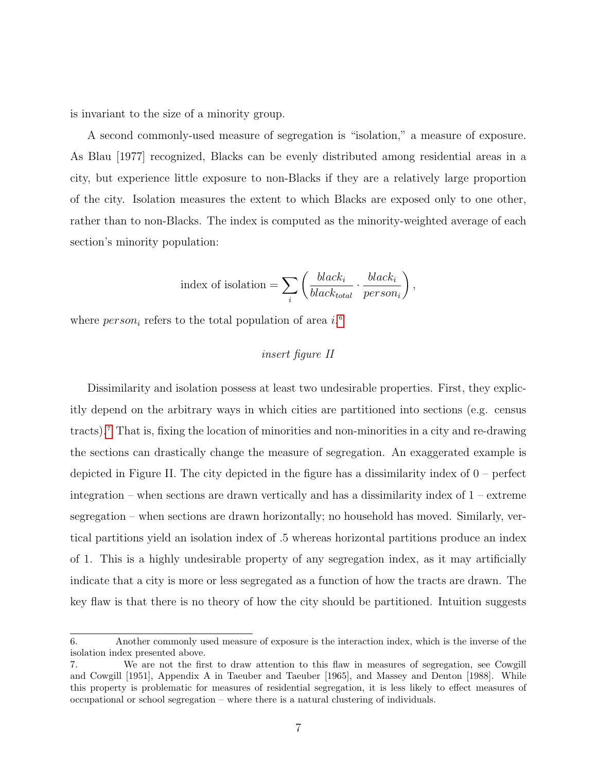is invariant to the size of a minority group.

A second commonly-used measure of segregation is "isolation," a measure of exposure. As Blau [1977] recognized, Blacks can be evenly distributed among residential areas in a city, but experience little exposure to non-Blacks if they are a relatively large proportion of the city. Isolation measures the extent to which Blacks are exposed only to one other, rather than to non-Blacks. The index is computed as the minority-weighted average of each section's minority population:

$$\text{index of isolation} = \sum_i \left( \frac{black_i}{black_{total}} \cdot \frac{black_i}{person_i} \right),$$

where $person_i$ refers to the total population of area $i$.[6]

*insert figure II*

Dissimilarity and isolation possess at least two undesirable properties. First, they explicitly depend on the arbitrary ways in which cities are partitioned into sections (e.g. census tracts).[7] That is, fixing the location of minorities and non-minorities in a city and re-drawing the sections can drastically change the measure of segregation. An exaggerated example is depicted in Figure II. The city depicted in the figure has a dissimilarity index of 0 – perfect integration – when sections are drawn vertically and has a dissimilarity index of 1 – extreme segregation – when sections are drawn horizontally; no household has moved. Similarly, vertical partitions yield an isolation index of .5 whereas horizontal partitions produce an index of 1. This is a highly undesirable property of any segregation index, as it may artificially indicate that a city is more or less segregated as a function of how the tracts are drawn. The key flaw is that there is no theory of how the city should be partitioned. Intuition suggests

---

6. Another commonly used measure of exposure is the interaction index, which is the inverse of the isolation index presented above.

7. We are not the first to draw attention to this flaw in measures of segregation, see Cowgill and Cowgill [1951], Appendix A in Taeuber and Taeuber [1965], and Massey and Denton [1988]. While this property is problematic for measures of residential segregation, it is less likely to effect measures of occupational or school segregation – where there is a natural clustering of individuals.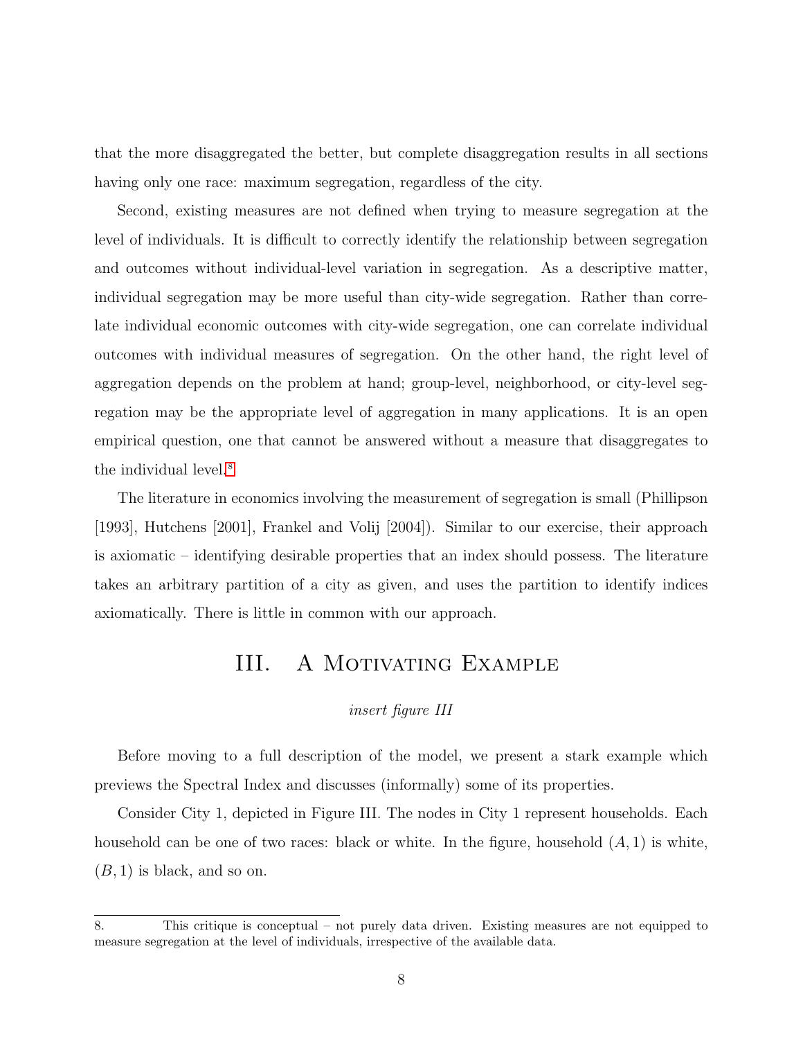that the more disaggregated the better, but complete disaggregation results in all sections having only one race: maximum segregation, regardless of the city.

Second, existing measures are not defined when trying to measure segregation at the level of individuals. It is difficult to correctly identify the relationship between segregation and outcomes without individual-level variation in segregation. As a descriptive matter, individual segregation may be more useful than city-wide segregation. Rather than correlate individual economic outcomes with city-wide segregation, one can correlate individual outcomes with individual measures of segregation. On the other hand, the right level of aggregation depends on the problem at hand; group-level, neighborhood, or city-level segregation may be the appropriate level of aggregation in many applications. It is an open empirical question, one that cannot be answered without a measure that disaggregates to the individual level.[8]

The literature in economics involving the measurement of segregation is small (Phillipson [1993], Hutchens [2001], Frankel and Volij [2004]). Similar to our exercise, their approach is axiomatic – identifying desirable properties that an index should possess. The literature takes an arbitrary partition of a city as given, and uses the partition to identify indices axiomatically. There is little in common with our approach.

# III. A Motivating Example

*insert figure III*

Before moving to a full description of the model, we present a stark example which previews the Spectral Index and discusses (informally) some of its properties.

Consider City 1, depicted in Figure III. The nodes in City 1 represent households. Each household can be one of two races: black or white. In the figure, household $(A, 1)$ is white, $(B, 1)$ is black, and so on.

8. This critique is conceptual – not purely data driven. Existing measures are not equipped to measure segregation at the level of individuals, irrespective of the available data.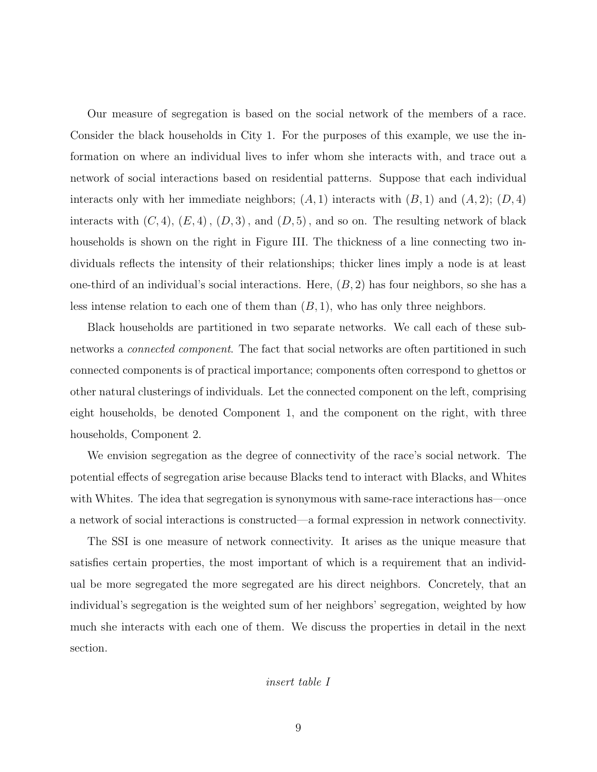Our measure of segregation is based on the social network of the members of a race. Consider the black households in City 1. For the purposes of this example, we use the information on where an individual lives to infer whom she interacts with, and trace out a network of social interactions based on residential patterns. Suppose that each individual interacts only with her immediate neighbors; $(A, 1)$ interacts with $(B, 1)$ and $(A, 2)$; $(D, 4)$ interacts with $(C, 4)$, $(E, 4)$, $(D, 3)$, and $(D, 5)$, and so on. The resulting network of black households is shown on the right in Figure III. The thickness of a line connecting two individuals reflects the intensity of their relationships; thicker lines imply a node is at least one-third of an individual's social interactions. Here, $(B, 2)$ has four neighbors, so she has a less intense relation to each one of them than $(B, 1)$, who has only three neighbors.

Black households are partitioned in two separate networks. We call each of these subnetworks a *connected component*. The fact that social networks are often partitioned in such connected components is of practical importance; components often correspond to ghettos or other natural clusterings of individuals. Let the connected component on the left, comprising eight households, be denoted Component 1, and the component on the right, with three households, Component 2.

We envision segregation as the degree of connectivity of the race's social network. The potential effects of segregation arise because Blacks tend to interact with Blacks, and Whites with Whites. The idea that segregation is synonymous with same-race interactions has—once a network of social interactions is constructed—a formal expression in network connectivity.

The SSI is one measure of network connectivity. It arises as the unique measure that satisfies certain properties, the most important of which is a requirement that an individual be more segregated the more segregated are his direct neighbors. Concretely, that an individual's segregation is the weighted sum of her neighbors' segregation, weighted by how much she interacts with each one of them. We discuss the properties in detail in the next section.

*insert table I*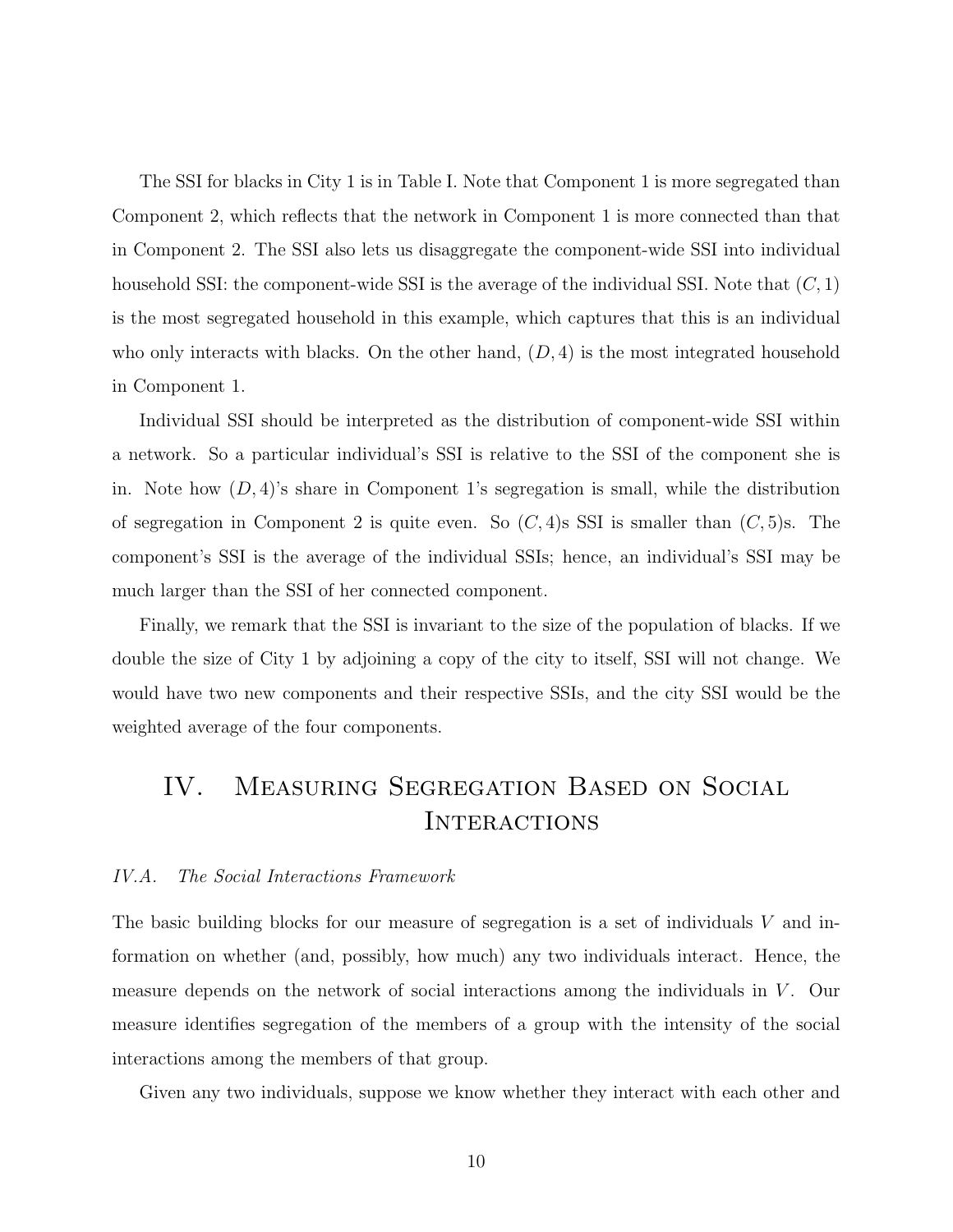The SSI for blacks in City 1 is in Table I. Note that Component 1 is more segregated than Component 2, which reflects that the network in Component 1 is more connected than that in Component 2. The SSI also lets us disaggregate the component-wide SSI into individual household SSI: the component-wide SSI is the average of the individual SSI. Note that $(C, 1)$ is the most segregated household in this example, which captures that this is an individual who only interacts with blacks. On the other hand, $(D, 4)$ is the most integrated household in Component 1.

Individual SSI should be interpreted as the distribution of component-wide SSI within a network. So a particular individual's SSI is relative to the SSI of the component she is in. Note how $(D, 4)$'s share in Component 1's segregation is small, while the distribution of segregation in Component 2 is quite even. So $(C, 4)$s SSI is smaller than $(C, 5)$s. The component's SSI is the average of the individual SSIs; hence, an individual's SSI may be much larger than the SSI of her connected component.

Finally, we remark that the SSI is invariant to the size of the population of blacks. If we double the size of City 1 by adjoining a copy of the city to itself, SSI will not change. We would have two new components and their respective SSIs, and the city SSI would be the weighted average of the four components.

# IV. Measuring Segregation Based on Social Interactions

### *IV.A. The Social Interactions Framework*

The basic building blocks for our measure of segregation is a set of individuals $V$ and information on whether (and, possibly, how much) any two individuals interact. Hence, the measure depends on the network of social interactions among the individuals in $V$. Our measure identifies segregation of the members of a group with the intensity of the social interactions among the members of that group.

Given any two individuals, suppose we know whether they interact with each other and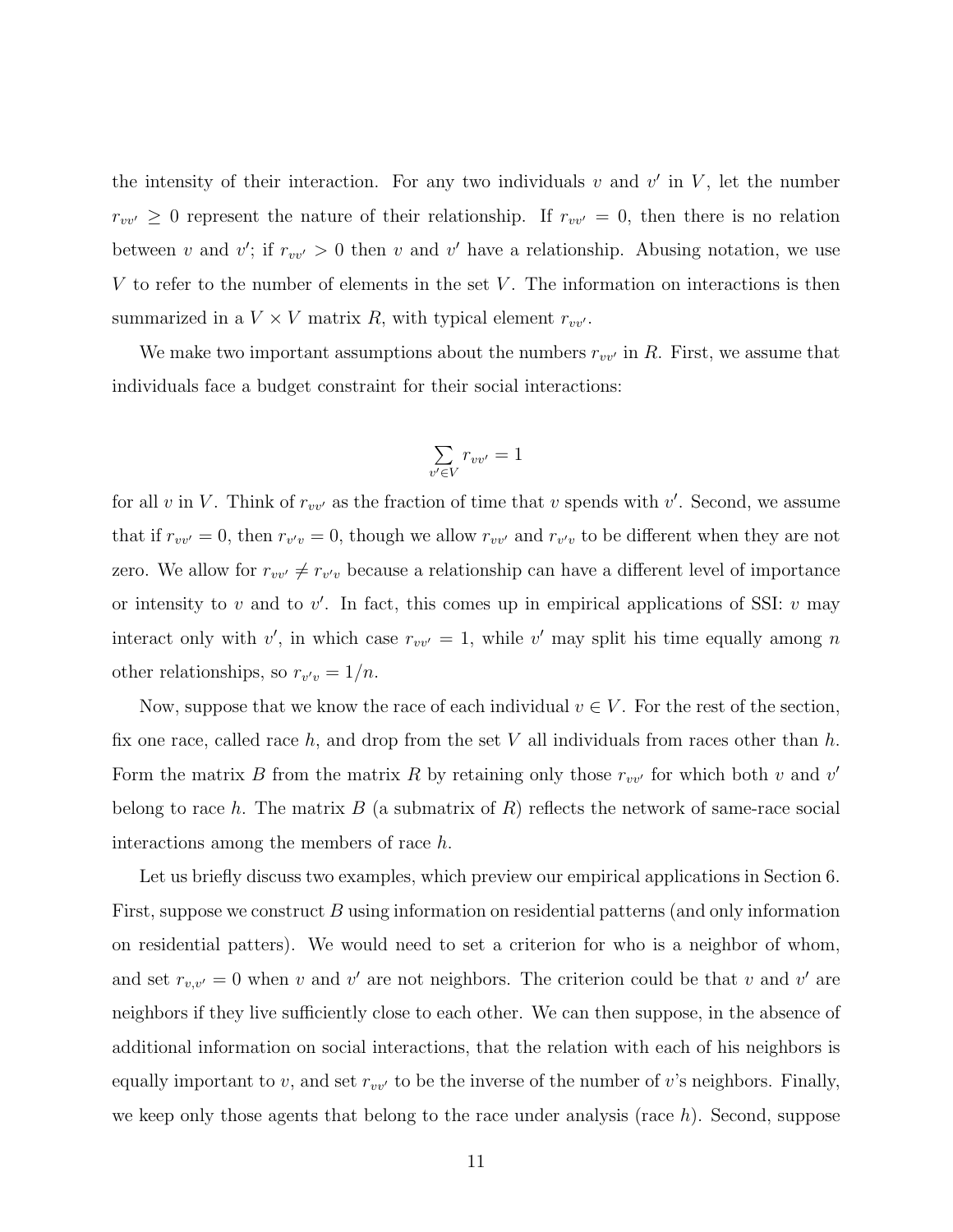the intensity of their interaction. For any two individuals $v$ and $v'$ in $V$, let the number $r_{vv'} \geq 0$ represent the nature of their relationship. If $r_{vv'} = 0$, then there is no relation between $v$ and $v'$; if $r_{vv'} > 0$ then $v$ and $v'$ have a relationship. Abusing notation, we use $V$ to refer to the number of elements in the set $V$. The information on interactions is then summarized in a $V \times V$ matrix $R$, with typical element $r_{vv'}$.

We make two important assumptions about the numbers $r_{vv'}$ in $R$. First, we assume that individuals face a budget constraint for their social interactions:

$$\sum_{v' \in V} r_{vv'} = 1$$

for all $v$ in $V$. Think of $r_{vv'}$ as the fraction of time that $v$ spends with $v'$. Second, we assume that if $r_{vv'} = 0$, then $r_{v'v} = 0$, though we allow $r_{vv'}$ and $r_{v'v}$ to be different when they are not zero. We allow for $r_{vv'} \neq r_{v'v}$ because a relationship can have a different level of importance or intensity to $v$ and to $v'$. In fact, this comes up in empirical applications of SSI: $v$ may interact only with $v'$, in which case $r_{vv'} = 1$, while $v'$ may split his time equally among $n$ other relationships, so $r_{v'v} = 1/n$.

Now, suppose that we know the race of each individual $v \in V$. For the rest of the section, fix one race, called race $h$, and drop from the set $V$ all individuals from races other than $h$. Form the matrix $B$ from the matrix $R$ by retaining only those $r_{vv'}$ for which both $v$ and $v'$ belong to race $h$. The matrix $B$ (a submatrix of $R$) reflects the network of same-race social interactions among the members of race $h$.

Let us briefly discuss two examples, which preview our empirical applications in Section 6. First, suppose we construct $B$ using information on residential patterns (and only information on residential patters). We would need to set a criterion for who is a neighbor of whom, and set $r_{v,v'} = 0$ when $v$ and $v'$ are not neighbors. The criterion could be that $v$ and $v'$ are neighbors if they live sufficiently close to each other. We can then suppose, in the absence of additional information on social interactions, that the relation with each of his neighbors is equally important to $v$, and set $r_{vv'}$ to be the inverse of the number of $v$'s neighbors. Finally, we keep only those agents that belong to the race under analysis (race $h$). Second, suppose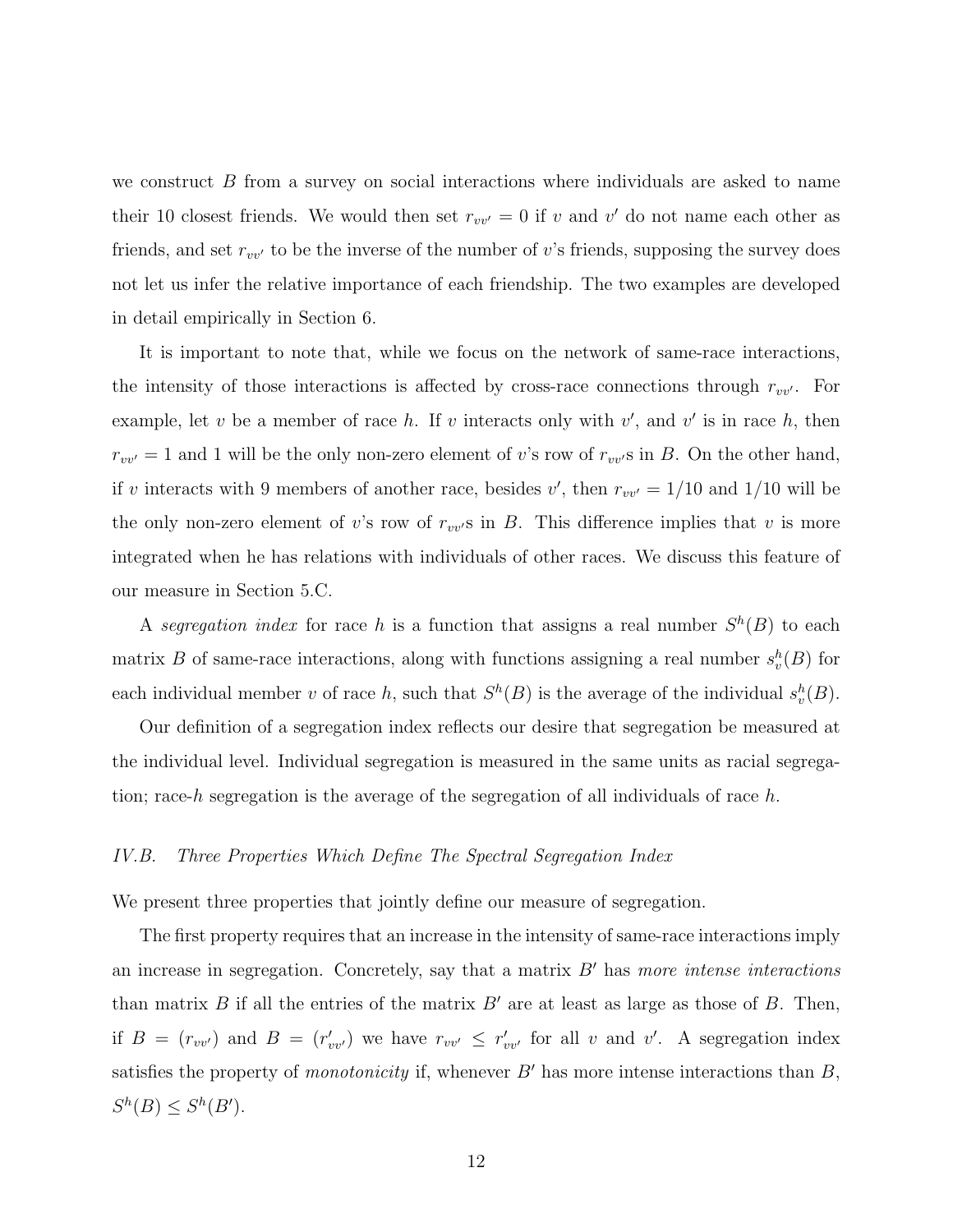we construct $B$ from a survey on social interactions where individuals are asked to name their 10 closest friends. We would then set $r_{vv'} = 0$ if $v$ and $v'$ do not name each other as friends, and set $r_{vv'}$ to be the inverse of the number of $v$'s friends, supposing the survey does not let us infer the relative importance of each friendship. The two examples are developed in detail empirically in Section 6.

It is important to note that, while we focus on the network of same-race interactions, the intensity of those interactions is affected by cross-race connections through $r_{vv'}$. For example, let $v$ be a member of race $h$. If $v$ interacts only with $v'$, and $v'$ is in race $h$, then $r_{vv'} = 1$ and 1 will be the only non-zero element of $v$'s row of $r_{vv'}$s in $B$. On the other hand, if $v$ interacts with 9 members of another race, besides $v'$, then $r_{vv'} = 1/10$ and $1/10$ will be the only non-zero element of $v$'s row of $r_{vv'}$s in $B$. This difference implies that $v$ is more integrated when he has relations with individuals of other races. We discuss this feature of our measure in Section 5.C.

A *segregation index* for race $h$ is a function that assigns a real number $S^h(B)$ to each matrix $B$ of same-race interactions, along with functions assigning a real number $s^h_v(B)$ for each individual member $v$ of race $h$, such that $S^h(B)$ is the average of the individual $s^h_v(B)$.

Our definition of a segregation index reflects our desire that segregation be measured at the individual level. Individual segregation is measured in the same units as racial segregation; race-$h$ segregation is the average of the segregation of all individuals of race $h$.

### *IV.B. Three Properties Which Define The Spectral Segregation Index*

We present three properties that jointly define our measure of segregation.

The first property requires that an increase in the intensity of same-race interactions imply an increase in segregation. Concretely, say that a matrix $B'$ has *more intense interactions* than matrix $B$ if all the entries of the matrix $B'$ are at least as large as those of $B$. Then, if $B = (r_{vv'})$ and $B = (r'_{vv'})$ we have $r_{vv'} \leq r'_{vv'}$ for all $v$ and $v'$. A segregation index satisfies the property of *monotonicity* if, whenever $B'$ has more intense interactions than $B$, $S^h(B) \leq S^h(B')$.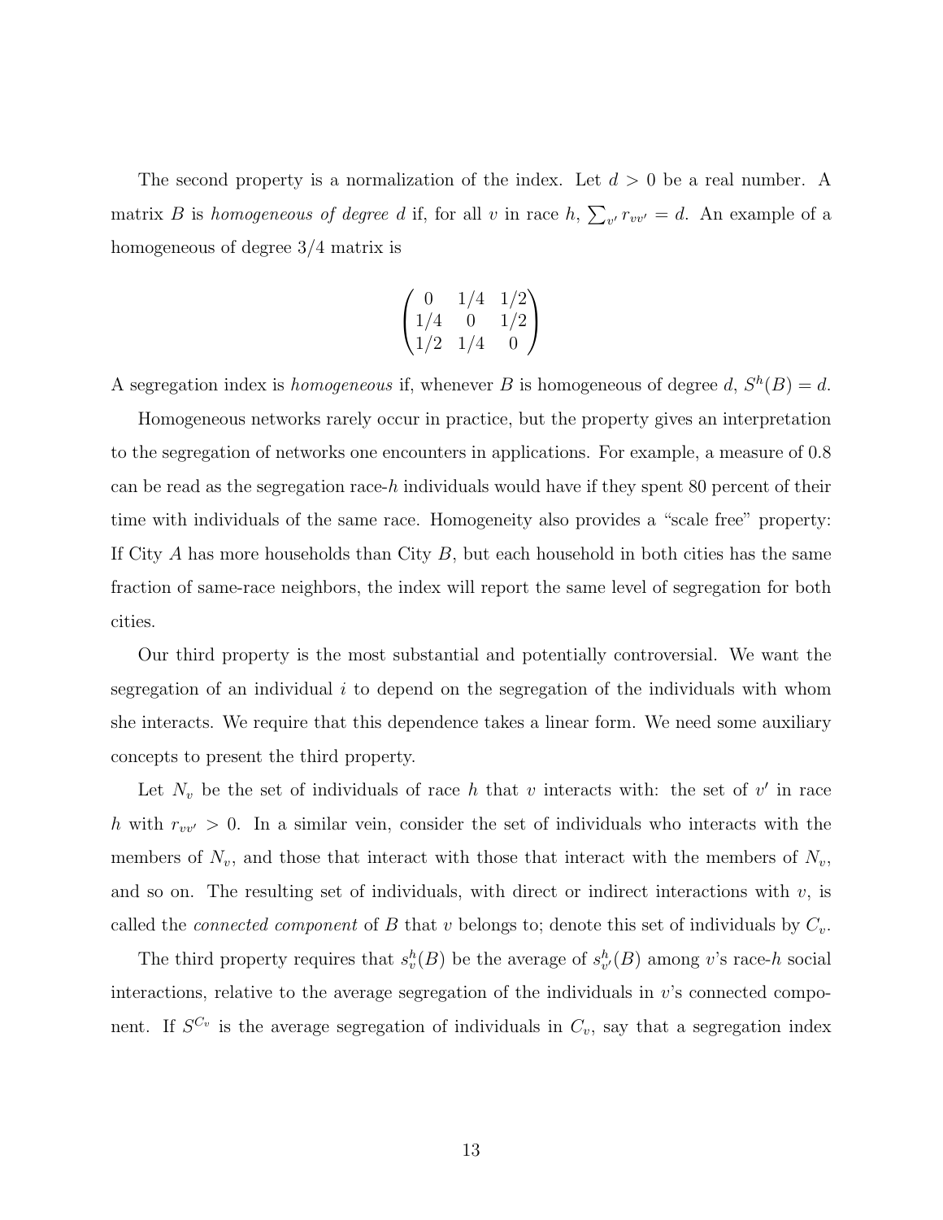The second property is a normalization of the index. Let $d > 0$ be a real number. A matrix $B$ is *homogeneous of degree* $d$ if, for all $v$ in race $h$, $\sum_{v'} r_{vv'} = d$. An example of a homogeneous of degree 3/4 matrix is

$$\begin{pmatrix} 0 & 1/4 & 1/2 \\ 1/4 & 0 & 1/2 \\ 1/2 & 1/4 & 0 \end{pmatrix}$$

A segregation index is *homogeneous* if, whenever $B$ is homogeneous of degree $d$, $S^h(B) = d$.

Homogeneous networks rarely occur in practice, but the property gives an interpretation to the segregation of networks one encounters in applications. For example, a measure of 0.8 can be read as the segregation race-$h$ individuals would have if they spent 80 percent of their time with individuals of the same race. Homogeneity also provides a "scale free" property: If City $A$ has more households than City $B$, but each household in both cities has the same fraction of same-race neighbors, the index will report the same level of segregation for both cities.

Our third property is the most substantial and potentially controversial. We want the segregation of an individual $i$ to depend on the segregation of the individuals with whom she interacts. We require that this dependence takes a linear form. We need some auxiliary concepts to present the third property.

Let $N_v$ be the set of individuals of race $h$ that $v$ interacts with: the set of $v'$ in race $h$ with $r_{vv'} > 0$. In a similar vein, consider the set of individuals who interacts with the members of $N_v$, and those that interact with those that interact with the members of $N_v$, and so on. The resulting set of individuals, with direct or indirect interactions with $v$, is called the *connected component* of $B$ that $v$ belongs to; denote this set of individuals by $C_v$.

The third property requires that $s^h_v(B)$ be the average of $s^h_{v'}(B)$ among $v$'s race-$h$ social interactions, relative to the average segregation of the individuals in $v$'s connected component. If $S^{C_v}$ is the average segregation of individuals in $C_v$, say that a segregation index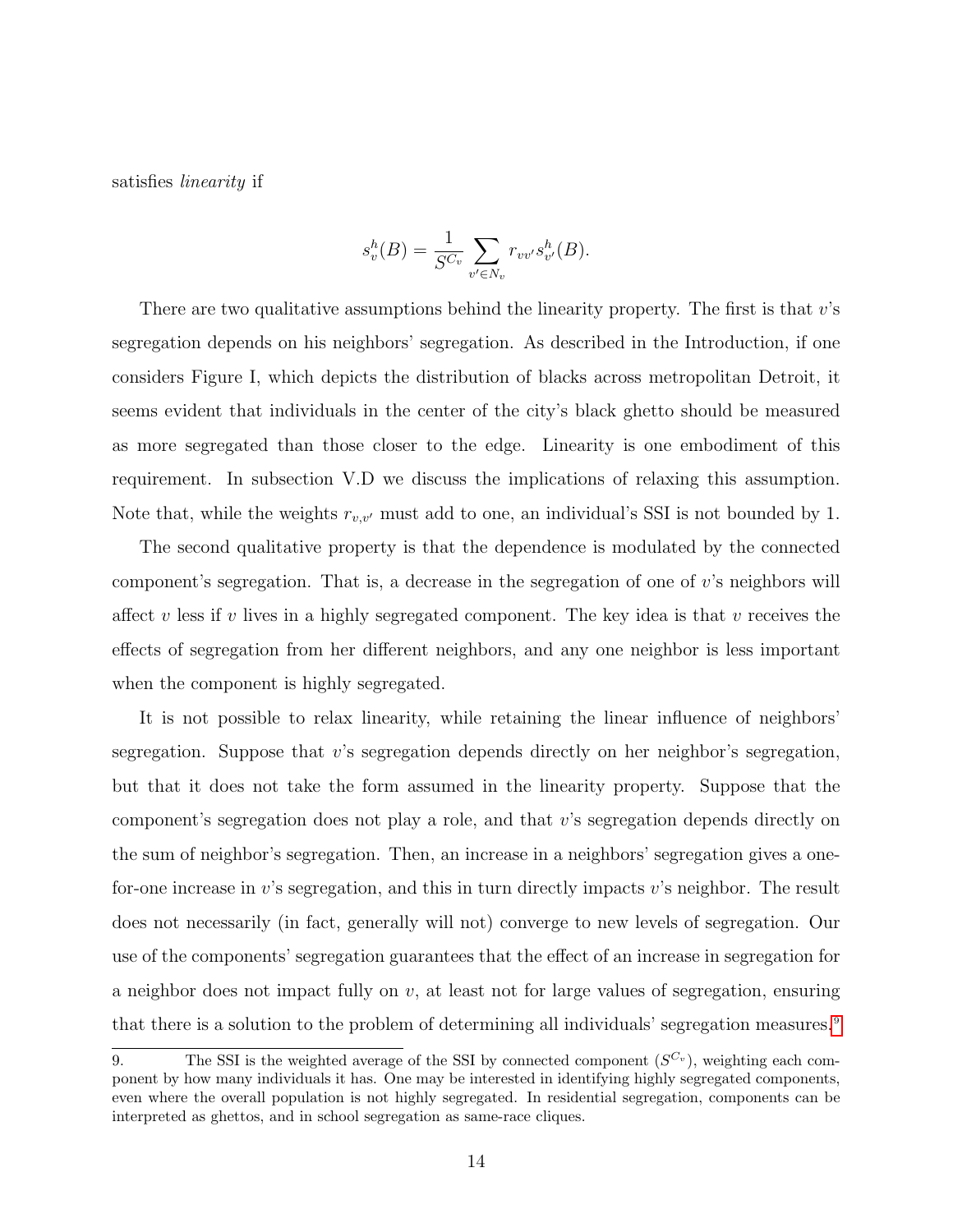satisfies *linearity* if

$$s_v^h(B) = \frac{1}{S^{C_v}} \sum_{v' \in N_v} r_{vv'} s_{v'}^h(B).$$

There are two qualitative assumptions behind the linearity property. The first is that $v$'s segregation depends on his neighbors' segregation. As described in the Introduction, if one considers Figure I, which depicts the distribution of blacks across metropolitan Detroit, it seems evident that individuals in the center of the city's black ghetto should be measured as more segregated than those closer to the edge. Linearity is one embodiment of this requirement. In subsection V.D we discuss the implications of relaxing this assumption. Note that, while the weights $r_{v,v'}$ must add to one, an individual's SSI is not bounded by 1.

The second qualitative property is that the dependence is modulated by the connected component's segregation. That is, a decrease in the segregation of one of $v$'s neighbors will affect $v$ less if $v$ lives in a highly segregated component. The key idea is that $v$ receives the effects of segregation from her different neighbors, and any one neighbor is less important when the component is highly segregated.

It is not possible to relax linearity, while retaining the linear influence of neighbors' segregation. Suppose that $v$'s segregation depends directly on her neighbor's segregation, but that it does not take the form assumed in the linearity property. Suppose that the component's segregation does not play a role, and that $v$'s segregation depends directly on the sum of neighbor's segregation. Then, an increase in a neighbors' segregation gives a one-for-one increase in $v$'s segregation, and this in turn directly impacts $v$'s neighbor. The result does not necessarily (in fact, generally will not) converge to new levels of segregation. Our use of the components' segregation guarantees that the effect of an increase in segregation for a neighbor does not impact fully on $v$, at least not for large values of segregation, ensuring that there is a solution to the problem of determining all individuals' segregation measures.[9]

9. The SSI is the weighted average of the SSI by connected component ($S^{C_v}$), weighting each component by how many individuals it has. One may be interested in identifying highly segregated components, even where the overall population is not highly segregated. In residential segregation, components can be interpreted as ghettos, and in school segregation as same-race cliques.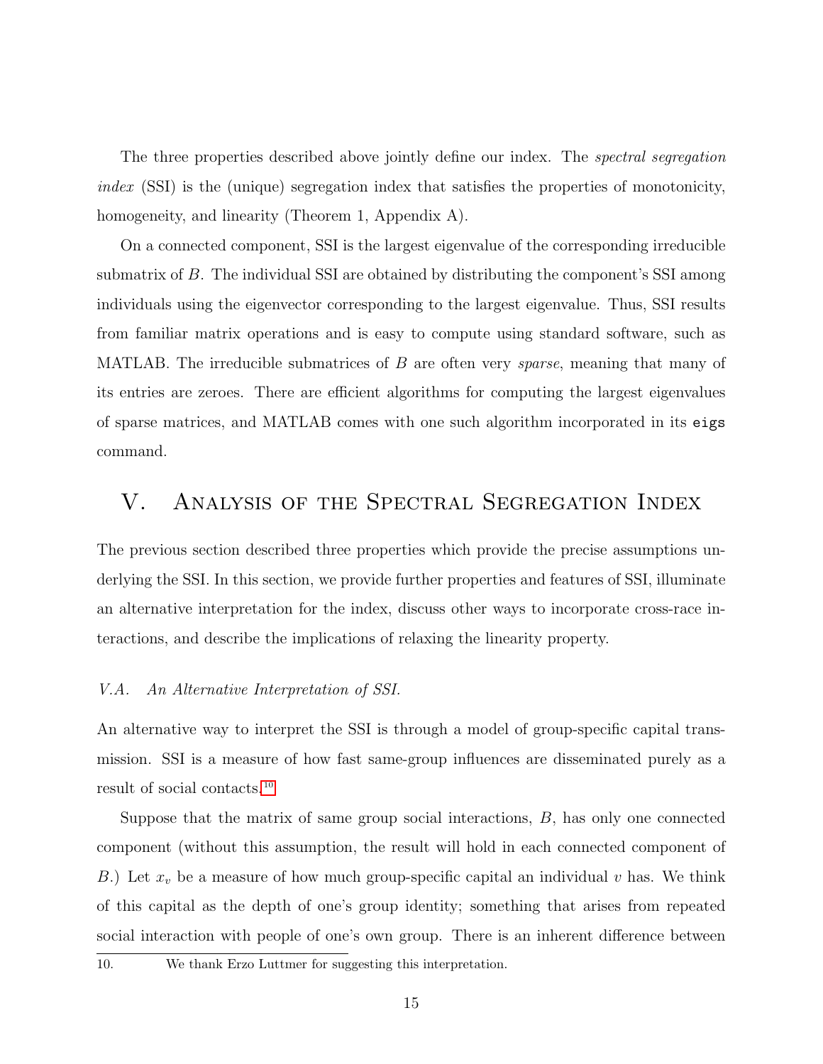The three properties described above jointly define our index. The *spectral segregation index* (SSI) is the (unique) segregation index that satisfies the properties of monotonicity, homogeneity, and linearity (Theorem 1, Appendix A).

On a connected component, SSI is the largest eigenvalue of the corresponding irreducible submatrix of $B$. The individual SSI are obtained by distributing the component's SSI among individuals using the eigenvector corresponding to the largest eigenvalue. Thus, SSI results from familiar matrix operations and is easy to compute using standard software, such as MATLAB. The irreducible submatrices of $B$ are often very *sparse*, meaning that many of its entries are zeroes. There are efficient algorithms for computing the largest eigenvalues of sparse matrices, and MATLAB comes with one such algorithm incorporated in its `eigs` command.

# V. Analysis of the Spectral Segregation Index

The previous section described three properties which provide the precise assumptions underlying the SSI. In this section, we provide further properties and features of SSI, illuminate an alternative interpretation for the index, discuss other ways to incorporate cross-race interactions, and describe the implications of relaxing the linearity property.

## *V.A. An Alternative Interpretation of SSI.*

An alternative way to interpret the SSI is through a model of group-specific capital transmission. SSI is a measure of how fast same-group influences are disseminated purely as a result of social contacts.[10]

Suppose that the matrix of same group social interactions, $B$, has only one connected component (without this assumption, the result will hold in each connected component of $B$.) Let $x_v$ be a measure of how much group-specific capital an individual $v$ has. We think of this capital as the depth of one's group identity; something that arises from repeated social interaction with people of one's own group. There is an inherent difference between

10. We thank Erzo Luttmer for suggesting this interpretation.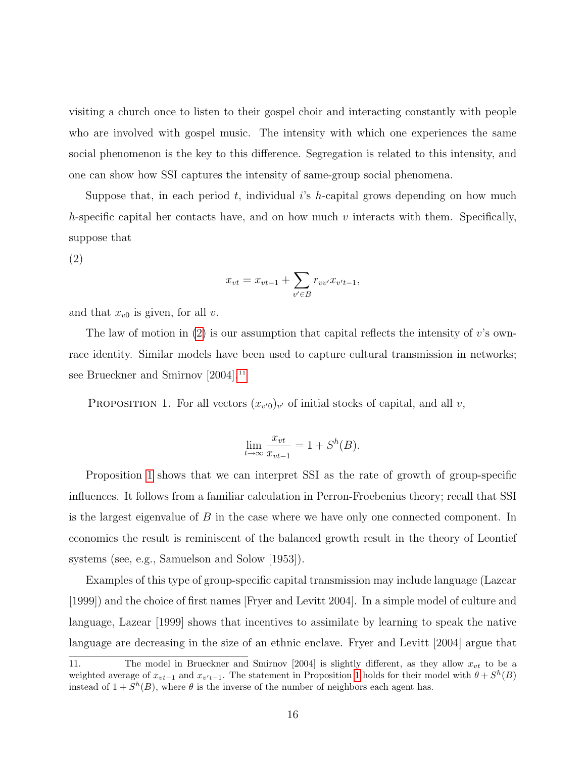visiting a church once to listen to their gospel choir and interacting constantly with people who are involved with gospel music. The intensity with which one experiences the same social phenomenon is the key to this difference. Segregation is related to this intensity, and one can show how SSI captures the intensity of same-group social phenomena.

Suppose that, in each period $t$, individual $i$'s $h$-capital grows depending on how much $h$-specific capital her contacts have, and on how much $v$ interacts with them. Specifically, suppose that

(2)

$$x_{vt} = x_{vt-1} + \sum_{v' \in B} r_{vv'} x_{v't-1},$$

and that $x_{v0}$ is given, for all $v$.

The law of motion in (2) is our assumption that capital reflects the intensity of $v$'s own-race identity. Similar models have been used to capture cultural transmission in networks; see Brueckner and Smirnov [2004].[11]

Proposition 1. For all vectors $(x_{v'0})_{v'}$ of initial stocks of capital, and all $v$,

$$\lim_{t \to \infty} \frac{x_{vt}}{x_{vt-1}} = 1 + S^h(B).$$

Proposition 1 shows that we can interpret SSI as the rate of growth of group-specific influences. It follows from a familiar calculation in Perron-Froebenius theory; recall that SSI is the largest eigenvalue of $B$ in the case where we have only one connected component. In economics the result is reminiscent of the balanced growth result in the theory of Leontief systems (see, e.g., Samuelson and Solow [1953]).

Examples of this type of group-specific capital transmission may include language (Lazear [1999]) and the choice of first names [Fryer and Levitt 2004]. In a simple model of culture and language, Lazear [1999] shows that incentives to assimilate by learning to speak the native language are decreasing in the size of an ethnic enclave. Fryer and Levitt [2004] argue that

11. The model in Brueckner and Smirnov [2004] is slightly different, as they allow $x_{vt}$ to be a weighted average of $x_{vt-1}$ and $x_{v't-1}$. The statement in Proposition 1 holds for their model with $\theta + S^h(B)$ instead of $1 + S^h(B)$, where $\theta$ is the inverse of the number of neighbors each agent has.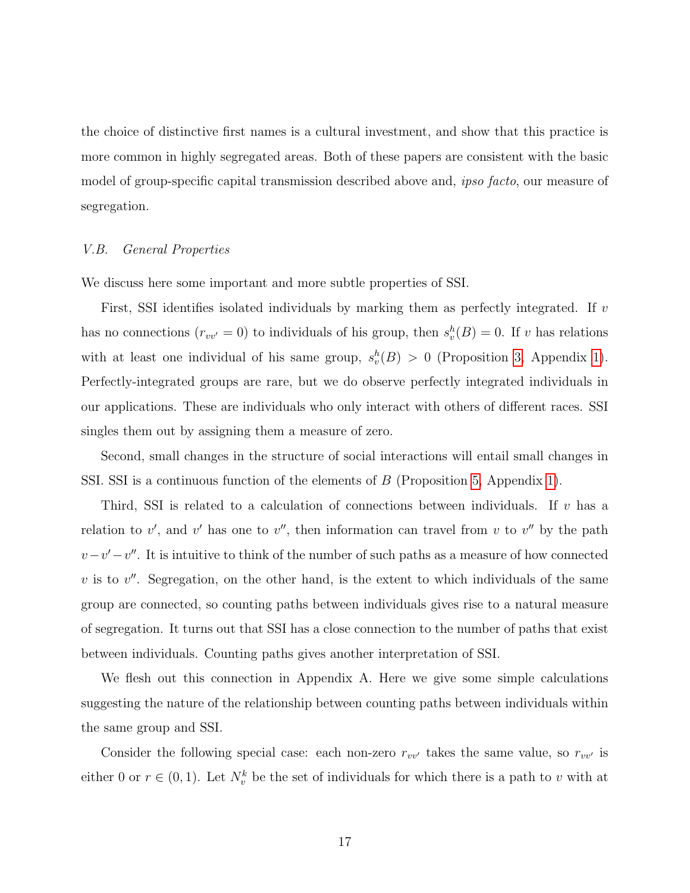the choice of distinctive first names is a cultural investment, and show that this practice is more common in highly segregated areas. Both of these papers are consistent with the basic model of group-specific capital transmission described above and, *ipso facto*, our measure of segregation.

### *V.B. General Properties*

We discuss here some important and more subtle properties of SSI.

First, SSI identifies isolated individuals by marking them as perfectly integrated. If $v$ has no connections ($r_{vv'} = 0$) to individuals of his group, then $s_v^h(B) = 0$. If $v$ has relations with at least one individual of his same group, $s_v^h(B) > 0$ (Proposition 3, Appendix 1). Perfectly-integrated groups are rare, but we do observe perfectly integrated individuals in our applications. These are individuals who only interact with others of different races. SSI singles them out by assigning them a measure of zero.

Second, small changes in the structure of social interactions will entail small changes in SSI. SSI is a continuous function of the elements of $B$ (Proposition 5, Appendix 1).

Third, SSI is related to a calculation of connections between individuals. If $v$ has a relation to $v'$, and $v'$ has one to $v''$, then information can travel from $v$ to $v''$ by the path $v - v' - v''$. It is intuitive to think of the number of such paths as a measure of how connected $v$ is to $v''$. Segregation, on the other hand, is the extent to which individuals of the same group are connected, so counting paths between individuals gives rise to a natural measure of segregation. It turns out that SSI has a close connection to the number of paths that exist between individuals. Counting paths gives another interpretation of SSI.

We flesh out this connection in Appendix A. Here we give some simple calculations suggesting the nature of the relationship between counting paths between individuals within the same group and SSI.

Consider the following special case: each non-zero $r_{vv'}$ takes the same value, so $r_{vv'}$ is either 0 or $r \in (0, 1)$. Let $N_v^k$ be the set of individuals for which there is a path to $v$ with at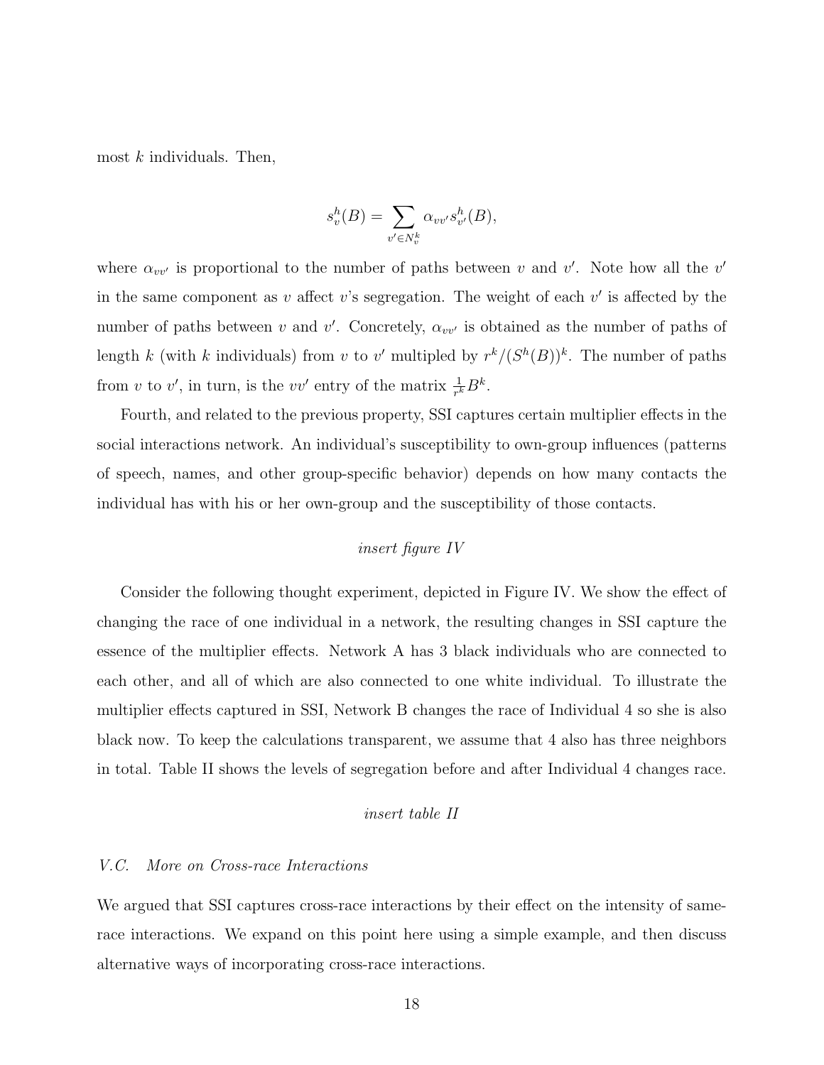most $k$ individuals. Then,

$$s_v^h(B) = \sum_{v' \in N_v^k} \alpha_{vv'} s_{v'}^h(B),$$

where $\alpha_{vv'}$ is proportional to the number of paths between $v$ and $v'$. Note how all the $v'$ in the same component as $v$ affect $v$'s segregation. The weight of each $v'$ is affected by the number of paths between $v$ and $v'$. Concretely, $\alpha_{vv'}$ is obtained as the number of paths of length $k$ (with $k$ individuals) from $v$ to $v'$ multipled by $r^k/(S^h(B))^k$. The number of paths from $v$ to $v'$, in turn, is the $vv'$ entry of the matrix $\frac{1}{r^k}B^k$.

Fourth, and related to the previous property, SSI captures certain multiplier effects in the social interactions network. An individual's susceptibility to own-group influences (patterns of speech, names, and other group-specific behavior) depends on how many contacts the individual has with his or her own-group and the susceptibility of those contacts.

*insert figure IV*

Consider the following thought experiment, depicted in Figure IV. We show the effect of changing the race of one individual in a network, the resulting changes in SSI capture the essence of the multiplier effects. Network A has 3 black individuals who are connected to each other, and all of which are also connected to one white individual. To illustrate the multiplier effects captured in SSI, Network B changes the race of Individual 4 so she is also black now. To keep the calculations transparent, we assume that 4 also has three neighbors in total. Table II shows the levels of segregation before and after Individual 4 changes race.

*insert table II*

### *V.C. More on Cross-race Interactions*

We argued that SSI captures cross-race interactions by their effect on the intensity of same-race interactions. We expand on this point here using a simple example, and then discuss alternative ways of incorporating cross-race interactions.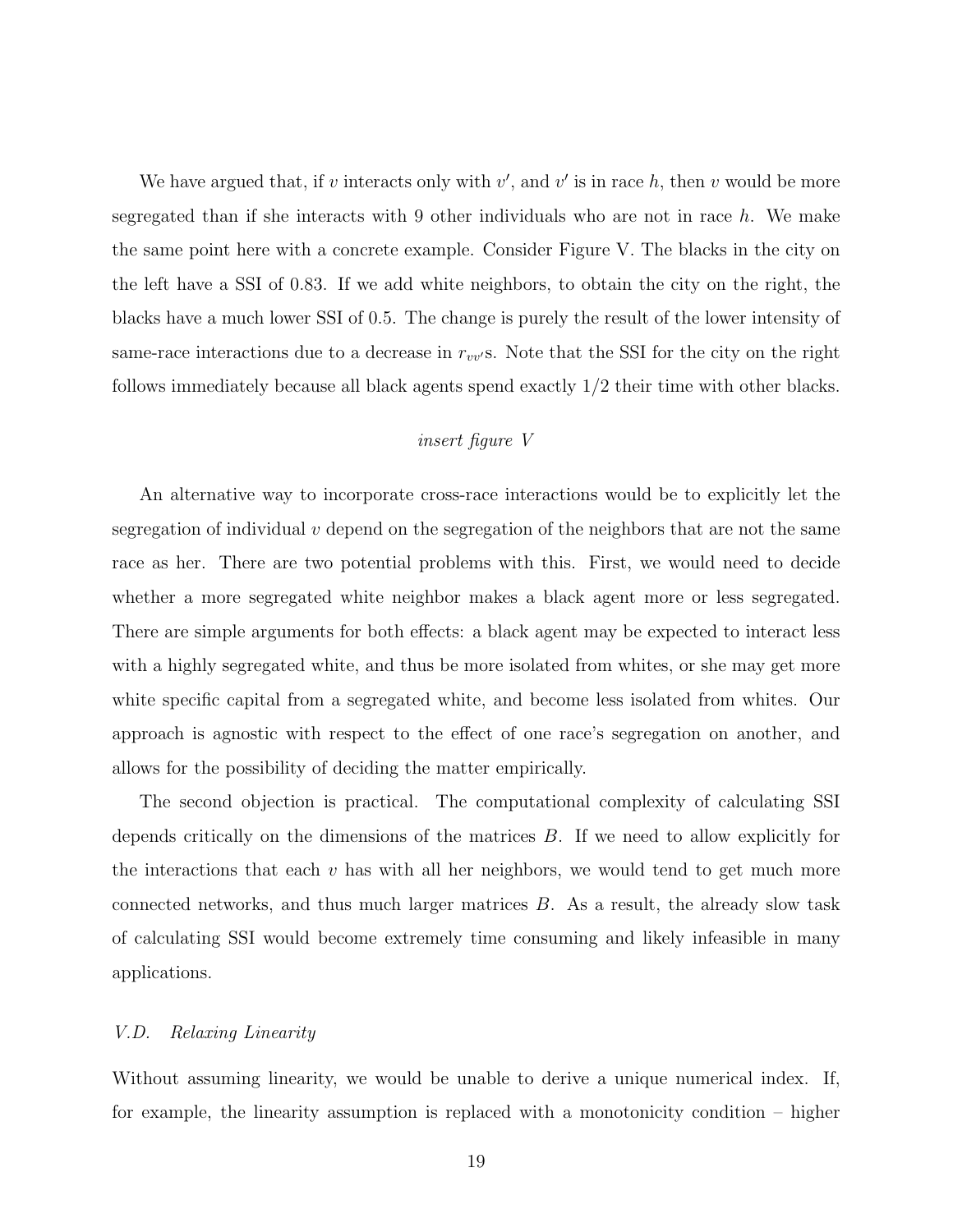We have argued that, if $v$ interacts only with $v'$, and $v'$ is in race $h$, then $v$ would be more segregated than if she interacts with 9 other individuals who are not in race $h$. We make the same point here with a concrete example. Consider Figure V. The blacks in the city on the left have a SSI of 0.83. If we add white neighbors, to obtain the city on the right, the blacks have a much lower SSI of 0.5. The change is purely the result of the lower intensity of same-race interactions due to a decrease in $r_{vv'}$s. Note that the SSI for the city on the right follows immediately because all black agents spend exactly 1/2 their time with other blacks.

*insert figure V*

An alternative way to incorporate cross-race interactions would be to explicitly let the segregation of individual $v$ depend on the segregation of the neighbors that are not the same race as her. There are two potential problems with this. First, we would need to decide whether a more segregated white neighbor makes a black agent more or less segregated. There are simple arguments for both effects: a black agent may be expected to interact less with a highly segregated white, and thus be more isolated from whites, or she may get more white specific capital from a segregated white, and become less isolated from whites. Our approach is agnostic with respect to the effect of one race's segregation on another, and allows for the possibility of deciding the matter empirically.

The second objection is practical. The computational complexity of calculating SSI depends critically on the dimensions of the matrices $B$. If we need to allow explicitly for the interactions that each $v$ has with all her neighbors, we would tend to get much more connected networks, and thus much larger matrices $B$. As a result, the already slow task of calculating SSI would become extremely time consuming and likely infeasible in many applications.

### *V.D. Relaxing Linearity*

Without assuming linearity, we would be unable to derive a unique numerical index. If, for example, the linearity assumption is replaced with a monotonicity condition – higher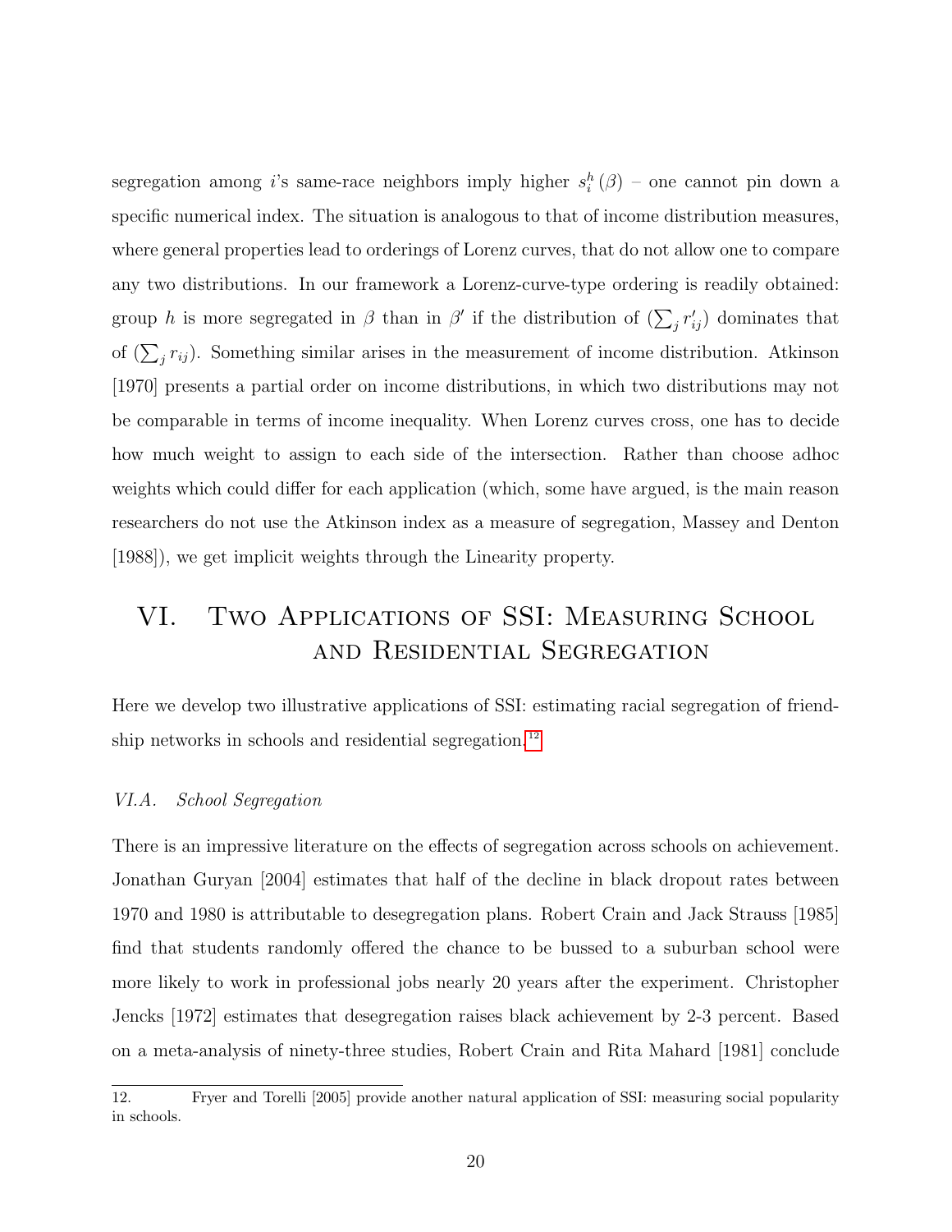segregation among $i$'s same-race neighbors imply higher $s_i^h(\beta)$ – one cannot pin down a specific numerical index. The situation is analogous to that of income distribution measures, where general properties lead to orderings of Lorenz curves, that do not allow one to compare any two distributions. In our framework a Lorenz-curve-type ordering is readily obtained: group $h$ is more segregated in $\beta$ than in $\beta'$ if the distribution of $(\sum_j r'_{ij})$ dominates that of $(\sum_j r_{ij})$. Something similar arises in the measurement of income distribution. Atkinson [1970] presents a partial order on income distributions, in which two distributions may not be comparable in terms of income inequality. When Lorenz curves cross, one has to decide how much weight to assign to each side of the intersection. Rather than choose adhoc weights which could differ for each application (which, some have argued, is the main reason researchers do not use the Atkinson index as a measure of segregation, Massey and Denton [1988]), we get implicit weights through the Linearity property.

# VI. Two Applications of SSI: Measuring School and Residential Segregation

Here we develop two illustrative applications of SSI: estimating racial segregation of friendship networks in schools and residential segregation.[12]

### VI.A. *School Segregation*

There is an impressive literature on the effects of segregation across schools on achievement. Jonathan Guryan [2004] estimates that half of the decline in black dropout rates between 1970 and 1980 is attributable to desegregation plans. Robert Crain and Jack Strauss [1985] find that students randomly offered the chance to be bussed to a suburban school were more likely to work in professional jobs nearly 20 years after the experiment. Christopher Jencks [1972] estimates that desegregation raises black achievement by 2-3 percent. Based on a meta-analysis of ninety-three studies, Robert Crain and Rita Mahard [1981] conclude

12. Fryer and Torelli [2005] provide another natural application of SSI: measuring social popularity in schools.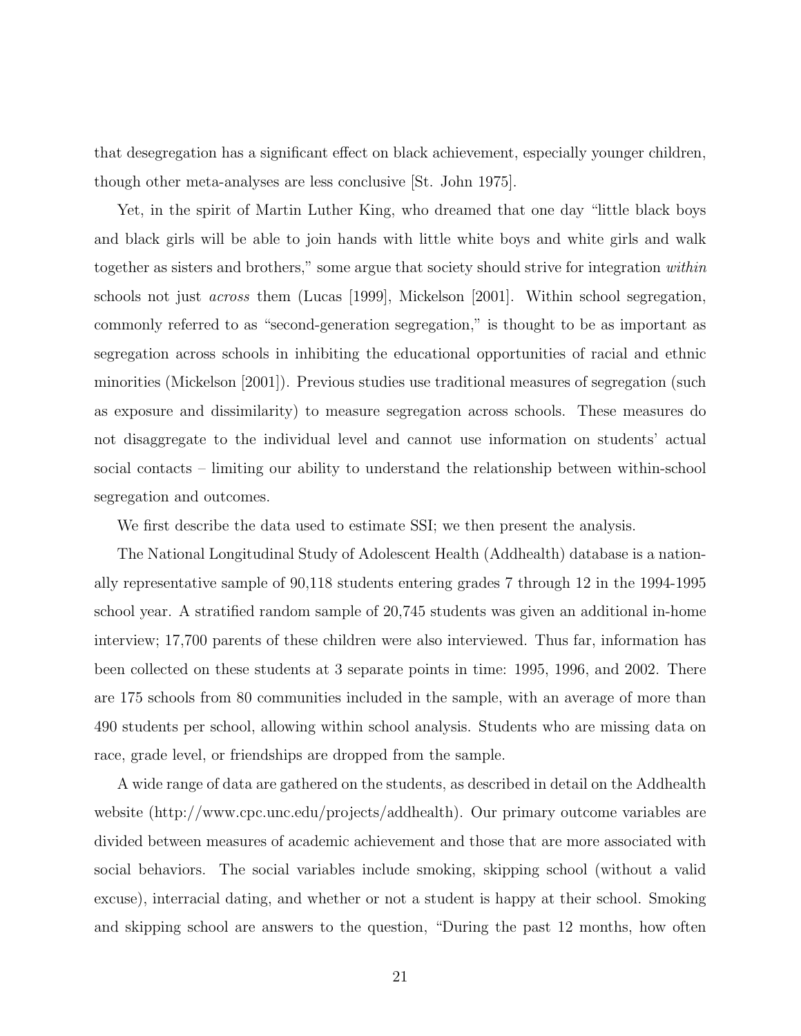that desegregation has a significant effect on black achievement, especially younger children, though other meta-analyses are less conclusive [St. John 1975].

Yet, in the spirit of Martin Luther King, who dreamed that one day "little black boys and black girls will be able to join hands with little white boys and white girls and walk together as sisters and brothers," some argue that society should strive for integration *within* schools not just *across* them (Lucas [1999], Mickelson [2001]. Within school segregation, commonly referred to as "second-generation segregation," is thought to be as important as segregation across schools in inhibiting the educational opportunities of racial and ethnic minorities (Mickelson [2001]). Previous studies use traditional measures of segregation (such as exposure and dissimilarity) to measure segregation across schools. These measures do not disaggregate to the individual level and cannot use information on students' actual social contacts – limiting our ability to understand the relationship between within-school segregation and outcomes.

We first describe the data used to estimate SSI; we then present the analysis.

The National Longitudinal Study of Adolescent Health (Addhealth) database is a nationally representative sample of 90,118 students entering grades 7 through 12 in the 1994-1995 school year. A stratified random sample of 20,745 students was given an additional in-home interview; 17,700 parents of these children were also interviewed. Thus far, information has been collected on these students at 3 separate points in time: 1995, 1996, and 2002. There are 175 schools from 80 communities included in the sample, with an average of more than 490 students per school, allowing within school analysis. Students who are missing data on race, grade level, or friendships are dropped from the sample.

A wide range of data are gathered on the students, as described in detail on the Addhealth website (http://www.cpc.unc.edu/projects/addhealth). Our primary outcome variables are divided between measures of academic achievement and those that are more associated with social behaviors. The social variables include smoking, skipping school (without a valid excuse), interracial dating, and whether or not a student is happy at their school. Smoking and skipping school are answers to the question, "During the past 12 months, how often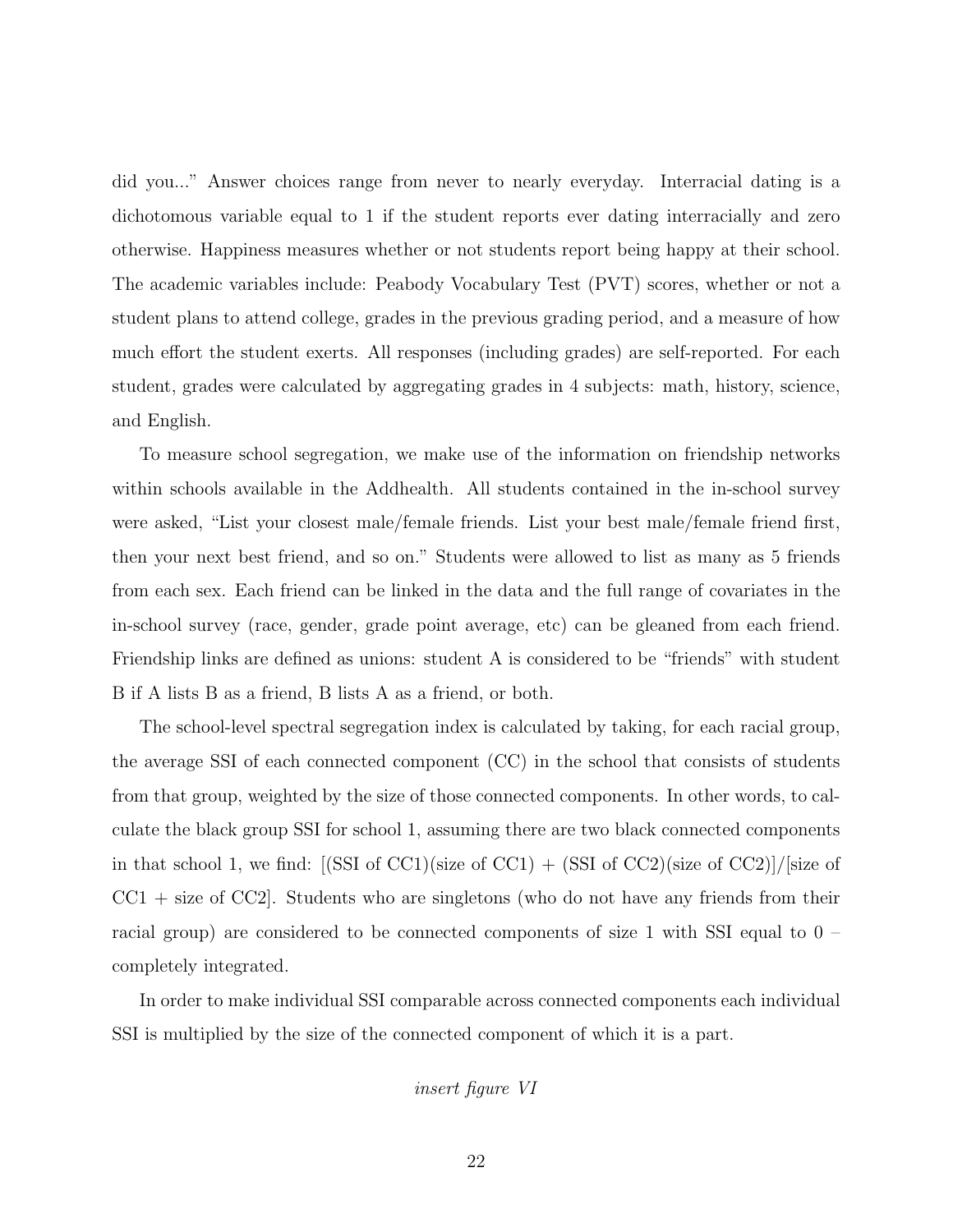did you..." Answer choices range from never to nearly everyday. Interracial dating is a dichotomous variable equal to 1 if the student reports ever dating interracially and zero otherwise. Happiness measures whether or not students report being happy at their school. The academic variables include: Peabody Vocabulary Test (PVT) scores, whether or not a student plans to attend college, grades in the previous grading period, and a measure of how much effort the student exerts. All responses (including grades) are self-reported. For each student, grades were calculated by aggregating grades in 4 subjects: math, history, science, and English.

To measure school segregation, we make use of the information on friendship networks within schools available in the Addhealth. All students contained in the in-school survey were asked, "List your closest male/female friends. List your best male/female friend first, then your next best friend, and so on." Students were allowed to list as many as 5 friends from each sex. Each friend can be linked in the data and the full range of covariates in the in-school survey (race, gender, grade point average, etc) can be gleaned from each friend. Friendship links are defined as unions: student A is considered to be "friends" with student B if A lists B as a friend, B lists A as a friend, or both.

The school-level spectral segregation index is calculated by taking, for each racial group, the average SSI of each connected component (CC) in the school that consists of students from that group, weighted by the size of those connected components. In other words, to calculate the black group SSI for school 1, assuming there are two black connected components in that school 1, we find: [(SSI of CC1)(size of CC1) + (SSI of CC2)(size of CC2)]/[size of CC1 + size of CC2]. Students who are singletons (who do not have any friends from their racial group) are considered to be connected components of size 1 with SSI equal to 0 – completely integrated.

In order to make individual SSI comparable across connected components each individual SSI is multiplied by the size of the connected component of which it is a part.

*insert figure VI*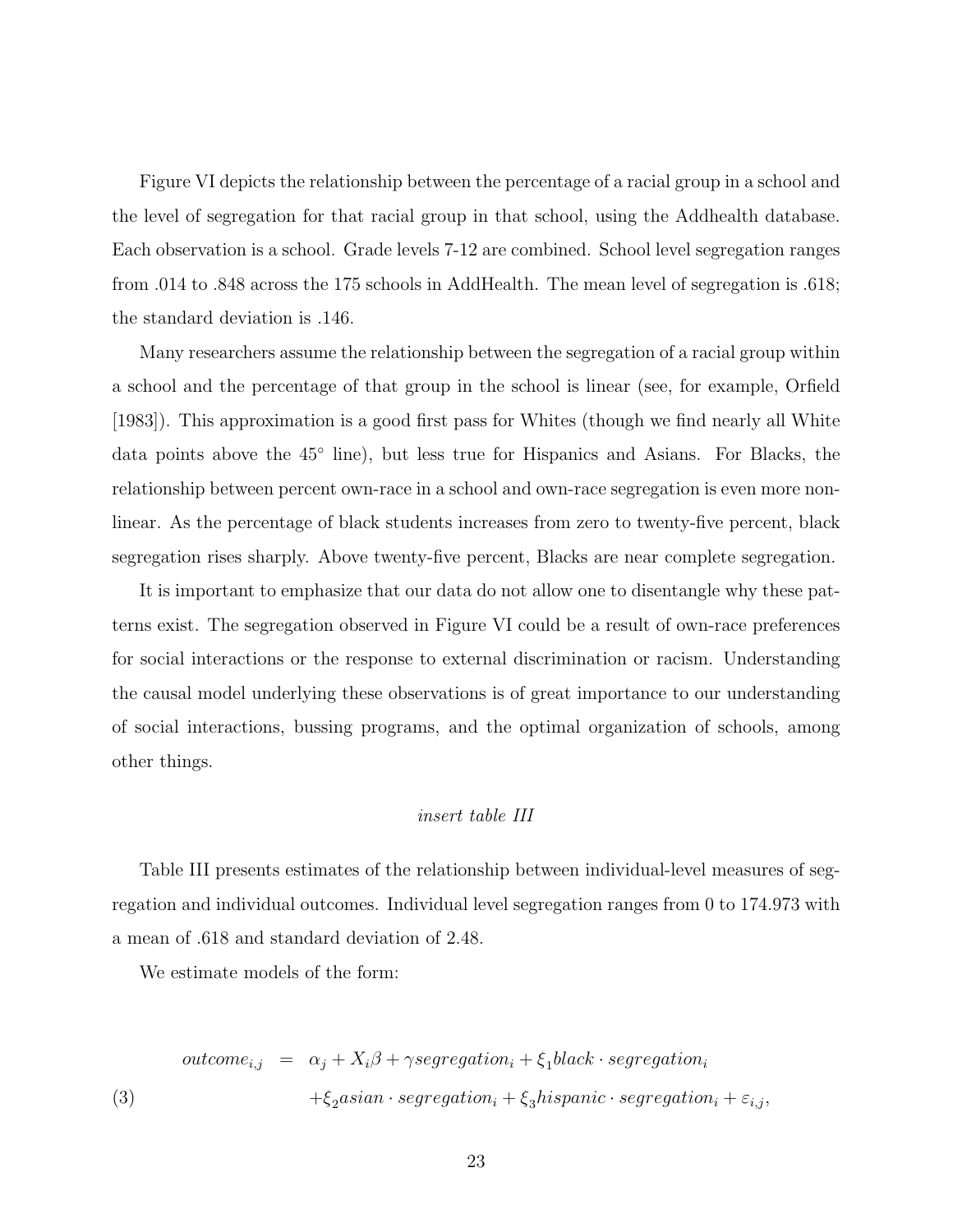Figure VI depicts the relationship between the percentage of a racial group in a school and the level of segregation for that racial group in that school, using the Addhealth database. Each observation is a school. Grade levels 7-12 are combined. School level segregation ranges from .014 to .848 across the 175 schools in AddHealth. The mean level of segregation is .618; the standard deviation is .146.

Many researchers assume the relationship between the segregation of a racial group within a school and the percentage of that group in the school is linear (see, for example, Orfield [1983]). This approximation is a good first pass for Whites (though we find nearly all White data points above the 45° line), but less true for Hispanics and Asians. For Blacks, the relationship between percent own-race in a school and own-race segregation is even more non-linear. As the percentage of black students increases from zero to twenty-five percent, black segregation rises sharply. Above twenty-five percent, Blacks are near complete segregation.

It is important to emphasize that our data do not allow one to disentangle why these patterns exist. The segregation observed in Figure VI could be a result of own-race preferences for social interactions or the response to external discrimination or racism. Understanding the causal model underlying these observations is of great importance to our understanding of social interactions, bussing programs, and the optimal organization of schools, among other things.

*insert table III*

Table III presents estimates of the relationship between individual-level measures of segregation and individual outcomes. Individual level segregation ranges from 0 to 174.973 with a mean of .618 and standard deviation of 2.48.

We estimate models of the form:

$$
\begin{aligned}
outcome_{i,j} \;&=\; \alpha_j + X_i\beta + \gamma segregation_i + \xi_1 black \cdot segregation_i \\
&\quad + \xi_2 asian \cdot segregation_i + \xi_3 hispanic \cdot segregation_i + \varepsilon_{i,j}, \qquad (3)
\end{aligned}
$$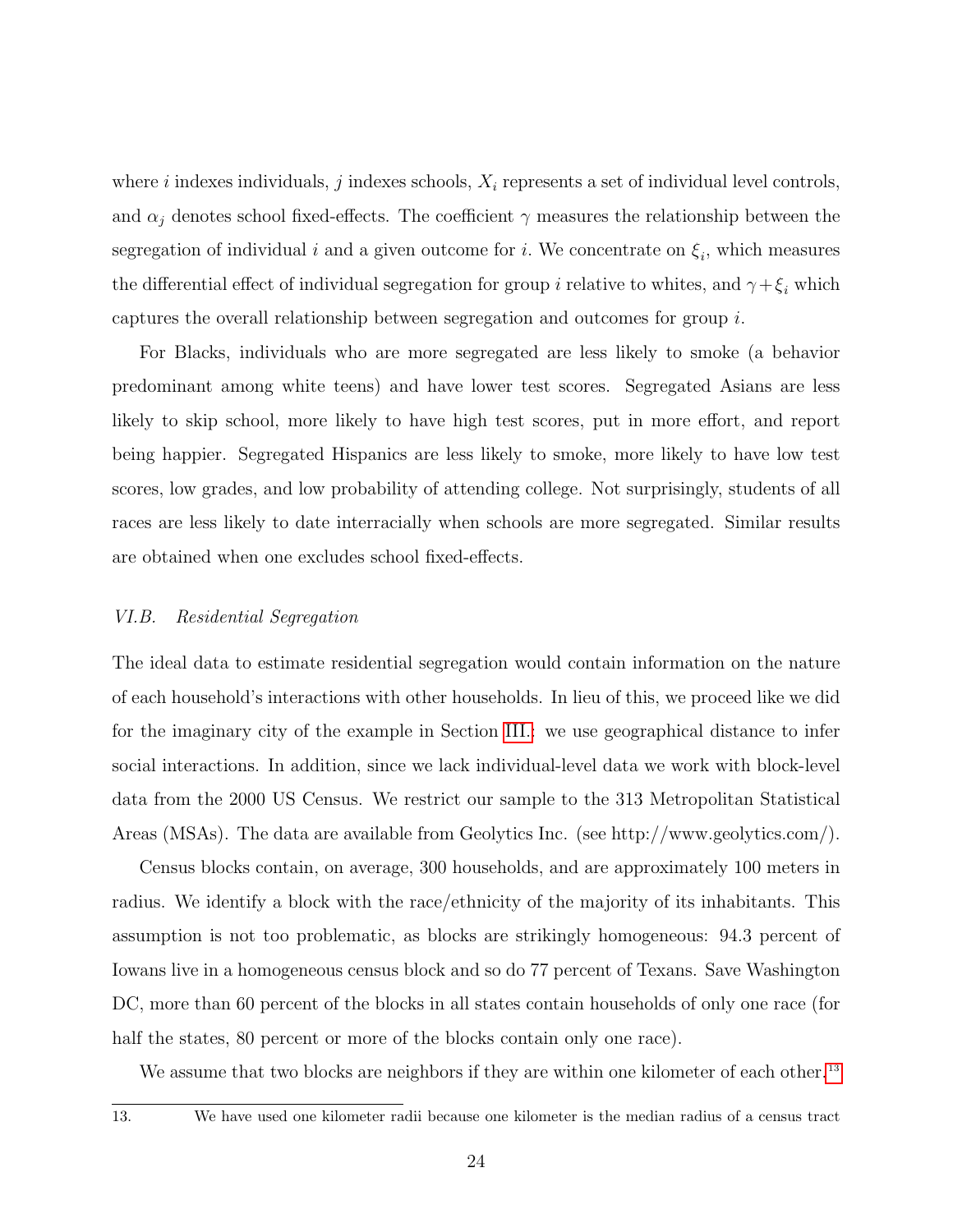where $i$ indexes individuals, $j$ indexes schools, $X_i$ represents a set of individual level controls, and $\alpha_j$ denotes school fixed-effects. The coefficient $\gamma$ measures the relationship between the segregation of individual $i$ and a given outcome for $i$. We concentrate on $\xi_i$, which measures the differential effect of individual segregation for group $i$ relative to whites, and $\gamma + \xi_i$ which captures the overall relationship between segregation and outcomes for group $i$.

For Blacks, individuals who are more segregated are less likely to smoke (a behavior predominant among white teens) and have lower test scores. Segregated Asians are less likely to skip school, more likely to have high test scores, put in more effort, and report being happier. Segregated Hispanics are less likely to smoke, more likely to have low test scores, low grades, and low probability of attending college. Not surprisingly, students of all races are less likely to date interracially when schools are more segregated. Similar results are obtained when one excludes school fixed-effects.

### *VI.B. Residential Segregation*

The ideal data to estimate residential segregation would contain information on the nature of each household's interactions with other households. In lieu of this, we proceed like we did for the imaginary city of the example in Section III.: we use geographical distance to infer social interactions. In addition, since we lack individual-level data we work with block-level data from the 2000 US Census. We restrict our sample to the 313 Metropolitan Statistical Areas (MSAs). The data are available from Geolytics Inc. (see http://www.geolytics.com/).

Census blocks contain, on average, 300 households, and are approximately 100 meters in radius. We identify a block with the race/ethnicity of the majority of its inhabitants. This assumption is not too problematic, as blocks are strikingly homogeneous: 94.3 percent of Iowans live in a homogeneous census block and so do 77 percent of Texans. Save Washington DC, more than 60 percent of the blocks in all states contain households of only one race (for half the states, 80 percent or more of the blocks contain only one race).

We assume that two blocks are neighbors if they are within one kilometer of each other.[13]

13. We have used one kilometer radii because one kilometer is the median radius of a census tract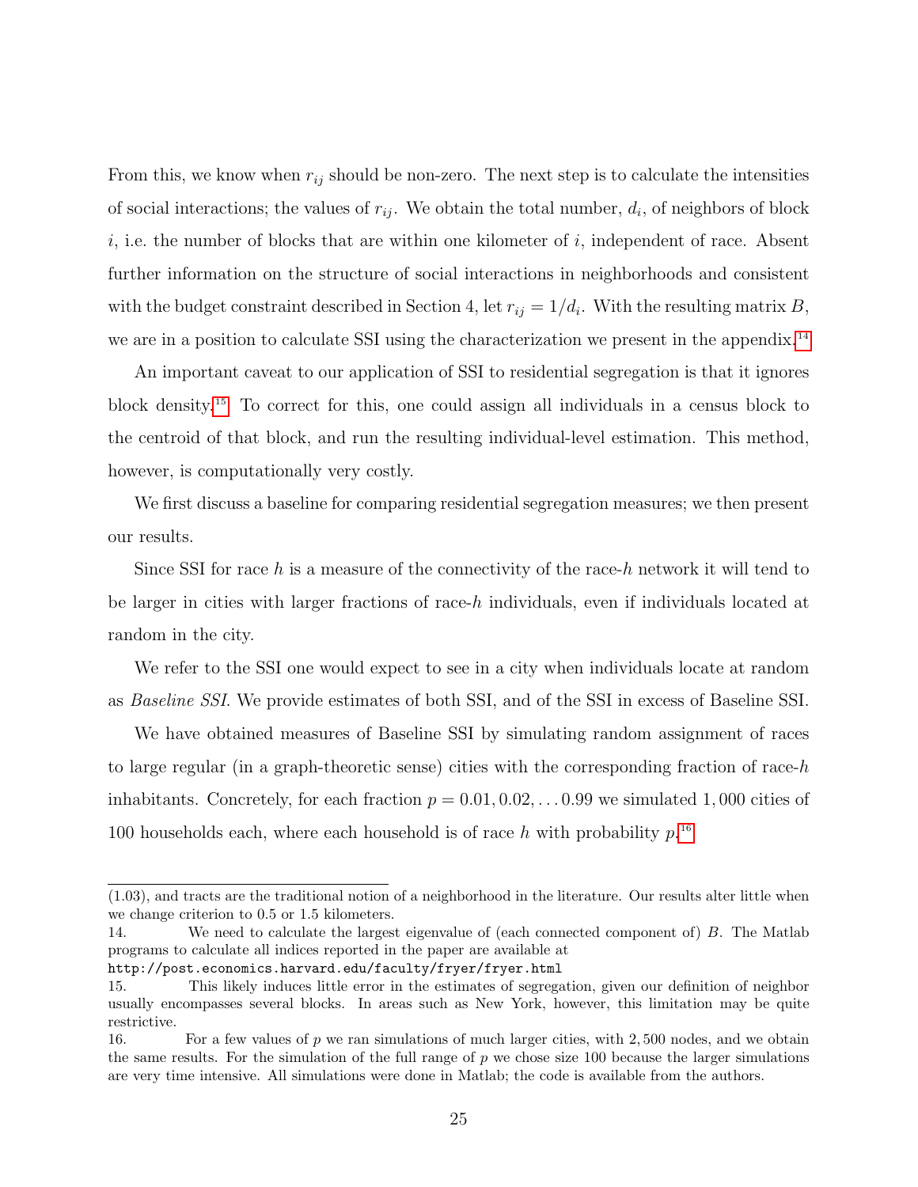From this, we know when $r_{ij}$ should be non-zero. The next step is to calculate the intensities of social interactions; the values of $r_{ij}$. We obtain the total number, $d_i$, of neighbors of block $i$, i.e. the number of blocks that are within one kilometer of $i$, independent of race. Absent further information on the structure of social interactions in neighborhoods and consistent with the budget constraint described in Section 4, let $r_{ij} = 1/d_i$. With the resulting matrix $B$, we are in a position to calculate SSI using the characterization we present in the appendix.[14]

An important caveat to our application of SSI to residential segregation is that it ignores block density.[15] To correct for this, one could assign all individuals in a census block to the centroid of that block, and run the resulting individual-level estimation. This method, however, is computationally very costly.

We first discuss a baseline for comparing residential segregation measures; we then present our results.

Since SSI for race $h$ is a measure of the connectivity of the race-$h$ network it will tend to be larger in cities with larger fractions of race-$h$ individuals, even if individuals located at random in the city.

We refer to the SSI one would expect to see in a city when individuals locate at random as *Baseline SSI*. We provide estimates of both SSI, and of the SSI in excess of Baseline SSI.

We have obtained measures of Baseline SSI by simulating random assignment of races to large regular (in a graph-theoretic sense) cities with the corresponding fraction of race-$h$ inhabitants. Concretely, for each fraction $p = 0.01, 0.02, \ldots 0.99$ we simulated 1,000 cities of 100 households each, where each household is of race $h$ with probability $p$.[16]

---

(1.03), and tracts are the traditional notion of a neighborhood in the literature. Our results alter little when we change criterion to 0.5 or 1.5 kilometers.

14. We need to calculate the largest eigenvalue of (each connected component of) $B$. The Matlab programs to calculate all indices reported in the paper are available at
http://post.economics.harvard.edu/faculty/fryer/fryer.html

15. This likely induces little error in the estimates of segregation, given our definition of neighbor usually encompasses several blocks. In areas such as New York, however, this limitation may be quite restrictive.

16. For a few values of $p$ we ran simulations of much larger cities, with 2,500 nodes, and we obtain the same results. For the simulation of the full range of $p$ we chose size 100 because the larger simulations are very time intensive. All simulations were done in Matlab; the code is available from the authors.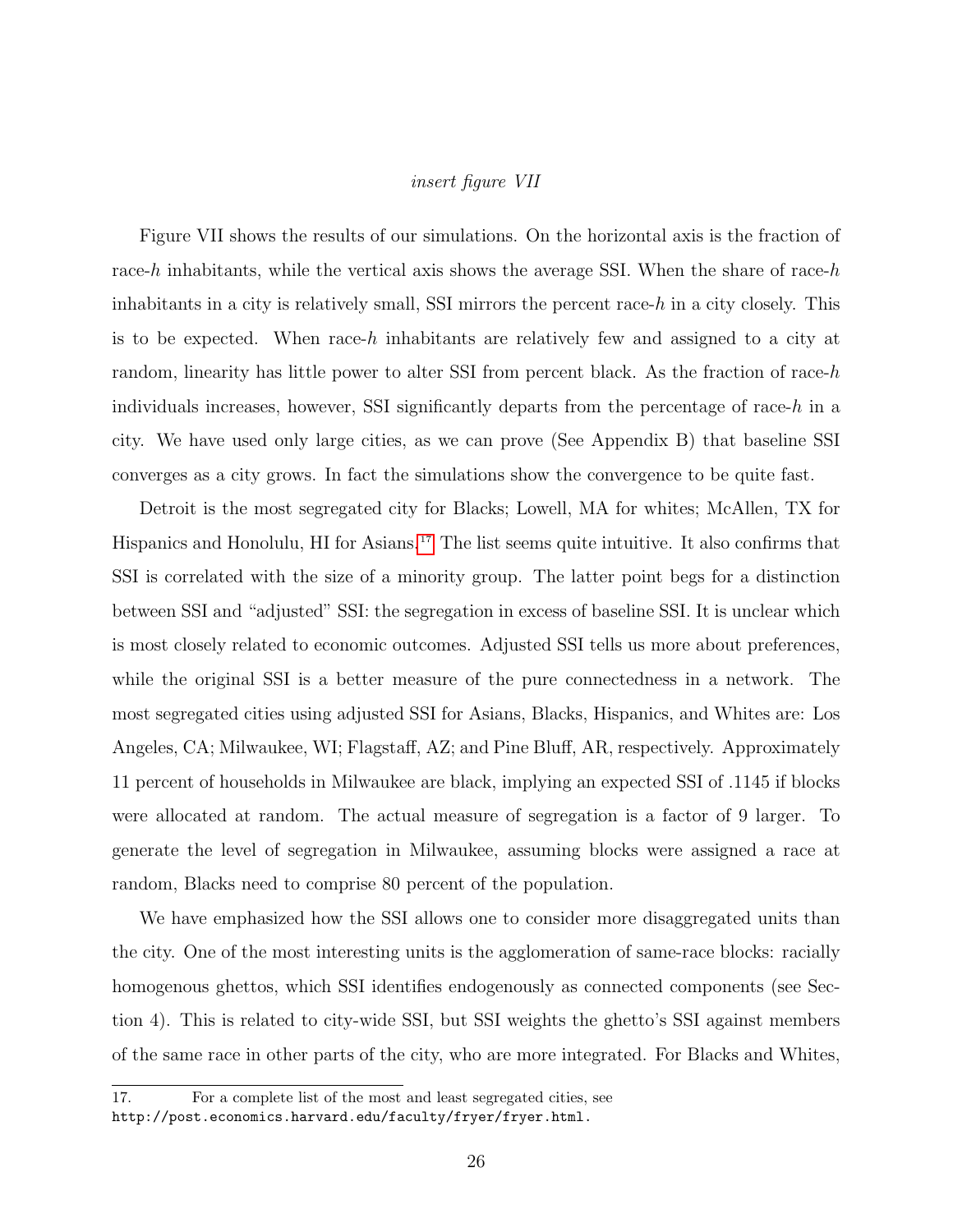*insert figure VII*

Figure VII shows the results of our simulations. On the horizontal axis is the fraction of race-$h$ inhabitants, while the vertical axis shows the average SSI. When the share of race-$h$ inhabitants in a city is relatively small, SSI mirrors the percent race-$h$ in a city closely. This is to be expected. When race-$h$ inhabitants are relatively few and assigned to a city at random, linearity has little power to alter SSI from percent black. As the fraction of race-$h$ individuals increases, however, SSI significantly departs from the percentage of race-$h$ in a city. We have used only large cities, as we can prove (See Appendix B) that baseline SSI converges as a city grows. In fact the simulations show the convergence to be quite fast.

Detroit is the most segregated city for Blacks; Lowell, MA for whites; McAllen, TX for Hispanics and Honolulu, HI for Asians.[17] The list seems quite intuitive. It also confirms that SSI is correlated with the size of a minority group. The latter point begs for a distinction between SSI and "adjusted" SSI: the segregation in excess of baseline SSI. It is unclear which is most closely related to economic outcomes. Adjusted SSI tells us more about preferences, while the original SSI is a better measure of the pure connectedness in a network. The most segregated cities using adjusted SSI for Asians, Blacks, Hispanics, and Whites are: Los Angeles, CA; Milwaukee, WI; Flagstaff, AZ; and Pine Bluff, AR, respectively. Approximately 11 percent of households in Milwaukee are black, implying an expected SSI of .1145 if blocks were allocated at random. The actual measure of segregation is a factor of 9 larger. To generate the level of segregation in Milwaukee, assuming blocks were assigned a race at random, Blacks need to comprise 80 percent of the population.

We have emphasized how the SSI allows one to consider more disaggregated units than the city. One of the most interesting units is the agglomeration of same-race blocks: racially homogenous ghettos, which SSI identifies endogenously as connected components (see Section 4). This is related to city-wide SSI, but SSI weights the ghetto's SSI against members of the same race in other parts of the city, who are more integrated. For Blacks and Whites,

17. For a complete list of the most and least segregated cities, see http://post.economics.harvard.edu/faculty/fryer/fryer.html.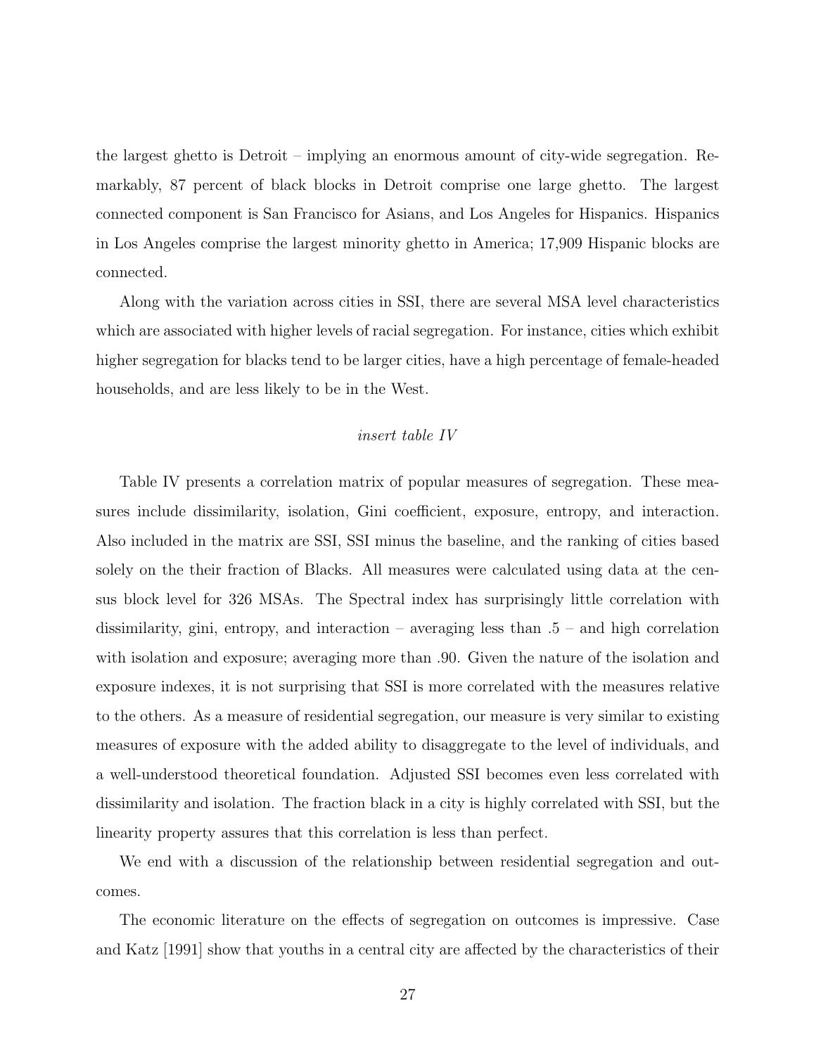the largest ghetto is Detroit – implying an enormous amount of city-wide segregation. Remarkably, 87 percent of black blocks in Detroit comprise one large ghetto. The largest connected component is San Francisco for Asians, and Los Angeles for Hispanics. Hispanics in Los Angeles comprise the largest minority ghetto in America; 17,909 Hispanic blocks are connected.

Along with the variation across cities in SSI, there are several MSA level characteristics which are associated with higher levels of racial segregation. For instance, cities which exhibit higher segregation for blacks tend to be larger cities, have a high percentage of female-headed households, and are less likely to be in the West.

*insert table IV*

Table IV presents a correlation matrix of popular measures of segregation. These measures include dissimilarity, isolation, Gini coefficient, exposure, entropy, and interaction. Also included in the matrix are SSI, SSI minus the baseline, and the ranking of cities based solely on the their fraction of Blacks. All measures were calculated using data at the census block level for 326 MSAs. The Spectral index has surprisingly little correlation with dissimilarity, gini, entropy, and interaction – averaging less than .5 – and high correlation with isolation and exposure; averaging more than .90. Given the nature of the isolation and exposure indexes, it is not surprising that SSI is more correlated with the measures relative to the others. As a measure of residential segregation, our measure is very similar to existing measures of exposure with the added ability to disaggregate to the level of individuals, and a well-understood theoretical foundation. Adjusted SSI becomes even less correlated with dissimilarity and isolation. The fraction black in a city is highly correlated with SSI, but the linearity property assures that this correlation is less than perfect.

We end with a discussion of the relationship between residential segregation and outcomes.

The economic literature on the effects of segregation on outcomes is impressive. Case and Katz [1991] show that youths in a central city are affected by the characteristics of their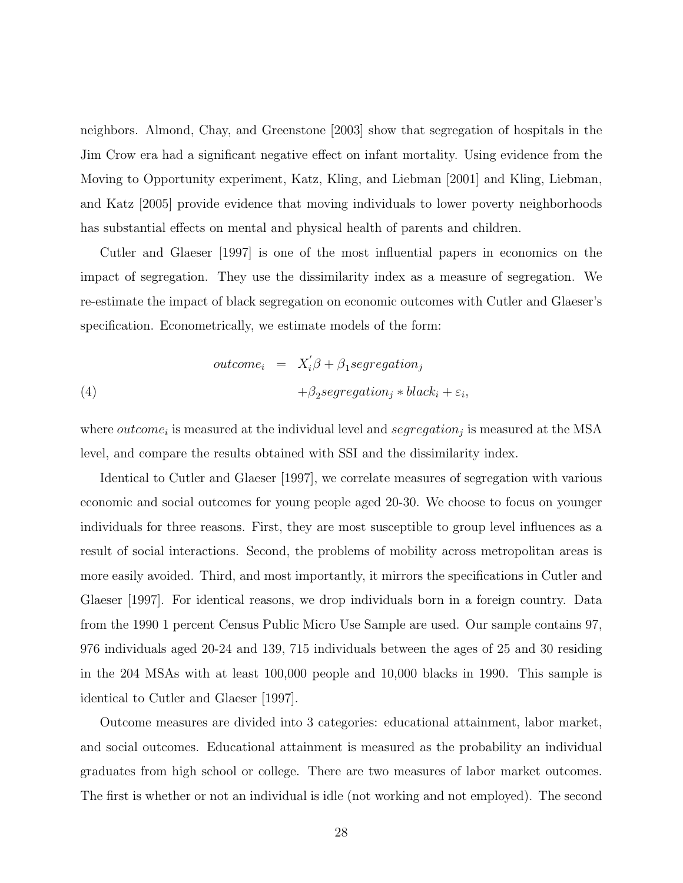neighbors. Almond, Chay, and Greenstone [2003] show that segregation of hospitals in the Jim Crow era had a significant negative effect on infant mortality. Using evidence from the Moving to Opportunity experiment, Katz, Kling, and Liebman [2001] and Kling, Liebman, and Katz [2005] provide evidence that moving individuals to lower poverty neighborhoods has substantial effects on mental and physical health of parents and children.

Cutler and Glaeser [1997] is one of the most influential papers in economics on the impact of segregation. They use the dissimilarity index as a measure of segregation. We re-estimate the impact of black segregation on economic outcomes with Cutler and Glaeser's specification. Econometrically, we estimate models of the form:

$$
\begin{aligned}
outcome_i &= X_i^{'}\beta + \beta_1 segregation_j \\
&\quad + \beta_2 segregation_j * black_i + \varepsilon_i, \qquad (4)
\end{aligned}
$$

where $outcome_i$ is measured at the individual level and $segregation_j$ is measured at the MSA level, and compare the results obtained with SSI and the dissimilarity index.

Identical to Cutler and Glaeser [1997], we correlate measures of segregation with various economic and social outcomes for young people aged 20-30. We choose to focus on younger individuals for three reasons. First, they are most susceptible to group level influences as a result of social interactions. Second, the problems of mobility across metropolitan areas is more easily avoided. Third, and most importantly, it mirrors the specifications in Cutler and Glaeser [1997]. For identical reasons, we drop individuals born in a foreign country. Data from the 1990 1 percent Census Public Micro Use Sample are used. Our sample contains 97, 976 individuals aged 20-24 and 139, 715 individuals between the ages of 25 and 30 residing in the 204 MSAs with at least 100,000 people and 10,000 blacks in 1990. This sample is identical to Cutler and Glaeser [1997].

Outcome measures are divided into 3 categories: educational attainment, labor market, and social outcomes. Educational attainment is measured as the probability an individual graduates from high school or college. There are two measures of labor market outcomes. The first is whether or not an individual is idle (not working and not employed). The second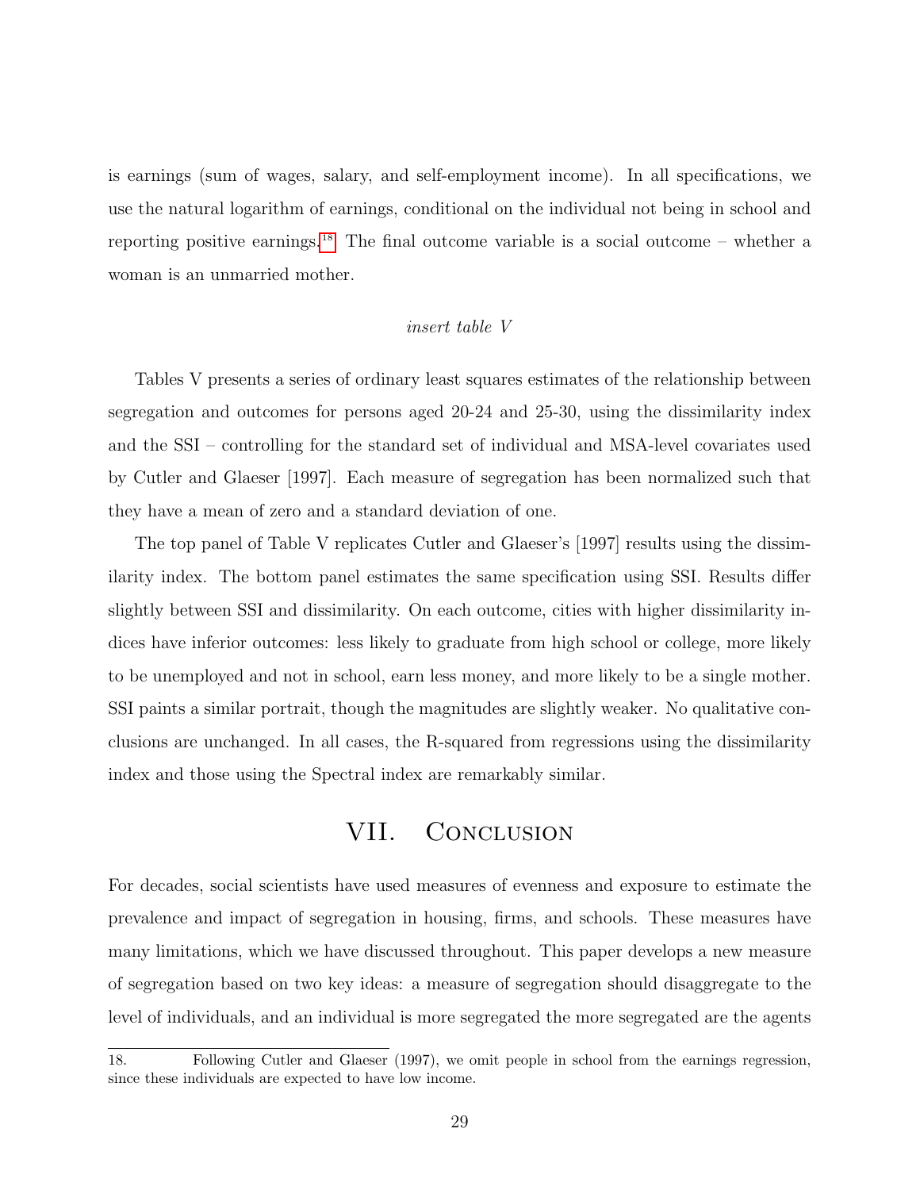is earnings (sum of wages, salary, and self-employment income). In all specifications, we use the natural logarithm of earnings, conditional on the individual not being in school and reporting positive earnings.[18] The final outcome variable is a social outcome – whether a woman is an unmarried mother.

*insert table V*

Tables V presents a series of ordinary least squares estimates of the relationship between segregation and outcomes for persons aged 20-24 and 25-30, using the dissimilarity index and the SSI – controlling for the standard set of individual and MSA-level covariates used by Cutler and Glaeser [1997]. Each measure of segregation has been normalized such that they have a mean of zero and a standard deviation of one.

The top panel of Table V replicates Cutler and Glaeser's [1997] results using the dissimilarity index. The bottom panel estimates the same specification using SSI. Results differ slightly between SSI and dissimilarity. On each outcome, cities with higher dissimilarity indices have inferior outcomes: less likely to graduate from high school or college, more likely to be unemployed and not in school, earn less money, and more likely to be a single mother. SSI paints a similar portrait, though the magnitudes are slightly weaker. No qualitative conclusions are unchanged. In all cases, the R-squared from regressions using the dissimilarity index and those using the Spectral index are remarkably similar.

# VII. Conclusion

For decades, social scientists have used measures of evenness and exposure to estimate the prevalence and impact of segregation in housing, firms, and schools. These measures have many limitations, which we have discussed throughout. This paper develops a new measure of segregation based on two key ideas: a measure of segregation should disaggregate to the level of individuals, and an individual is more segregated the more segregated are the agents

18. Following Cutler and Glaeser (1997), we omit people in school from the earnings regression, since these individuals are expected to have low income.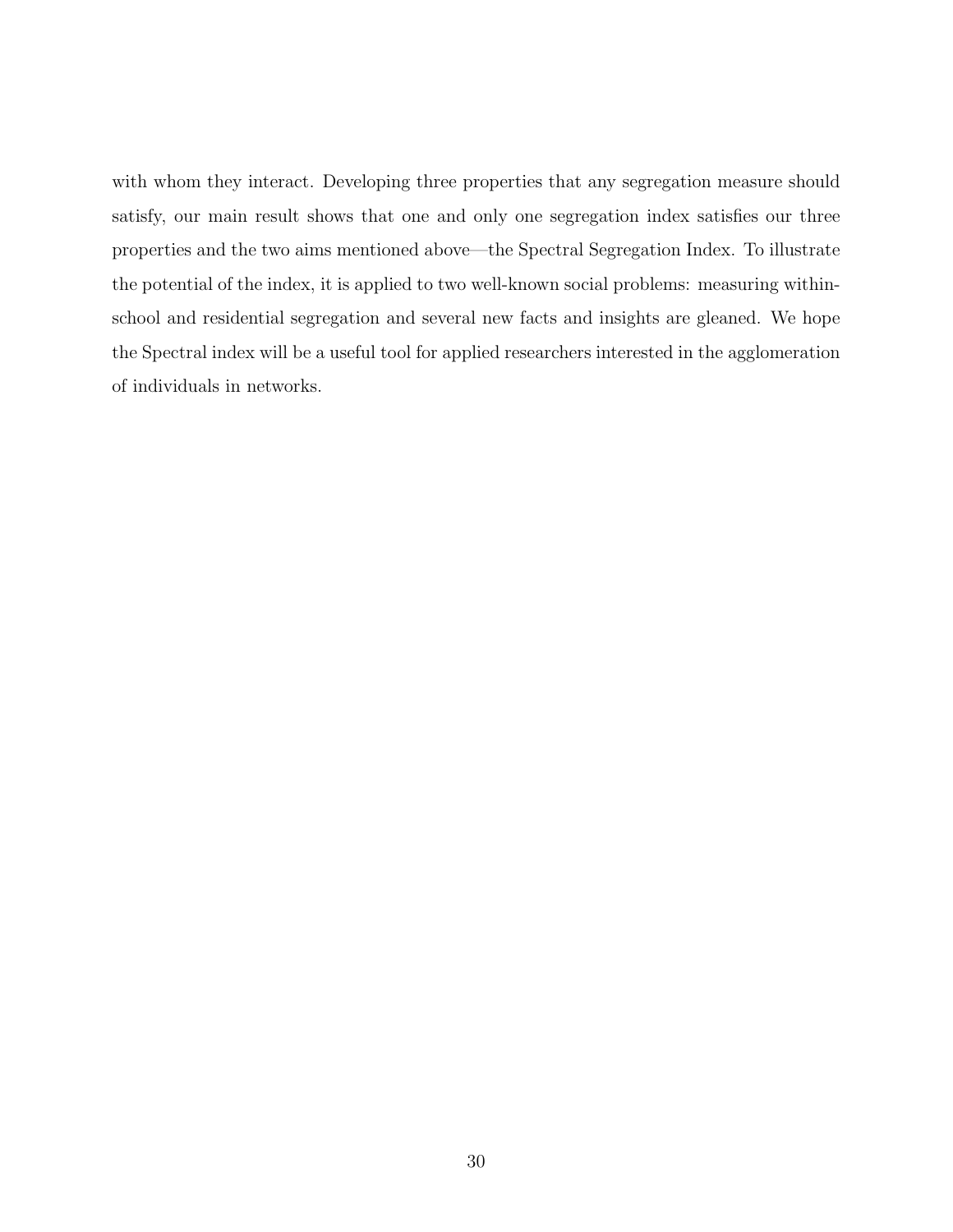with whom they interact. Developing three properties that any segregation measure should satisfy, our main result shows that one and only one segregation index satisfies our three properties and the two aims mentioned above—the Spectral Segregation Index. To illustrate the potential of the index, it is applied to two well-known social problems: measuring within-school and residential segregation and several new facts and insights are gleaned. We hope the Spectral index will be a useful tool for applied researchers interested in the agglomeration of individuals in networks.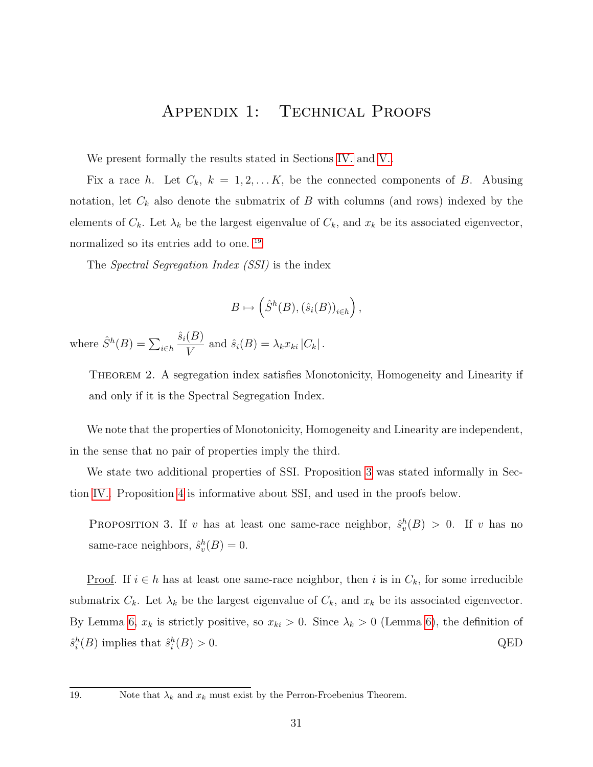# Appendix 1: Technical Proofs

We present formally the results stated in Sections IV. and V.

Fix a race $h$. Let $C_k$, $k = 1, 2, \ldots K$, be the connected components of $B$. Abusing notation, let $C_k$ also denote the submatrix of $B$ with columns (and rows) indexed by the elements of $C_k$. Let $\lambda_k$ be the largest eigenvalue of $C_k$, and $x_k$ be its associated eigenvector, normalized so its entries add to one. [19]

The *Spectral Segregation Index (SSI)* is the index

$$B \mapsto \left(\hat{S}^h(B), (\hat{s}_i(B))_{i \in h}\right),$$

where $\hat{S}^h(B) = \sum_{i \in h} \dfrac{\hat{s}_i(B)}{V}$ and $\hat{s}_i(B) = \lambda_k x_{ki} \left|C_k\right|$.

> Theorem 2. A segregation index satisfies Monotonicity, Homogeneity and Linearity if and only if it is the Spectral Segregation Index.

We note that the properties of Monotonicity, Homogeneity and Linearity are independent, in the sense that no pair of properties imply the third.

We state two additional properties of SSI. Proposition 3 was stated informally in Section IV.. Proposition 4 is informative about SSI, and used in the proofs below.

> Proposition 3. If $v$ has at least one same-race neighbor, $\hat{s}_v^h(B) > 0$. If $v$ has no same-race neighbors, $\hat{s}_v^h(B) = 0$.

Proof. If $i \in h$ has at least one same-race neighbor, then $i$ is in $C_k$, for some irreducible submatrix $C_k$. Let $\lambda_k$ be the largest eigenvalue of $C_k$, and $x_k$ be its associated eigenvector. By Lemma 6, $x_k$ is strictly positive, so $x_{ki} > 0$. Since $\lambda_k > 0$ (Lemma 6), the definition of $\hat{s}_i^h(B)$ implies that $\hat{s}_i^h(B) > 0$. QED

[19] Note that $\lambda_k$ and $x_k$ must exist by the Perron-Froebenius Theorem.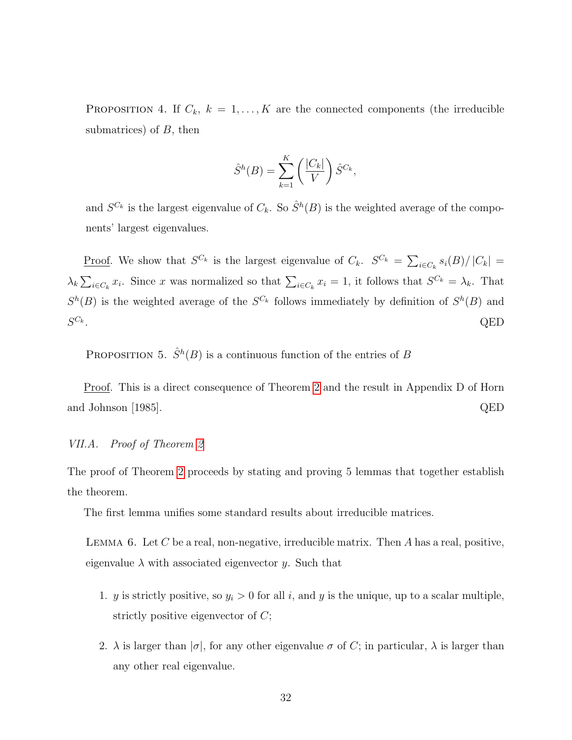Proposition 4. If $C_k$, $k = 1, \ldots, K$ are the connected components (the irreducible submatrices) of $B$, then

$$\hat{S}^h(B) = \sum_{k=1}^{K} \left( \frac{|C_k|}{V} \right) \hat{S}^{C_k},$$

and $S^{C_k}$ is the largest eigenvalue of $C_k$. So $\hat{S}^h(B)$ is the weighted average of the components' largest eigenvalues.

Proof. We show that $S^{C_k}$ is the largest eigenvalue of $C_k$. $S^{C_k} = \sum_{i \in C_k} s_i(B)/|C_k| = \lambda_k \sum_{i \in C_k} x_i$. Since $x$ was normalized so that $\sum_{i \in C_k} x_i = 1$, it follows that $S^{C_k} = \lambda_k$. That $S^h(B)$ is the weighted average of the $S^{C_k}$ follows immediately by definition of $S^h(B)$ and $S^{C_k}$. QED

Proposition 5. $\hat{S}^h(B)$ is a continuous function of the entries of $B$

Proof. This is a direct consequence of Theorem 2 and the result in Appendix D of Horn and Johnson [1985]. QED

### VII.A. *Proof of Theorem 2*

The proof of Theorem 2 proceeds by stating and proving 5 lemmas that together establish the theorem.

The first lemma unifies some standard results about irreducible matrices.

Lemma 6. Let $C$ be a real, non-negative, irreducible matrix. Then $A$ has a real, positive, eigenvalue $\lambda$ with associated eigenvector $y$. Such that

1. $y$ is strictly positive, so $y_i > 0$ for all $i$, and $y$ is the unique, up to a scalar multiple, strictly positive eigenvector of $C$;

2. $\lambda$ is larger than $|\sigma|$, for any other eigenvalue $\sigma$ of $C$; in particular, $\lambda$ is larger than any other real eigenvalue.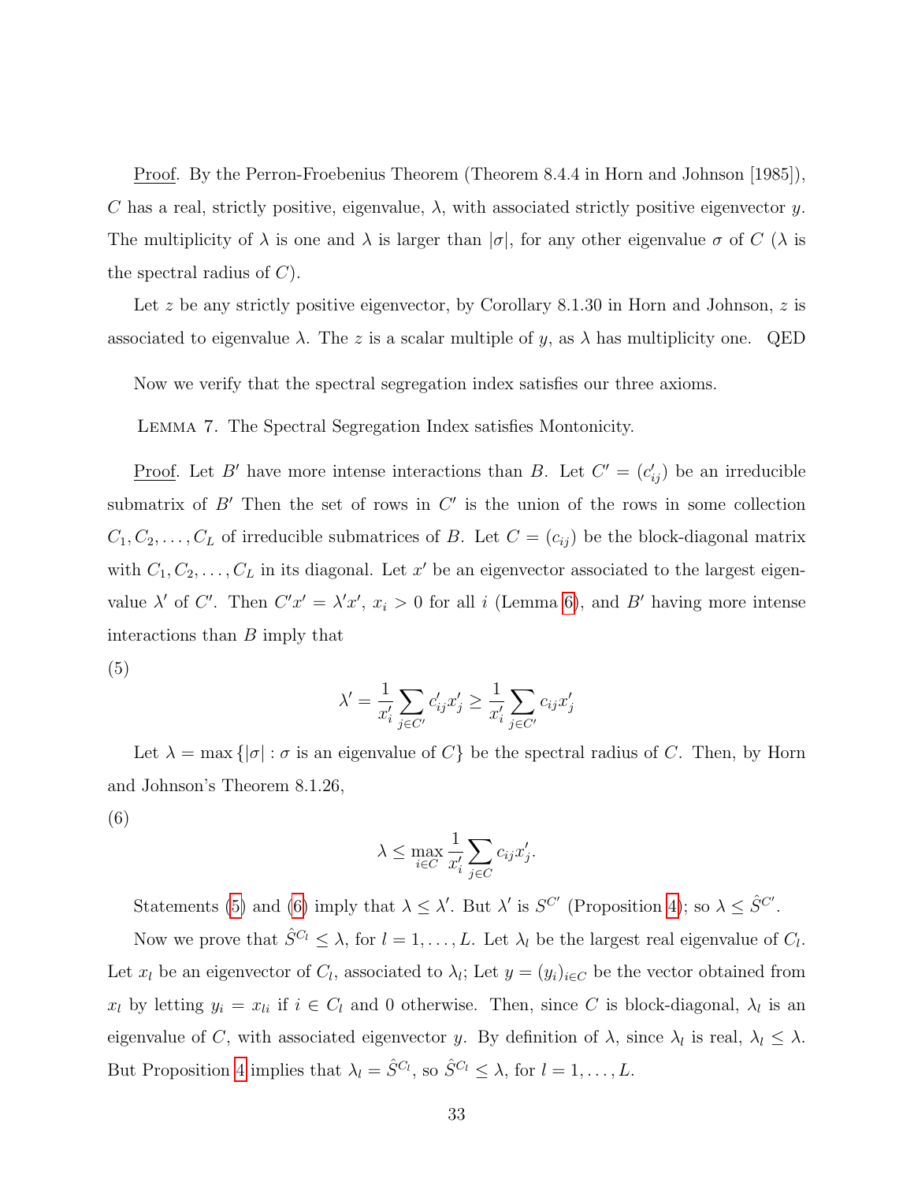<u>Proof</u>. By the Perron-Froebenius Theorem (Theorem 8.4.4 in Horn and Johnson [1985]), $C$ has a real, strictly positive, eigenvalue, $\lambda$, with associated strictly positive eigenvector $y$. The multiplicity of $\lambda$ is one and $\lambda$ is larger than $|\sigma|$, for any other eigenvalue $\sigma$ of $C$ ($\lambda$ is the spectral radius of $C$).

Let $z$ be any strictly positive eigenvector, by Corollary 8.1.30 in Horn and Johnson, $z$ is associated to eigenvalue $\lambda$. The $z$ is a scalar multiple of $y$, as $\lambda$ has multiplicity one. QED

Now we verify that the spectral segregation index satisfies our three axioms.

Lemma 7. The Spectral Segregation Index satisfies Montonicity.

<u>Proof</u>. Let $B'$ have more intense interactions than $B$. Let $C' = (c'_{ij})$ be an irreducible submatrix of $B'$ Then the set of rows in $C'$ is the union of the rows in some collection $C_1, C_2, \ldots, C_L$ of irreducible submatrices of $B$. Let $C = (c_{ij})$ be the block-diagonal matrix with $C_1, C_2, \ldots, C_L$ in its diagonal. Let $x'$ be an eigenvector associated to the largest eigenvalue $\lambda'$ of $C'$. Then $C'x' = \lambda' x'$, $x_i > 0$ for all $i$ (Lemma 6), and $B'$ having more intense interactions than $B$ imply that

(5)

$$\lambda' = \frac{1}{x'_i} \sum_{j \in C'} c'_{ij} x'_j \geq \frac{1}{x'_i} \sum_{j \in C'} c_{ij} x'_j$$

Let $\lambda = \max \{|\sigma| : \sigma \text{ is an eigenvalue of } C\}$ be the spectral radius of $C$. Then, by Horn and Johnson's Theorem 8.1.26,

(6)

$$\lambda \leq \max_{i \in C} \frac{1}{x'_i} \sum_{j \in C} c_{ij} x'_j.$$

Statements (5) and (6) imply that $\lambda \leq \lambda'$. But $\lambda'$ is $S^{C'}$ (Proposition 4); so $\lambda \leq \hat{S}^{C'}$.

Now we prove that $\hat{S}^{C_l} \leq \lambda$, for $l = 1, \ldots, L$. Let $\lambda_l$ be the largest real eigenvalue of $C_l$. Let $x_l$ be an eigenvector of $C_l$, associated to $\lambda_l$; Let $y = (y_i)_{i \in C}$ be the vector obtained from $x_l$ by letting $y_i = x_{li}$ if $i \in C_l$ and 0 otherwise. Then, since $C$ is block-diagonal, $\lambda_l$ is an eigenvalue of $C$, with associated eigenvector $y$. By definition of $\lambda$, since $\lambda_l$ is real, $\lambda_l \leq \lambda$. But Proposition 4 implies that $\lambda_l = \hat{S}^{C_l}$, so $\hat{S}^{C_l} \leq \lambda$, for $l = 1, \ldots, L$.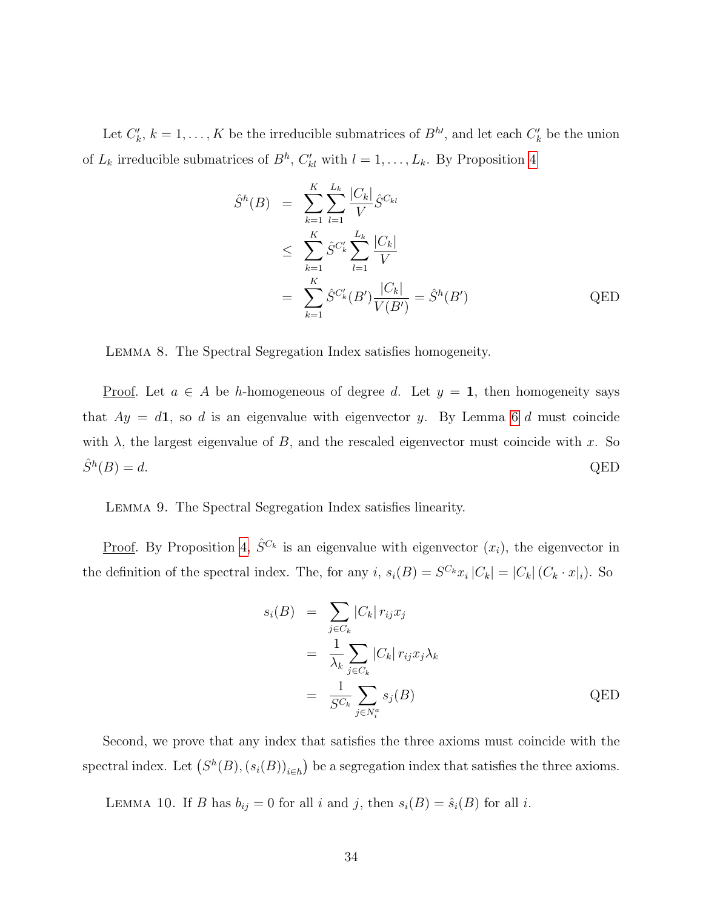Let $C'_k$, $k = 1, \ldots, K$ be the irreducible submatrices of $B^{h\prime}$, and let each $C'_k$ be the union of $L_k$ irreducible submatrices of $B^h$, $C'_{kl}$ with $l = 1, \ldots, L_k$. By Proposition 4

$$
\begin{aligned}
\hat{S}^h(B) &= \sum_{k=1}^{K} \sum_{l=1}^{L_k} \frac{|C_k|}{V} \hat{S}^{C_{kl}} \\
&\leq \sum_{k=1}^{K} \hat{S}^{C'_k} \sum_{l=1}^{L_k} \frac{|C_k|}{V} \\
&= \sum_{k=1}^{K} \hat{S}^{C'_k}(B') \frac{|C_k|}{V(B')} = \hat{S}^h(B')
\end{aligned}
$$

QED

Lemma 8. The Spectral Segregation Index satisfies homogeneity.

Proof. Let $a \in A$ be $h$-homogeneous of degree $d$. Let $y = \mathbf{1}$, then homogeneity says that $Ay = d\mathbf{1}$, so $d$ is an eigenvalue with eigenvector $y$. By Lemma 6 $d$ must coincide with $\lambda$, the largest eigenvalue of $B$, and the rescaled eigenvector must coincide with $x$. So $\hat{S}^h(B) = d$. QED

Lemma 9. The Spectral Segregation Index satisfies linearity.

Proof. By Proposition 4, $\hat{S}^{C_k}$ is an eigenvalue with eigenvector $(x_i)$, the eigenvector in the definition of the spectral index. The, for any $i$, $s_i(B) = S^{C_k} x_i |C_k| = |C_k| (C_k \cdot x|_i)$. So

$$
\begin{aligned}
s_i(B) &= \sum_{j \in C_k} |C_k| \, r_{ij} x_j \\
&= \frac{1}{\lambda_k} \sum_{j \in C_k} |C_k| \, r_{ij} x_j \lambda_k \\
&= \frac{1}{S^{C_k}} \sum_{j \in N_i^a} s_j(B)
\end{aligned}
$$

QED

Second, we prove that any index that satisfies the three axioms must coincide with the spectral index. Let $\left(S^h(B), (s_i(B))_{i \in h}\right)$ be a segregation index that satisfies the three axioms.

Lemma 10. If $B$ has $b_{ij} = 0$ for all $i$ and $j$, then $s_i(B) = \hat{s}_i(B)$ for all $i$.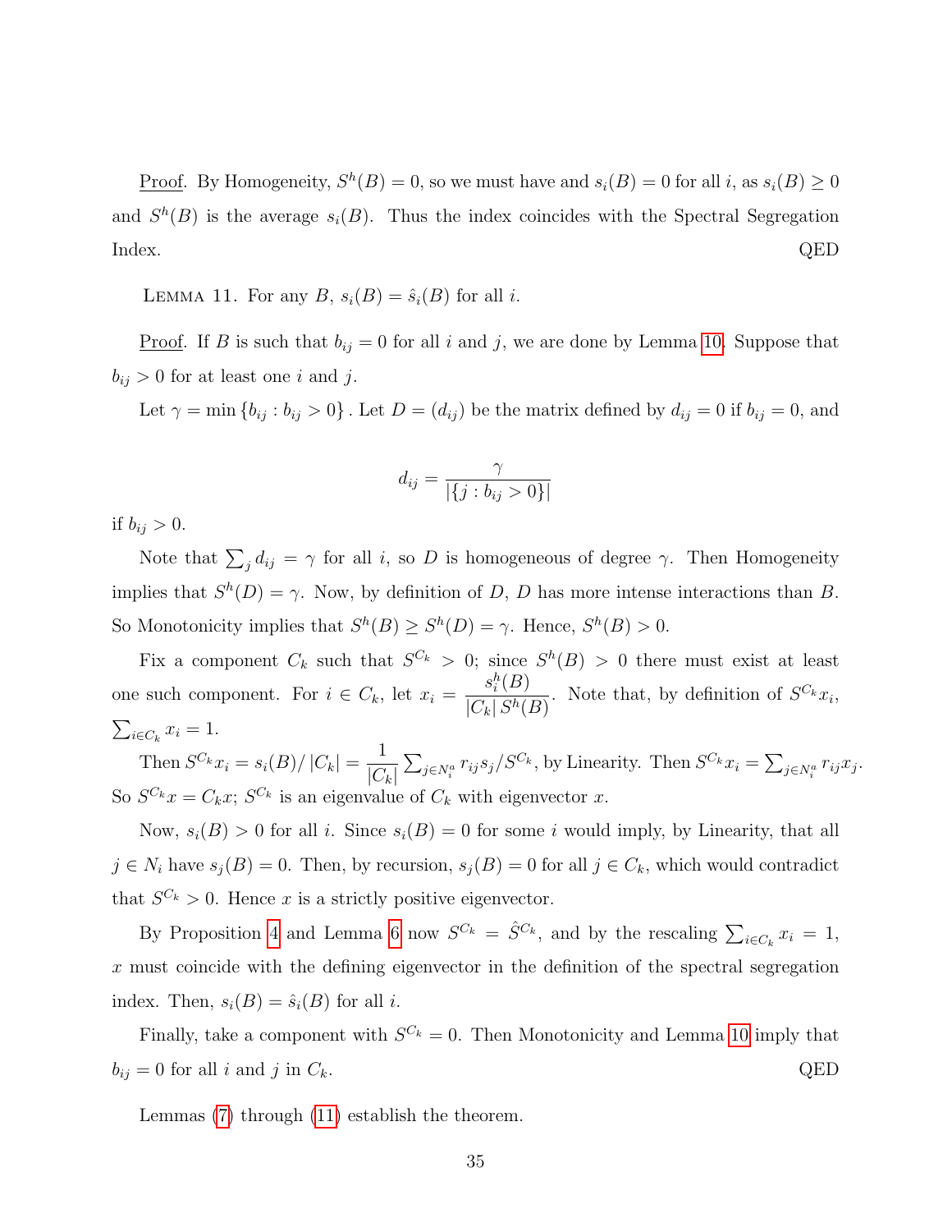Proof. By Homogeneity, $S^h(B) = 0$, so we must have and $s_i(B) = 0$ for all $i$, as $s_i(B) \geq 0$ and $S^h(B)$ is the average $s_i(B)$. Thus the index coincides with the Spectral Segregation Index. QED

LEMMA 11. For any $B$, $s_i(B) = \hat{s}_i(B)$ for all $i$.

Proof. If $B$ is such that $b_{ij} = 0$ for all $i$ and $j$, we are done by Lemma 10. Suppose that $b_{ij} > 0$ for at least one $i$ and $j$.

Let $\gamma = \min\{b_{ij} : b_{ij} > 0\}$. Let $D = (d_{ij})$ be the matrix defined by $d_{ij} = 0$ if $b_{ij} = 0$, and

$$d_{ij} = \frac{\gamma}{|\{j : b_{ij} > 0\}|}$$

if $b_{ij} > 0$.

Note that $\sum_j d_{ij} = \gamma$ for all $i$, so $D$ is homogeneous of degree $\gamma$. Then Homogeneity implies that $S^h(D) = \gamma$. Now, by definition of $D$, $D$ has more intense interactions than $B$. So Monotonicity implies that $S^h(B) \geq S^h(D) = \gamma$. Hence, $S^h(B) > 0$.

Fix a component $C_k$ such that $S^{C_k} > 0$; since $S^h(B) > 0$ there must exist at least one such component. For $i \in C_k$, let $x_i = \dfrac{s_i^h(B)}{|C_k|\, S^h(B)}$. Note that, by definition of $S^{C_k} x_i$, $\sum_{i \in C_k} x_i = 1$.

Then $S^{C_k} x_i = s_i(B)/|C_k| = \dfrac{1}{|C_k|} \sum_{j \in N_i^a} r_{ij} s_j / S^{C_k}$, by Linearity. Then $S^{C_k} x_i = \sum_{j \in N_i^a} r_{ij} x_j$. So $S^{C_k} x = C_k x$; $S^{C_k}$ is an eigenvalue of $C_k$ with eigenvector $x$.

Now, $s_i(B) > 0$ for all $i$. Since $s_i(B) = 0$ for some $i$ would imply, by Linearity, that all $j \in N_i$ have $s_j(B) = 0$. Then, by recursion, $s_j(B) = 0$ for all $j \in C_k$, which would contradict that $S^{C_k} > 0$. Hence $x$ is a strictly positive eigenvector.

By Proposition 4 and Lemma 6 now $S^{C_k} = \hat{S}^{C_k}$, and by the rescaling $\sum_{i \in C_k} x_i = 1$, $x$ must coincide with the defining eigenvector in the definition of the spectral segregation index. Then, $s_i(B) = \hat{s}_i(B)$ for all $i$.

Finally, take a component with $S^{C_k} = 0$. Then Monotonicity and Lemma 10 imply that $b_{ij} = 0$ for all $i$ and $j$ in $C_k$. QED

Lemmas (7) through (11) establish the theorem.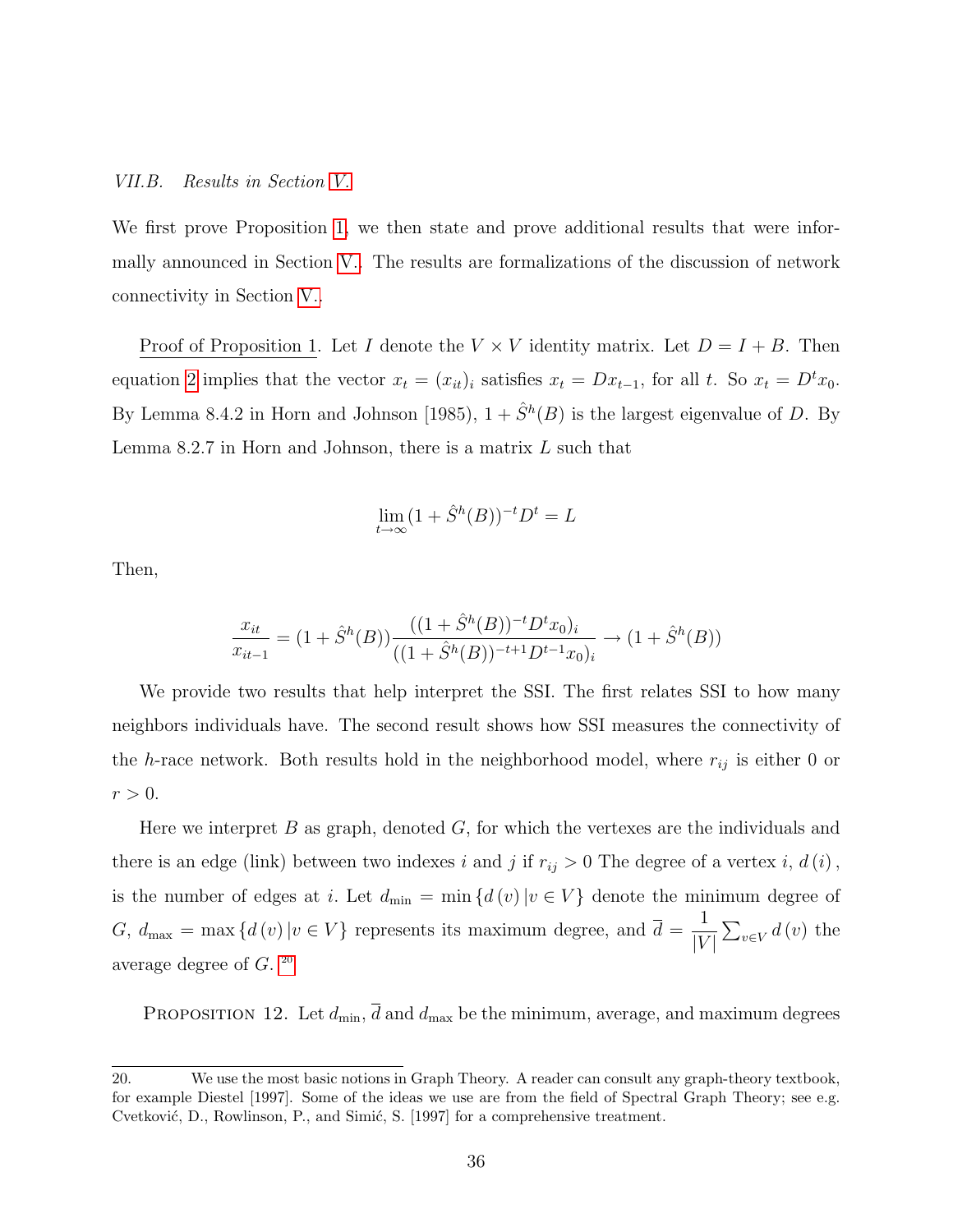*VII.B. Results in Section V.*

We first prove Proposition 1, we then state and prove additional results that were informally announced in Section V.. The results are formalizations of the discussion of network connectivity in Section V..

Proof of Proposition 1. Let $I$ denote the $V \times V$ identity matrix. Let $D = I + B$. Then equation 2 implies that the vector $x_t = (x_{it})_i$ satisfies $x_t = Dx_{t-1}$, for all $t$. So $x_t = D^t x_0$. By Lemma 8.4.2 in Horn and Johnson [1985], $1 + \hat{S}^h(B)$ is the largest eigenvalue of $D$. By Lemma 8.2.7 in Horn and Johnson, there is a matrix $L$ such that

$$\lim_{t\to\infty}(1 + \hat{S}^h(B))^{-t}D^t = L$$

Then,

$$\frac{x_{it}}{x_{it-1}} = (1 + \hat{S}^h(B))\frac{((1 + \hat{S}^h(B))^{-t}D^t x_0)_i}{((1 + \hat{S}^h(B))^{-t+1}D^{t-1}x_0)_i} \to (1 + \hat{S}^h(B))$$

We provide two results that help interpret the SSI. The first relates SSI to how many neighbors individuals have. The second result shows how SSI measures the connectivity of the $h$-race network. Both results hold in the neighborhood model, where $r_{ij}$ is either 0 or $r > 0$.

Here we interpret $B$ as graph, denoted $G$, for which the vertexes are the individuals and there is an edge (link) between two indexes $i$ and $j$ if $r_{ij} > 0$ The degree of a vertex $i$, $d(i)$, is the number of edges at $i$. Let $d_{\min} = \min\{d(v) | v \in V\}$ denote the minimum degree of $G$, $d_{\max} = \max\{d(v) | v \in V\}$ represents its maximum degree, and $\overline{d} = \frac{1}{|V|}\sum_{v\in V} d(v)$ the average degree of $G$. [20]

PROPOSITION 12. Let $d_{\min}$, $\overline{d}$ and $d_{\max}$ be the minimum, average, and maximum degrees

20. We use the most basic notions in Graph Theory. A reader can consult any graph-theory textbook, for example Diestel [1997]. Some of the ideas we use are from the field of Spectral Graph Theory; see e.g. Cvetković, D., Rowlinson, P., and Simić, S. [1997] for a comprehensive treatment.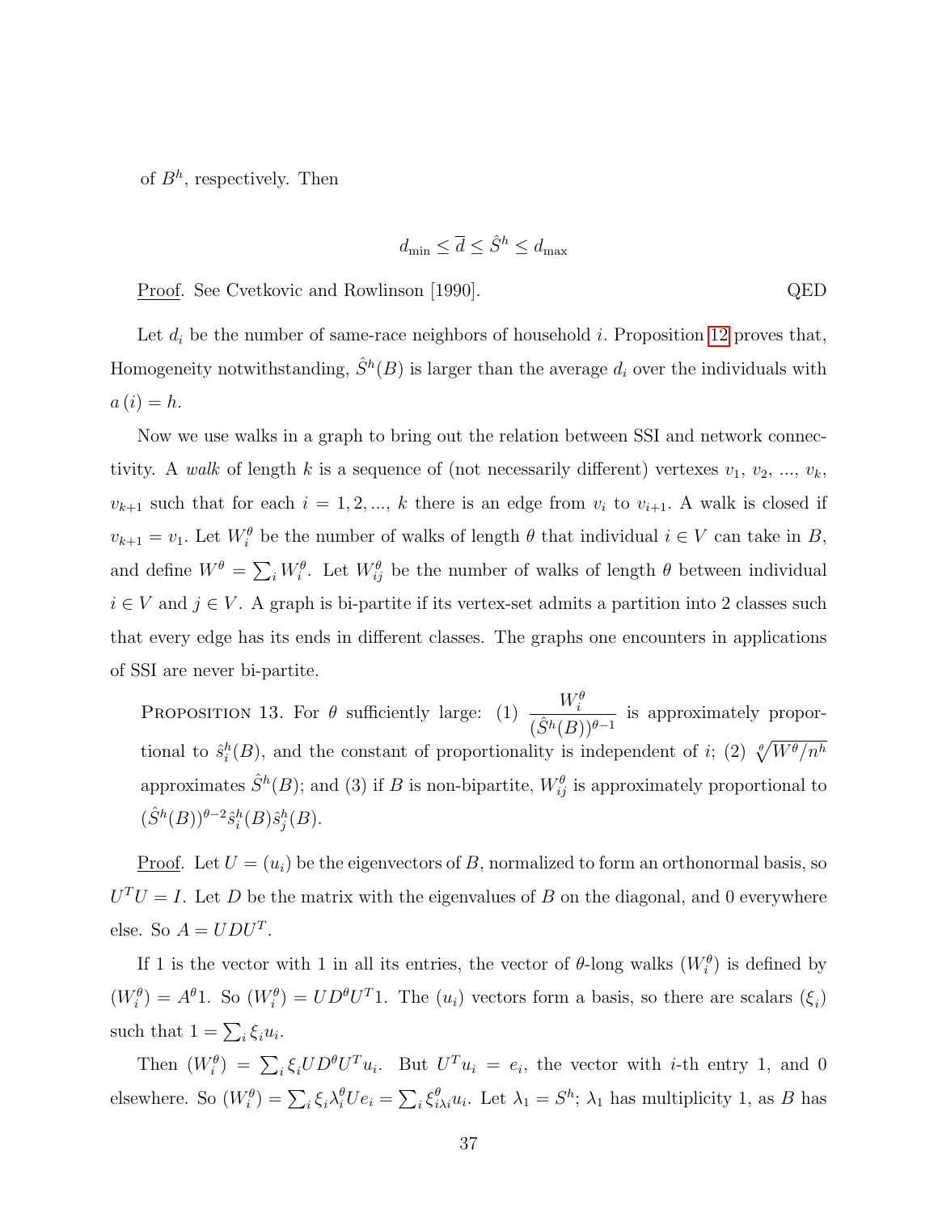of $B^h$, respectively. Then

$$d_{\min} \leq \overline{d} \leq \hat{S}^h \leq d_{\max}$$

Proof. See Cvetkovic and Rowlinson [1990]. QED

Let $d_i$ be the number of same-race neighbors of household $i$. Proposition 12 proves that, Homogeneity notwithstanding, $\hat{S}^h(B)$ is larger than the average $d_i$ over the individuals with $a(i) = h$.

Now we use walks in a graph to bring out the relation between SSI and network connectivity. A *walk* of length $k$ is a sequence of (not necessarily different) vertexes $v_1$, $v_2$, ..., $v_k$, $v_{k+1}$ such that for each $i = 1, 2, ..., k$ there is an edge from $v_i$ to $v_{i+1}$. A walk is closed if $v_{k+1} = v_1$. Let $W_i^\theta$ be the number of walks of length $\theta$ that individual $i \in V$ can take in $B$, and define $W^\theta = \sum_i W_i^\theta$. Let $W_{ij}^\theta$ be the number of walks of length $\theta$ between individual $i \in V$ and $j \in V$. A graph is bi-partite if its vertex-set admits a partition into 2 classes such that every edge has its ends in different classes. The graphs one encounters in applications of SSI are never bi-partite.

Proposition 13. For $\theta$ sufficiently large: (1) $\dfrac{W_i^\theta}{(\hat{S}^h(B))^{\theta-1}}$ is approximately proportional to $\hat{s}_i^h(B)$, and the constant of proportionality is independent of $i$; (2) $\sqrt[\theta]{W^\theta / n^h}$ approximates $\hat{S}^h(B)$; and (3) if $B$ is non-bipartite, $W_{ij}^\theta$ is approximately proportional to $(\hat{S}^h(B))^{\theta-2}\hat{s}_i^h(B)\hat{s}_j^h(B)$.

Proof. Let $U = (u_i)$ be the eigenvectors of $B$, normalized to form an orthonormal basis, so $U^T U = I$. Let $D$ be the matrix with the eigenvalues of $B$ on the diagonal, and 0 everywhere else. So $A = UDU^T$.

If 1 is the vector with 1 in all its entries, the vector of $\theta$-long walks $(W_i^\theta)$ is defined by $(W_i^\theta) = A^\theta 1$. So $(W_i^\theta) = UD^\theta U^T 1$. The $(u_i)$ vectors form a basis, so there are scalars $(\xi_i)$ such that $1 = \sum_i \xi_i u_i$.

Then $(W_i^\theta) = \sum_i \xi_i UD^\theta U^T u_i$. But $U^T u_i = e_i$, the vector with $i$-th entry 1, and 0 elsewhere. So $(W_i^\theta) = \sum_i \xi_i \lambda_i^\theta U e_i = \sum_i \xi_{i\lambda i}^\theta u_i$. Let $\lambda_1 = S^h$; $\lambda_1$ has multiplicity 1, as $B$ has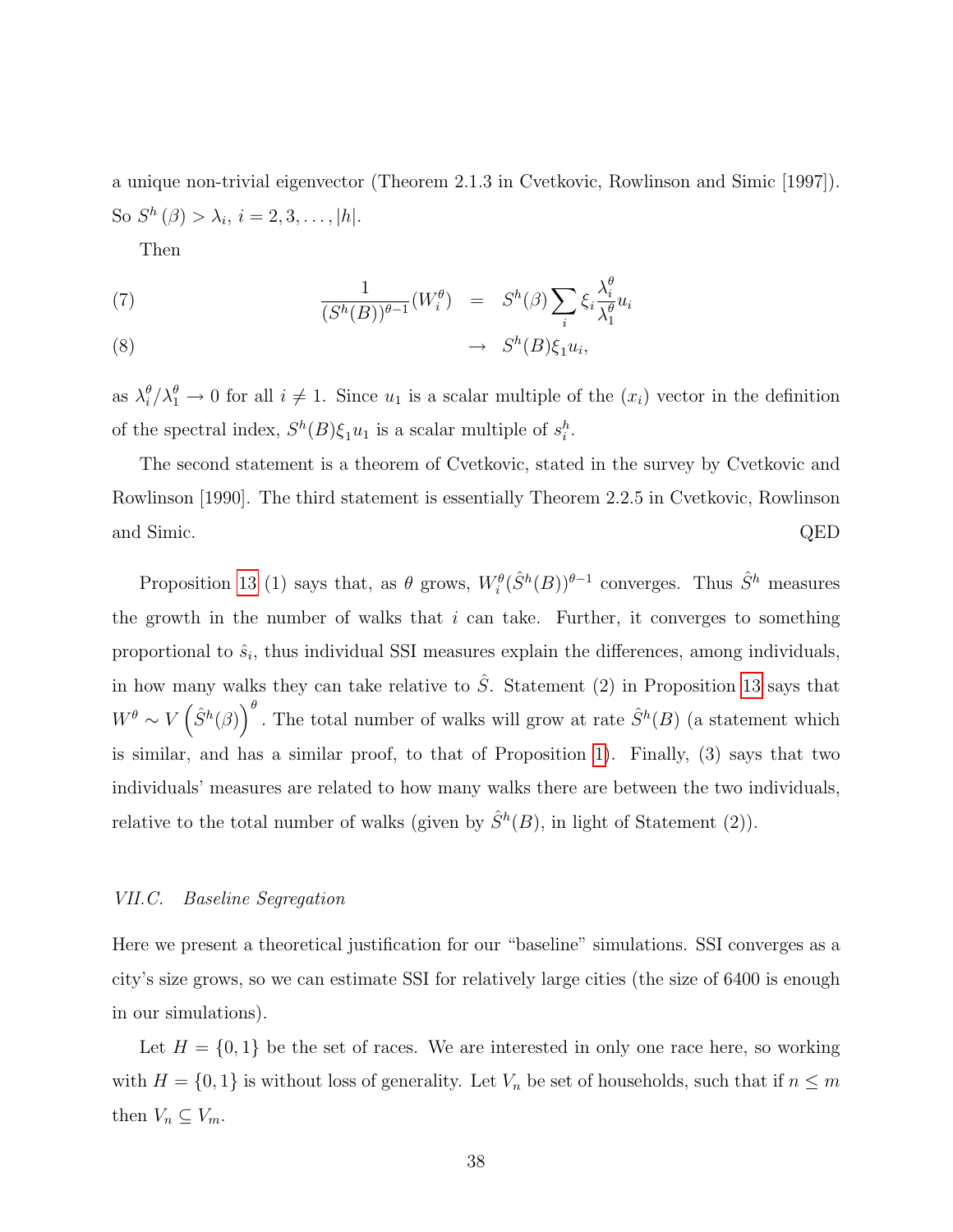a unique non-trivial eigenvector (Theorem 2.1.3 in Cvetkovic, Rowlinson and Simic [1997]). So $S^h(\beta) > \lambda_i$, $i = 2, 3, \ldots, |h|$.

Then

$$\frac{1}{(S^h(B))^{\theta-1}}(W_i^\theta) = S^h(\beta)\sum_i \xi_i \frac{\lambda_i^\theta}{\lambda_1^\theta} u_i \tag{7}$$

$$\rightarrow S^h(B)\xi_1 u_i, \tag{8}$$

as $\lambda_i^\theta / \lambda_1^\theta \to 0$ for all $i \neq 1$. Since $u_1$ is a scalar multiple of the $(x_i)$ vector in the definition of the spectral index, $S^h(B)\xi_1 u_1$ is a scalar multiple of $s_i^h$.

The second statement is a theorem of Cvetkovic, stated in the survey by Cvetkovic and Rowlinson [1990]. The third statement is essentially Theorem 2.2.5 in Cvetkovic, Rowlinson and Simic. QED

Proposition 13 (1) says that, as $\theta$ grows, $W_i^\theta(\hat{S}^h(B))^{\theta-1}$ converges. Thus $\hat{S}^h$ measures the growth in the number of walks that $i$ can take. Further, it converges to something proportional to $\hat{s}_i$, thus individual SSI measures explain the differences, among individuals, in how many walks they can take relative to $\hat{S}$. Statement (2) in Proposition 13 says that $W^\theta \sim V\left(\hat{S}^h(\beta)\right)^\theta$. The total number of walks will grow at rate $\hat{S}^h(B)$ (a statement which is similar, and has a similar proof, to that of Proposition 1). Finally, (3) says that two individuals' measures are related to how many walks there are between the two individuals, relative to the total number of walks (given by $\hat{S}^h(B)$, in light of Statement (2)).

### *VII.C. Baseline Segregation*

Here we present a theoretical justification for our "baseline" simulations. SSI converges as a city's size grows, so we can estimate SSI for relatively large cities (the size of 6400 is enough in our simulations).

Let $H = \{0, 1\}$ be the set of races. We are interested in only one race here, so working with $H = \{0, 1\}$ is without loss of generality. Let $V_n$ be set of households, such that if $n \leq m$ then $V_n \subseteq V_m$.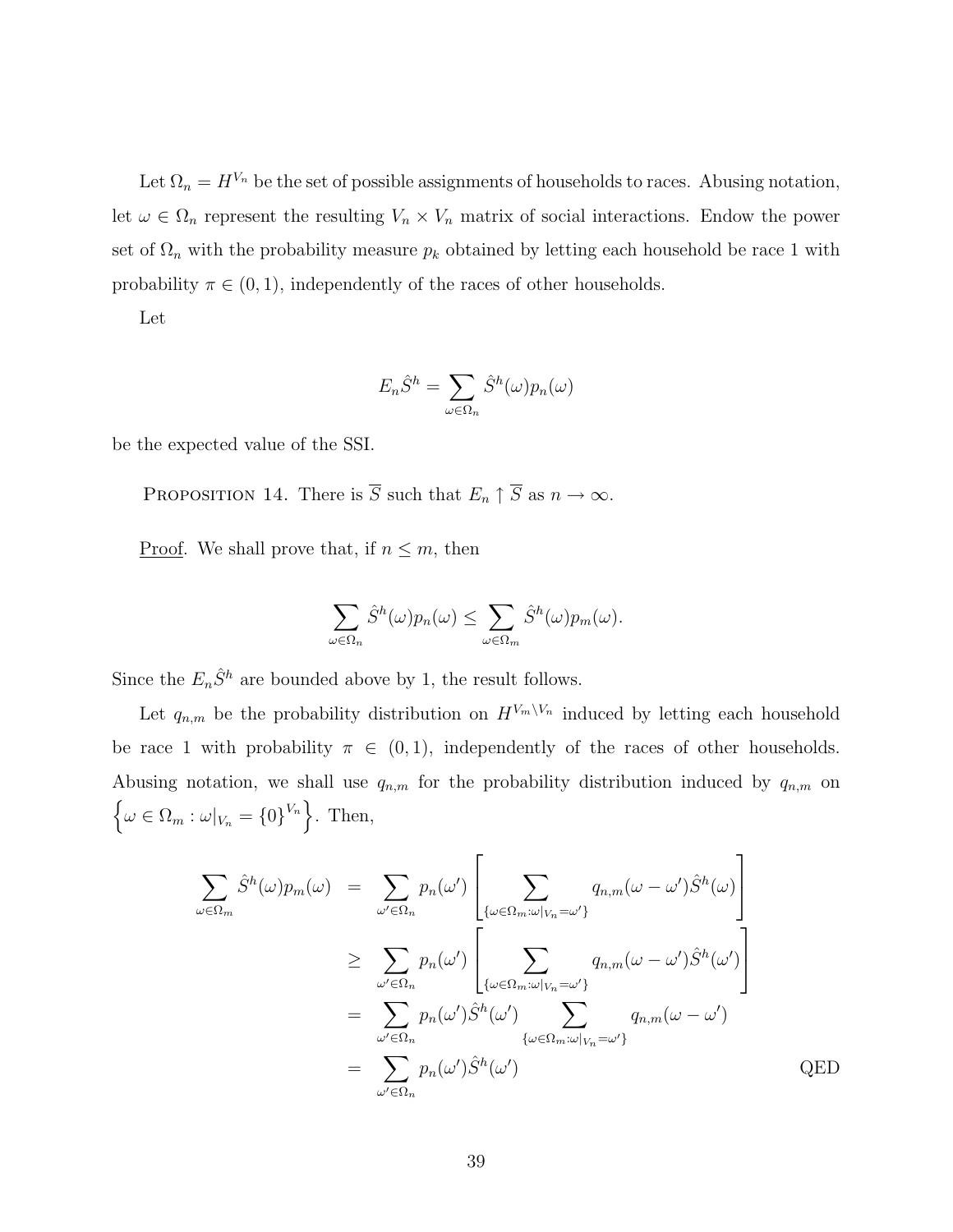Let $\Omega_n = H^{V_n}$ be the set of possible assignments of households to races. Abusing notation, let $\omega \in \Omega_n$ represent the resulting $V_n \times V_n$ matrix of social interactions. Endow the power set of $\Omega_n$ with the probability measure $p_k$ obtained by letting each household be race 1 with probability $\pi \in (0, 1)$, independently of the races of other households.

Let

$$E_n \hat{S}^h = \sum_{\omega \in \Omega_n} \hat{S}^h(\omega) p_n(\omega)$$

be the expected value of the SSI.

Proposition 14. There is $\overline{S}$ such that $E_n \uparrow \overline{S}$ as $n \to \infty$.

Proof. We shall prove that, if $n \leq m$, then

$$\sum_{\omega \in \Omega_n} \hat{S}^h(\omega) p_n(\omega) \leq \sum_{\omega \in \Omega_m} \hat{S}^h(\omega) p_m(\omega).$$

Since the $E_n \hat{S}^h$ are bounded above by 1, the result follows.

Let $q_{n,m}$ be the probability distribution on $H^{V_m \setminus V_n}$ induced by letting each household be race 1 with probability $\pi \in (0, 1)$, independently of the races of other households. Abusing notation, we shall use $q_{n,m}$ for the probability distribution induced by $q_{n,m}$ on $\left\{\omega \in \Omega_m : \omega|_{V_n} = \{0\}^{V_n}\right\}$. Then,

$$\begin{aligned}
\sum_{\omega \in \Omega_m} \hat{S}^h(\omega) p_m(\omega) &= \sum_{\omega' \in \Omega_n} p_n(\omega') \left[ \sum_{\{\omega \in \Omega_m : \omega|_{V_n} = \omega'\}} q_{n,m}(\omega - \omega') \hat{S}^h(\omega) \right] \\
&\geq \sum_{\omega' \in \Omega_n} p_n(\omega') \left[ \sum_{\{\omega \in \Omega_m : \omega|_{V_n} = \omega'\}} q_{n,m}(\omega - \omega') \hat{S}^h(\omega') \right] \\
&= \sum_{\omega' \in \Omega_n} p_n(\omega') \hat{S}^h(\omega') \sum_{\{\omega \in \Omega_m : \omega|_{V_n} = \omega'\}} q_{n,m}(\omega - \omega') \\
&= \sum_{\omega' \in \Omega_n} p_n(\omega') \hat{S}^h(\omega')
\end{aligned}$$

QED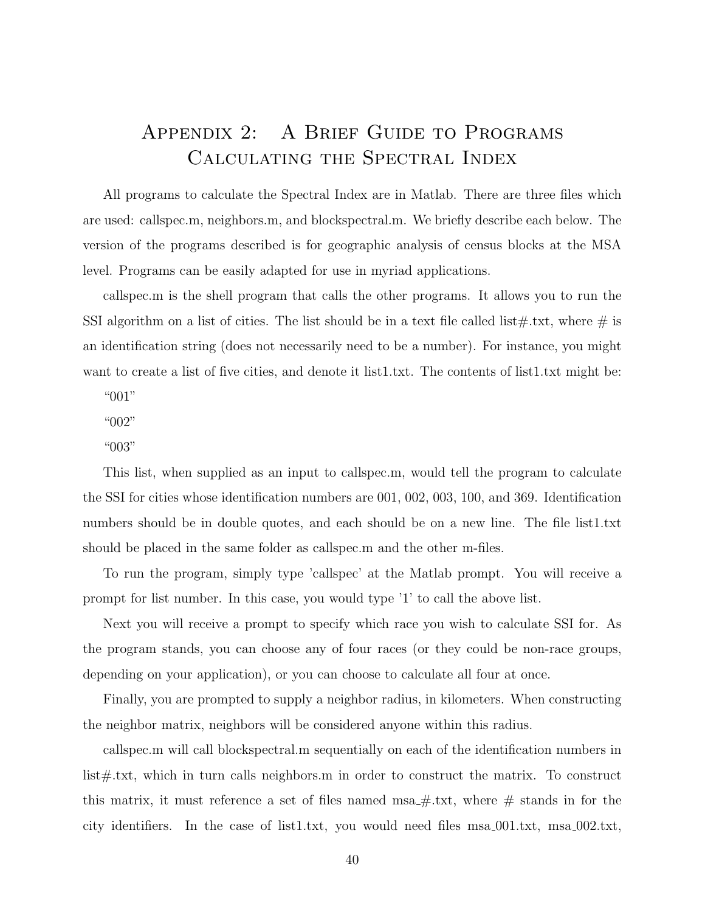# Appendix 2: A Brief Guide to Programs Calculating the Spectral Index

All programs to calculate the Spectral Index are in Matlab. There are three files which are used: callspec.m, neighbors.m, and blockspectral.m. We briefly describe each below. The version of the programs described is for geographic analysis of census blocks at the MSA level. Programs can be easily adapted for use in myriad applications.

callspec.m is the shell program that calls the other programs. It allows you to run the SSI algorithm on a list of cities. The list should be in a text file called list#.txt, where # is an identification string (does not necessarily need to be a number). For instance, you might want to create a list of five cities, and denote it list1.txt. The contents of list1.txt might be:

"001"

"002"

"003"

This list, when supplied as an input to callspec.m, would tell the program to calculate the SSI for cities whose identification numbers are 001, 002, 003, 100, and 369. Identification numbers should be in double quotes, and each should be on a new line. The file list1.txt should be placed in the same folder as callspec.m and the other m-files.

To run the program, simply type 'callspec' at the Matlab prompt. You will receive a prompt for list number. In this case, you would type '1' to call the above list.

Next you will receive a prompt to specify which race you wish to calculate SSI for. As the program stands, you can choose any of four races (or they could be non-race groups, depending on your application), or you can choose to calculate all four at once.

Finally, you are prompted to supply a neighbor radius, in kilometers. When constructing the neighbor matrix, neighbors will be considered anyone within this radius.

callspec.m will call blockspectral.m sequentially on each of the identification numbers in list#.txt, which in turn calls neighbors.m in order to construct the matrix. To construct this matrix, it must reference a set of files named msa_#.txt, where # stands in for the city identifiers. In the case of list1.txt, you would need files msa_001.txt, msa_002.txt,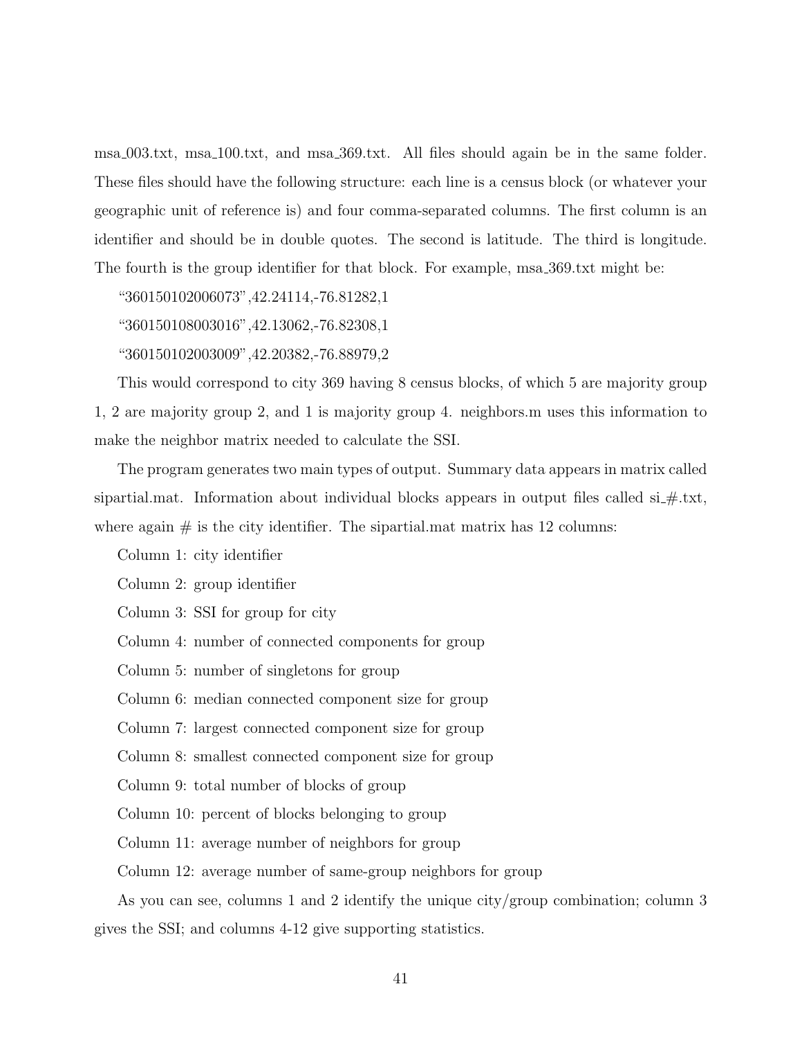msa_003.txt, msa_100.txt, and msa_369.txt. All files should again be in the same folder. These files should have the following structure: each line is a census block (or whatever your geographic unit of reference is) and four comma-separated columns. The first column is an identifier and should be in double quotes. The second is latitude. The third is longitude. The fourth is the group identifier for that block. For example, msa_369.txt might be:

"360150102006073",42.24114,-76.81282,1

"360150108003016",42.13062,-76.82308,1

"360150102003009",42.20382,-76.88979,2

This would correspond to city 369 having 8 census blocks, of which 5 are majority group 1, 2 are majority group 2, and 1 is majority group 4. neighbors.m uses this information to make the neighbor matrix needed to calculate the SSI.

The program generates two main types of output. Summary data appears in matrix called sipartial.mat. Information about individual blocks appears in output files called si_#.txt, where again # is the city identifier. The sipartial.mat matrix has 12 columns:

Column 1: city identifier

Column 2: group identifier

Column 3: SSI for group for city

Column 4: number of connected components for group

Column 5: number of singletons for group

Column 6: median connected component size for group

Column 7: largest connected component size for group

Column 8: smallest connected component size for group

Column 9: total number of blocks of group

Column 10: percent of blocks belonging to group

Column 11: average number of neighbors for group

Column 12: average number of same-group neighbors for group

As you can see, columns 1 and 2 identify the unique city/group combination; column 3 gives the SSI; and columns 4-12 give supporting statistics.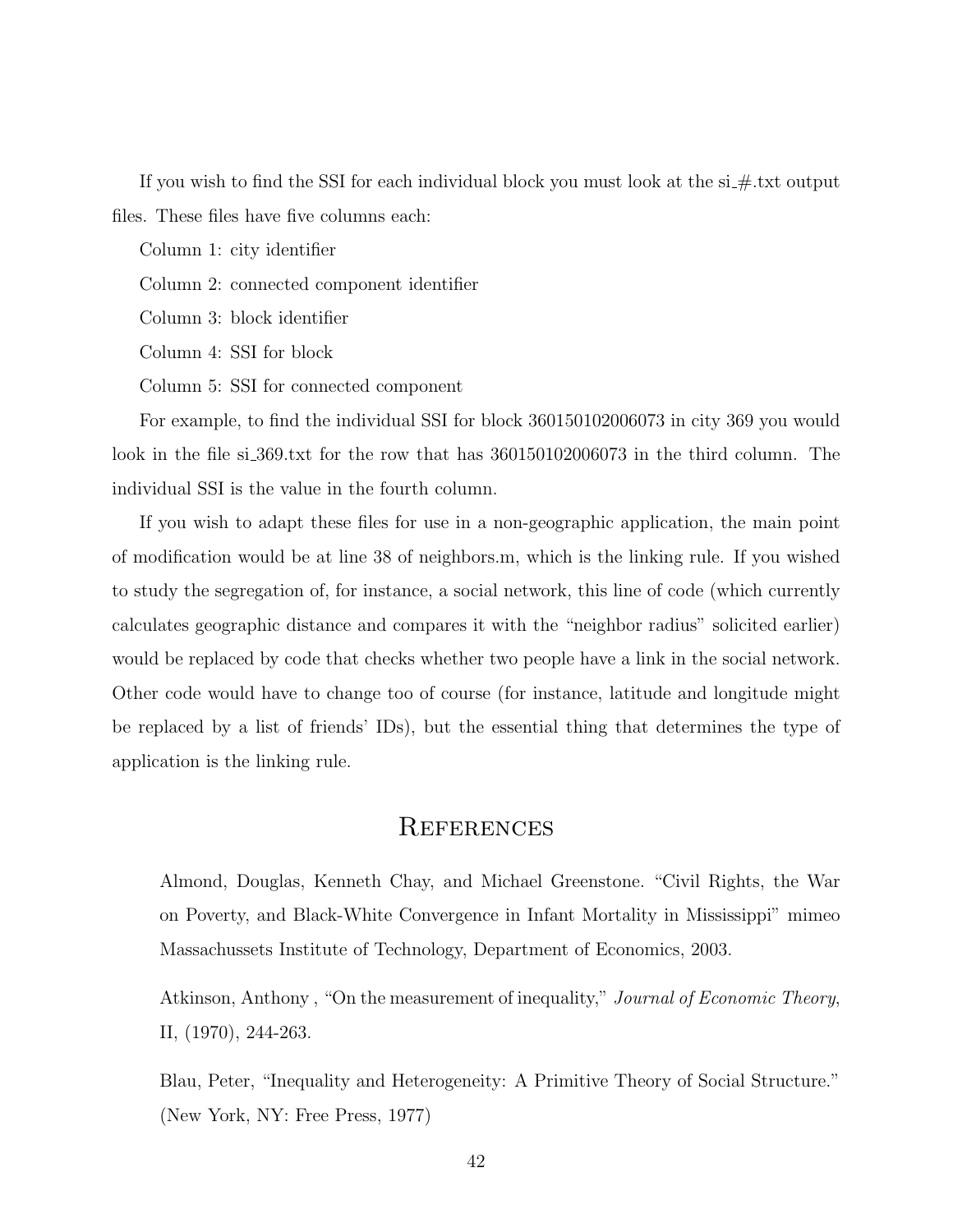If you wish to find the SSI for each individual block you must look at the si_#.txt output files. These files have five columns each:

Column 1: city identifier

Column 2: connected component identifier

Column 3: block identifier

Column 4: SSI for block

Column 5: SSI for connected component

For example, to find the individual SSI for block 360150102006073 in city 369 you would look in the file si_369.txt for the row that has 360150102006073 in the third column. The individual SSI is the value in the fourth column.

If you wish to adapt these files for use in a non-geographic application, the main point of modification would be at line 38 of neighbors.m, which is the linking rule. If you wished to study the segregation of, for instance, a social network, this line of code (which currently calculates geographic distance and compares it with the "neighbor radius" solicited earlier) would be replaced by code that checks whether two people have a link in the social network. Other code would have to change too of course (for instance, latitude and longitude might be replaced by a list of friends' IDs), but the essential thing that determines the type of application is the linking rule.

## References

Almond, Douglas, Kenneth Chay, and Michael Greenstone. "Civil Rights, the War on Poverty, and Black-White Convergence in Infant Mortality in Mississippi" mimeo Massachussets Institute of Technology, Department of Economics, 2003.

Atkinson, Anthony , "On the measurement of inequality," *Journal of Economic Theory*, II, (1970), 244-263.

Blau, Peter, "Inequality and Heterogeneity: A Primitive Theory of Social Structure." (New York, NY: Free Press, 1977)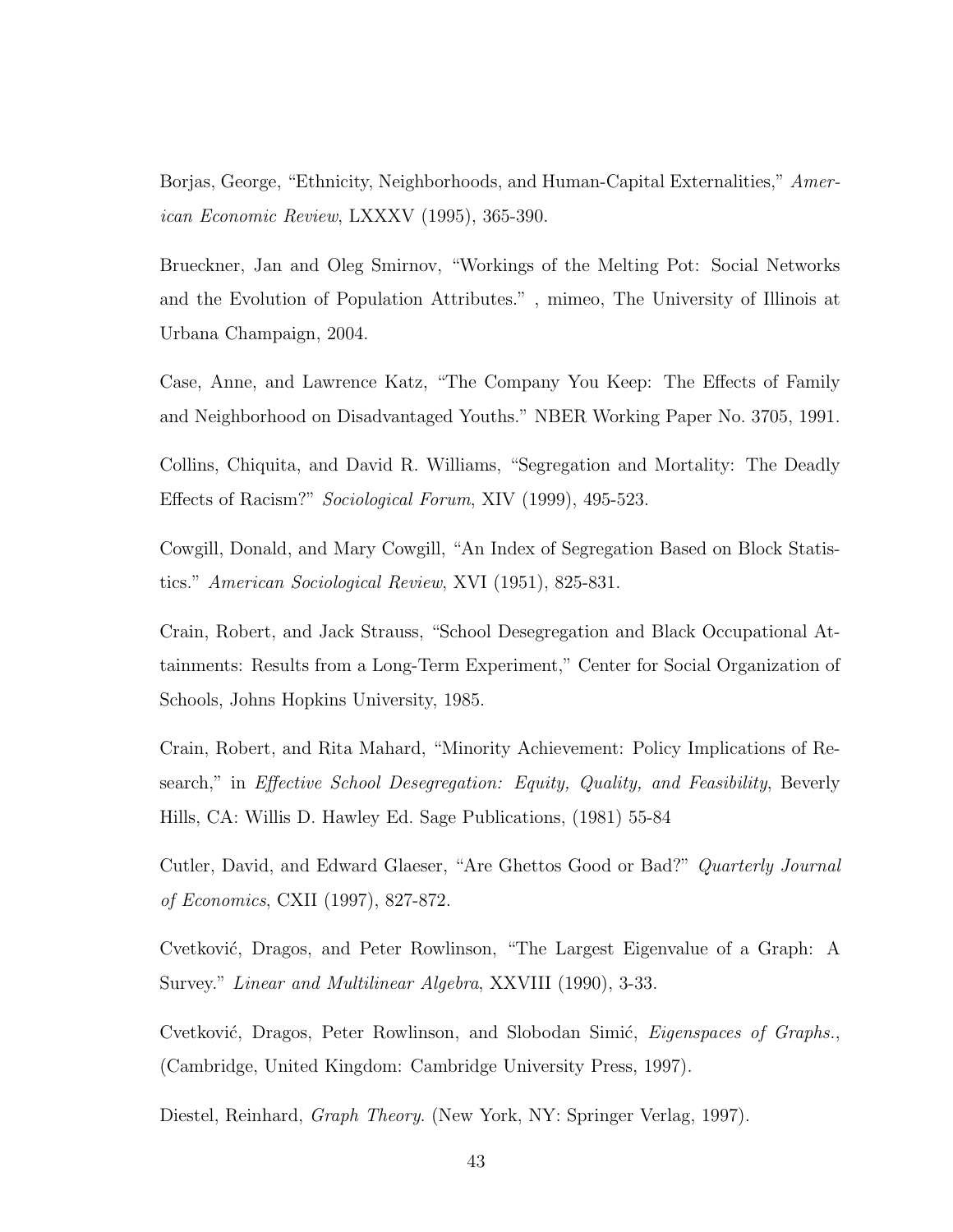Borjas, George, "Ethnicity, Neighborhoods, and Human-Capital Externalities," *American Economic Review*, LXXXV (1995), 365-390.

Brueckner, Jan and Oleg Smirnov, "Workings of the Melting Pot: Social Networks and the Evolution of Population Attributes." , mimeo, The University of Illinois at Urbana Champaign, 2004.

Case, Anne, and Lawrence Katz, "The Company You Keep: The Effects of Family and Neighborhood on Disadvantaged Youths." NBER Working Paper No. 3705, 1991.

Collins, Chiquita, and David R. Williams, "Segregation and Mortality: The Deadly Effects of Racism?" *Sociological Forum*, XIV (1999), 495-523.

Cowgill, Donald, and Mary Cowgill, "An Index of Segregation Based on Block Statistics." *American Sociological Review*, XVI (1951), 825-831.

Crain, Robert, and Jack Strauss, "School Desegregation and Black Occupational Attainments: Results from a Long-Term Experiment," Center for Social Organization of Schools, Johns Hopkins University, 1985.

Crain, Robert, and Rita Mahard, "Minority Achievement: Policy Implications of Research," in *Effective School Desegregation: Equity, Quality, and Feasibility*, Beverly Hills, CA: Willis D. Hawley Ed. Sage Publications, (1981) 55-84

Cutler, David, and Edward Glaeser, "Are Ghettos Good or Bad?" *Quarterly Journal of Economics*, CXII (1997), 827-872.

Cvetković, Dragos, and Peter Rowlinson, "The Largest Eigenvalue of a Graph: A Survey." *Linear and Multilinear Algebra*, XXVIII (1990), 3-33.

Cvetković, Dragos, Peter Rowlinson, and Slobodan Simić, *Eigenspaces of Graphs.*, (Cambridge, United Kingdom: Cambridge University Press, 1997).

Diestel, Reinhard, *Graph Theory.* (New York, NY: Springer Verlag, 1997).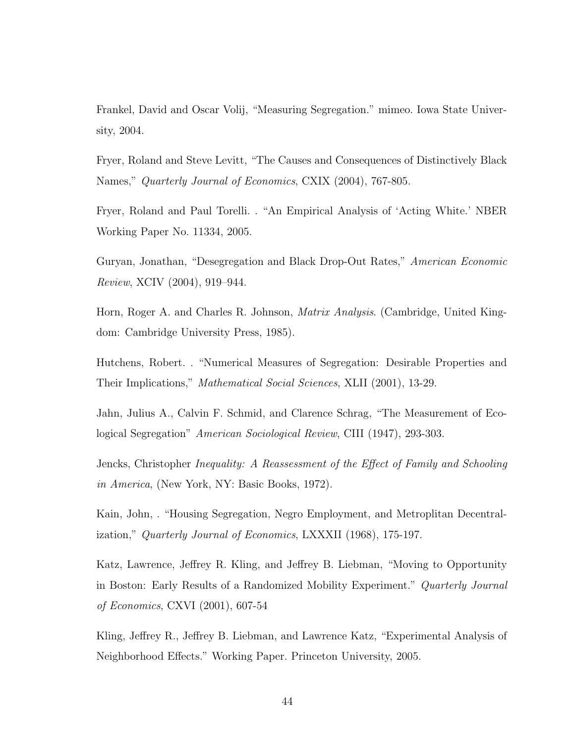Frankel, David and Oscar Volij, "Measuring Segregation." mimeo. Iowa State University, 2004.

Fryer, Roland and Steve Levitt, "The Causes and Consequences of Distinctively Black Names," *Quarterly Journal of Economics*, CXIX (2004), 767-805.

Fryer, Roland and Paul Torelli. . "An Empirical Analysis of 'Acting White.' NBER Working Paper No. 11334, 2005.

Guryan, Jonathan, "Desegregation and Black Drop-Out Rates," *American Economic Review*, XCIV (2004), 919–944.

Horn, Roger A. and Charles R. Johnson, *Matrix Analysis*. (Cambridge, United Kingdom: Cambridge University Press, 1985).

Hutchens, Robert. . "Numerical Measures of Segregation: Desirable Properties and Their Implications," *Mathematical Social Sciences*, XLII (2001), 13-29.

Jahn, Julius A., Calvin F. Schmid, and Clarence Schrag, "The Measurement of Ecological Segregation" *American Sociological Review*, CIII (1947), 293-303.

Jencks, Christopher *Inequality: A Reassessment of the Effect of Family and Schooling in America*, (New York, NY: Basic Books, 1972).

Kain, John, . "Housing Segregation, Negro Employment, and Metroplitan Decentralization," *Quarterly Journal of Economics*, LXXXII (1968), 175-197.

Katz, Lawrence, Jeffrey R. Kling, and Jeffrey B. Liebman, "Moving to Opportunity in Boston: Early Results of a Randomized Mobility Experiment." *Quarterly Journal of Economics*, CXVI (2001), 607-54

Kling, Jeffrey R., Jeffrey B. Liebman, and Lawrence Katz, "Experimental Analysis of Neighborhood Effects." Working Paper. Princeton University, 2005.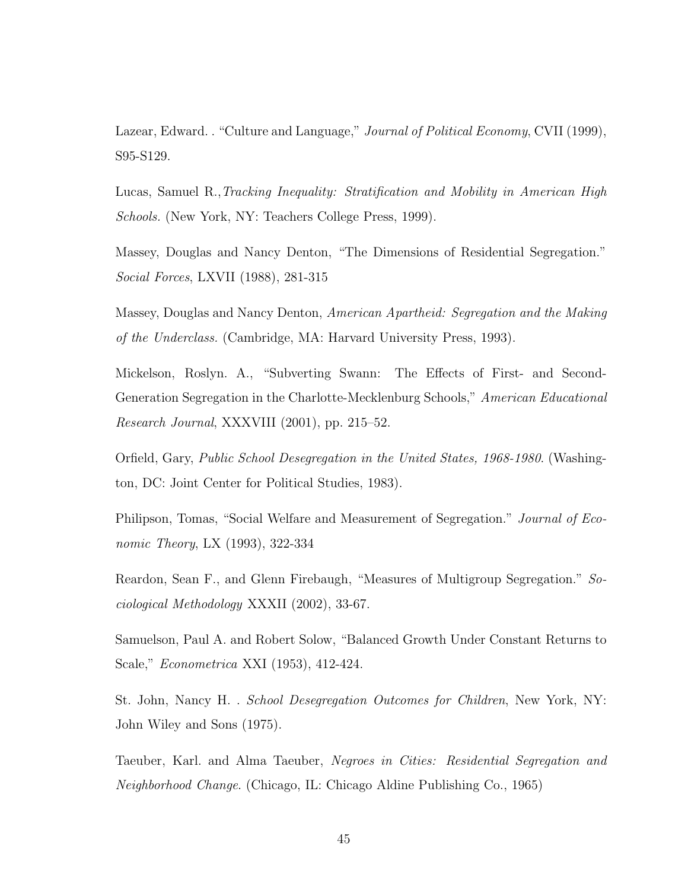Lazear, Edward. . "Culture and Language," *Journal of Political Economy*, CVII (1999), S95-S129.

Lucas, Samuel R.,*Tracking Inequality: Stratification and Mobility in American High Schools.* (New York, NY: Teachers College Press, 1999).

Massey, Douglas and Nancy Denton, "The Dimensions of Residential Segregation." *Social Forces*, LXVII (1988), 281-315

Massey, Douglas and Nancy Denton, *American Apartheid: Segregation and the Making of the Underclass.* (Cambridge, MA: Harvard University Press, 1993).

Mickelson, Roslyn. A., "Subverting Swann: The Effects of First- and Second-Generation Segregation in the Charlotte-Mecklenburg Schools," *American Educational Research Journal*, XXXVIII (2001), pp. 215–52.

Orfield, Gary, *Public School Desegregation in the United States, 1968-1980*. (Washington, DC: Joint Center for Political Studies, 1983).

Philipson, Tomas, "Social Welfare and Measurement of Segregation." *Journal of Economic Theory*, LX (1993), 322-334

Reardon, Sean F., and Glenn Firebaugh, "Measures of Multigroup Segregation." *Sociological Methodology* XXXII (2002), 33-67.

Samuelson, Paul A. and Robert Solow, "Balanced Growth Under Constant Returns to Scale," *Econometrica* XXI (1953), 412-424.

St. John, Nancy H. . *School Desegregation Outcomes for Children*, New York, NY: John Wiley and Sons (1975).

Taeuber, Karl. and Alma Taeuber, *Negroes in Cities: Residential Segregation and Neighborhood Change*. (Chicago, IL: Chicago Aldine Publishing Co., 1965)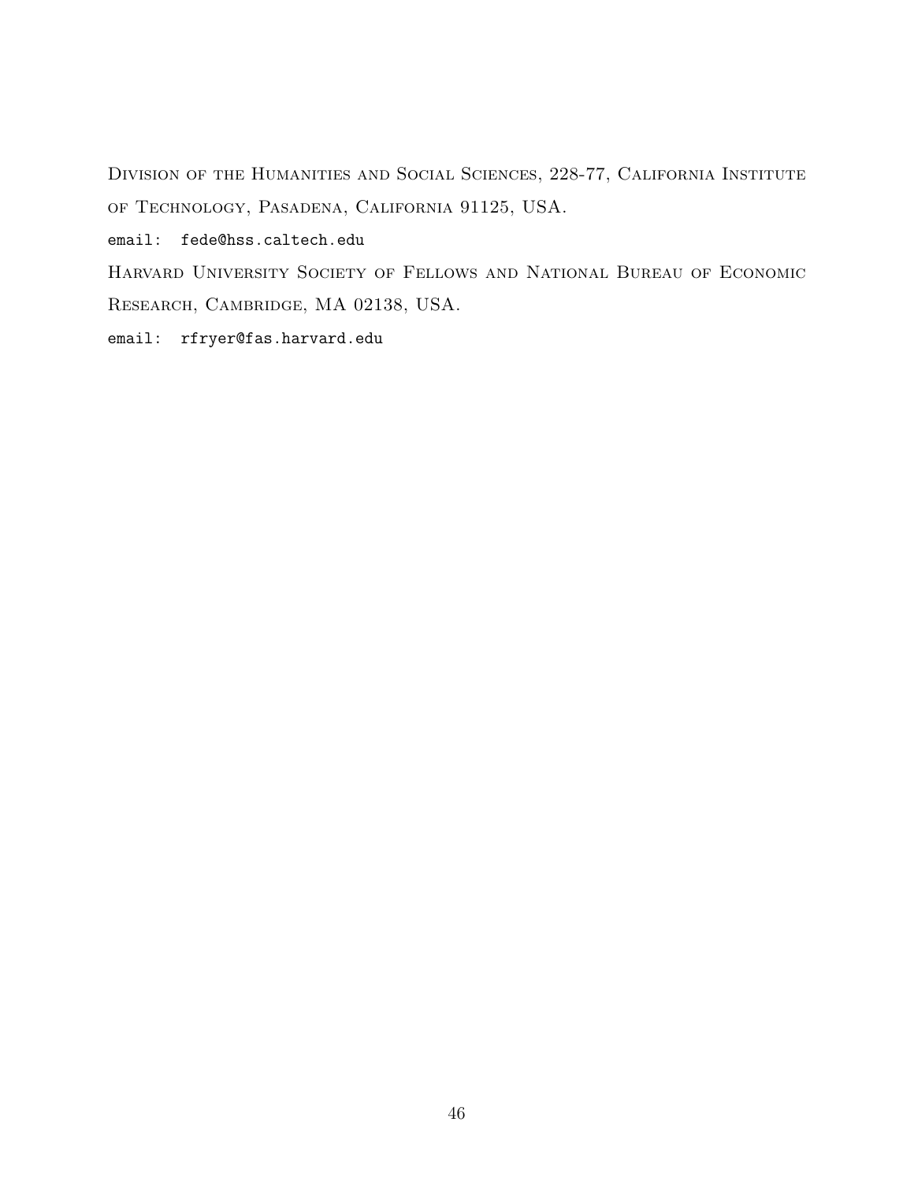Division of the Humanities and Social Sciences, 228-77, California Institute of Technology, Pasadena, California 91125, USA.

email: fede@hss.caltech.edu

Harvard University Society of Fellows and National Bureau of Economic Research, Cambridge, MA 02138, USA.

email: rfryer@fas.harvard.edu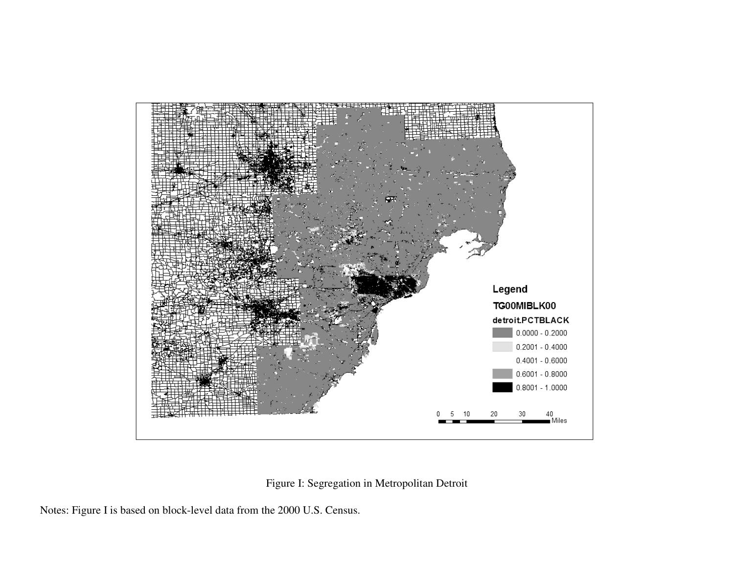Figure I: Segregation in Metropolitan Detroit

Notes: Figure I is based on block-level data from the 2000 U.S. Census.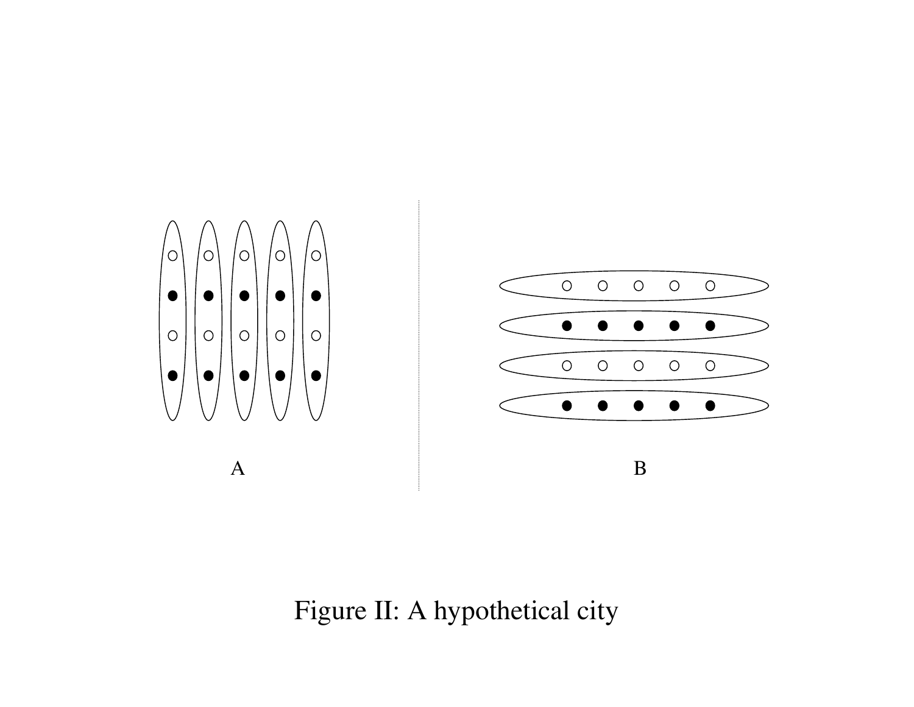A

B

Figure II: A hypothetical city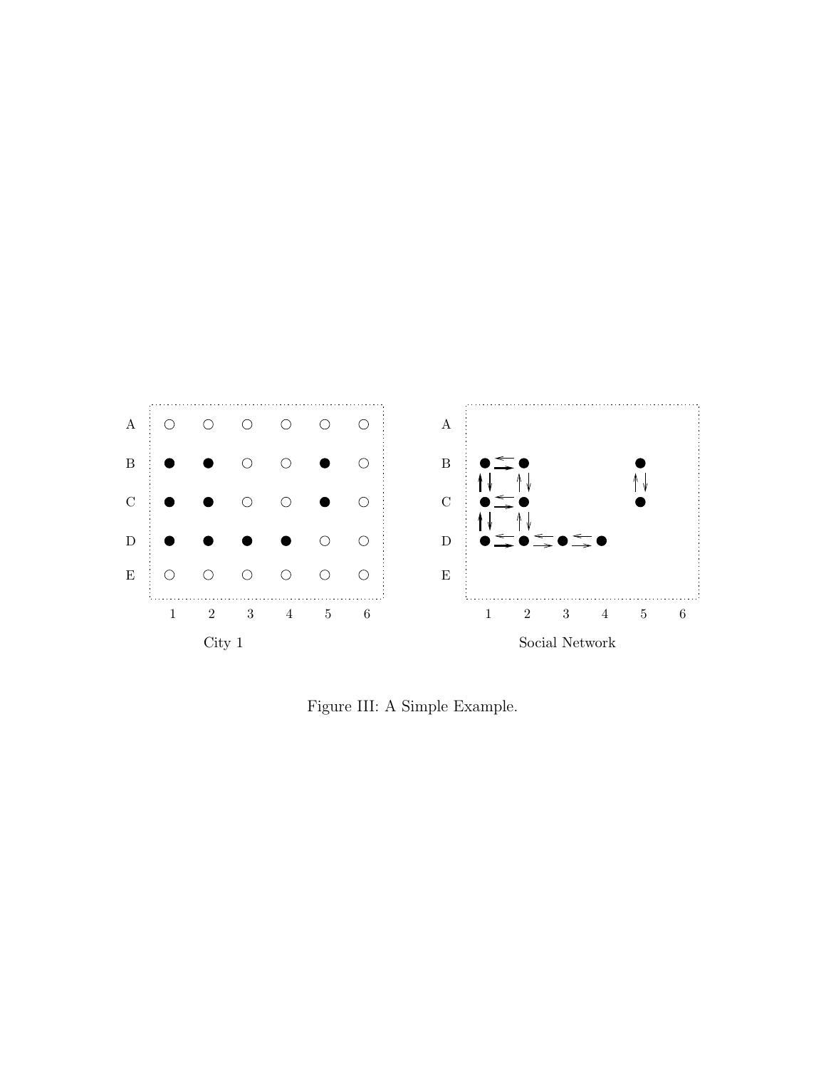Figure III: A Simple Example.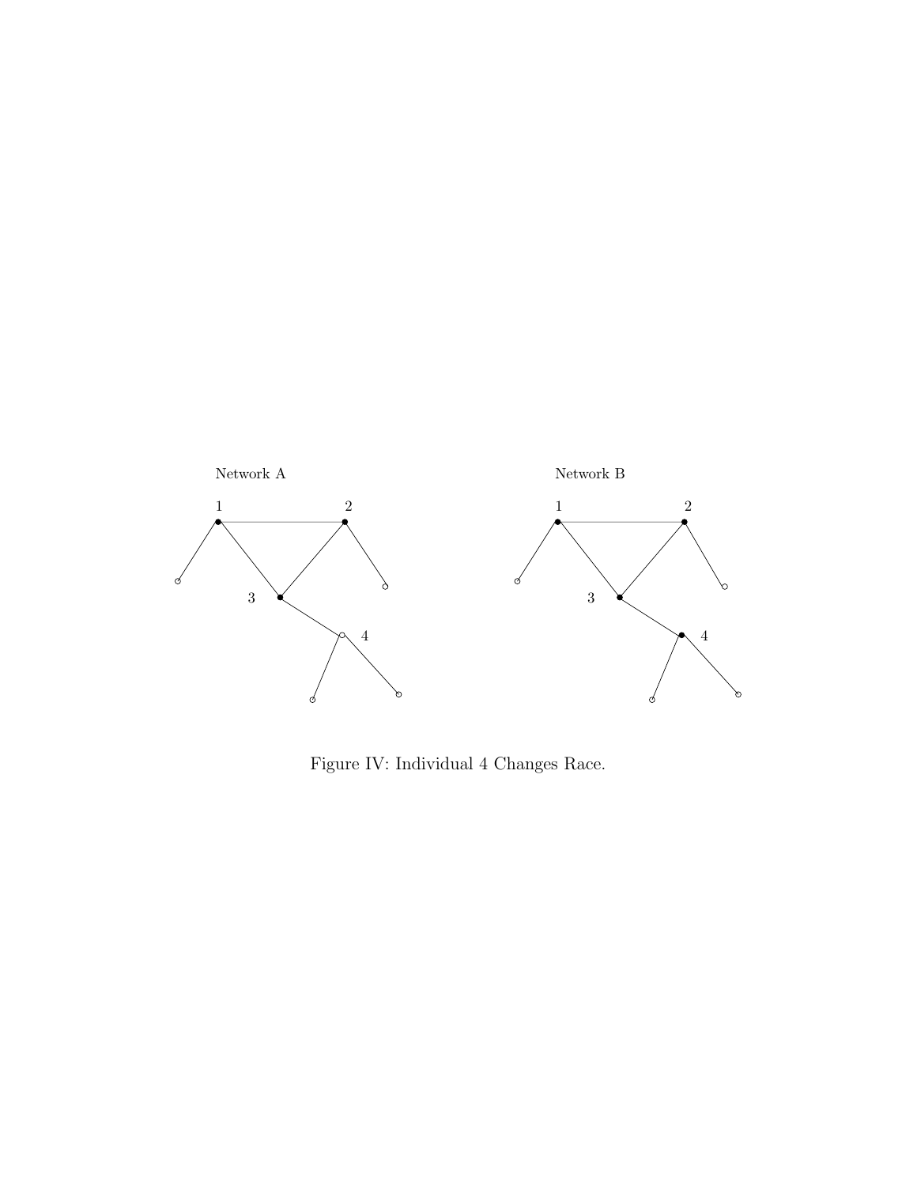Network A

Network B

Figure IV: Individual 4 Changes Race.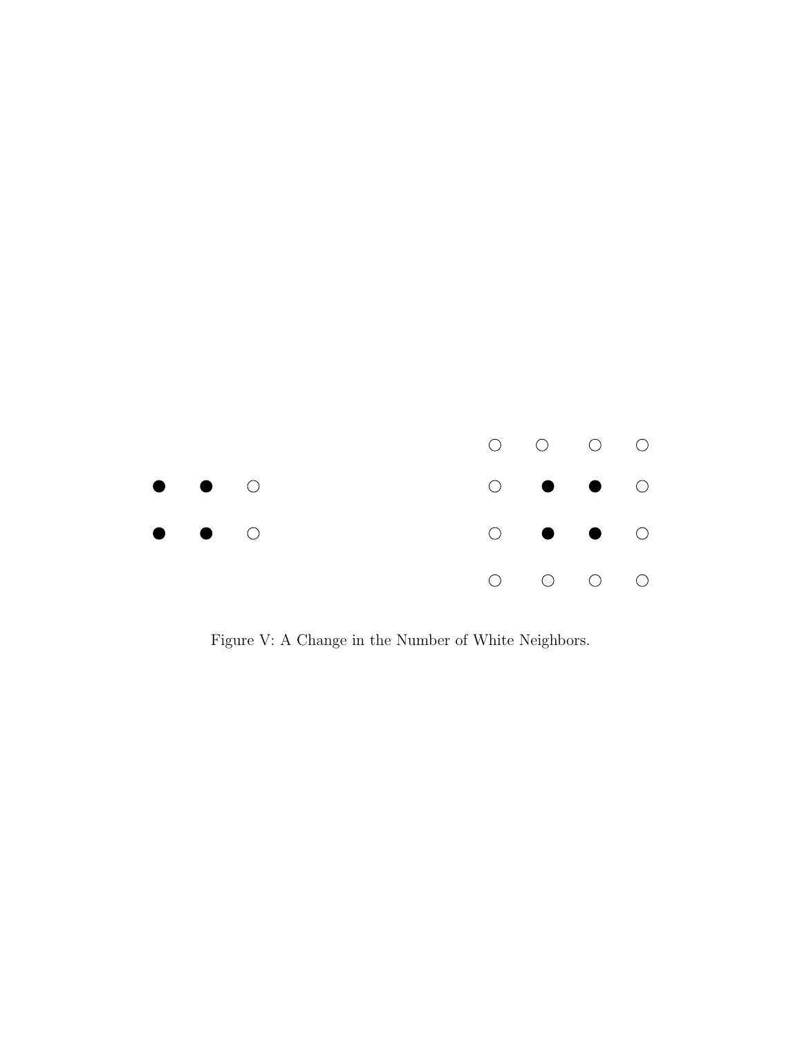Figure V: A Change in the Number of White Neighbors.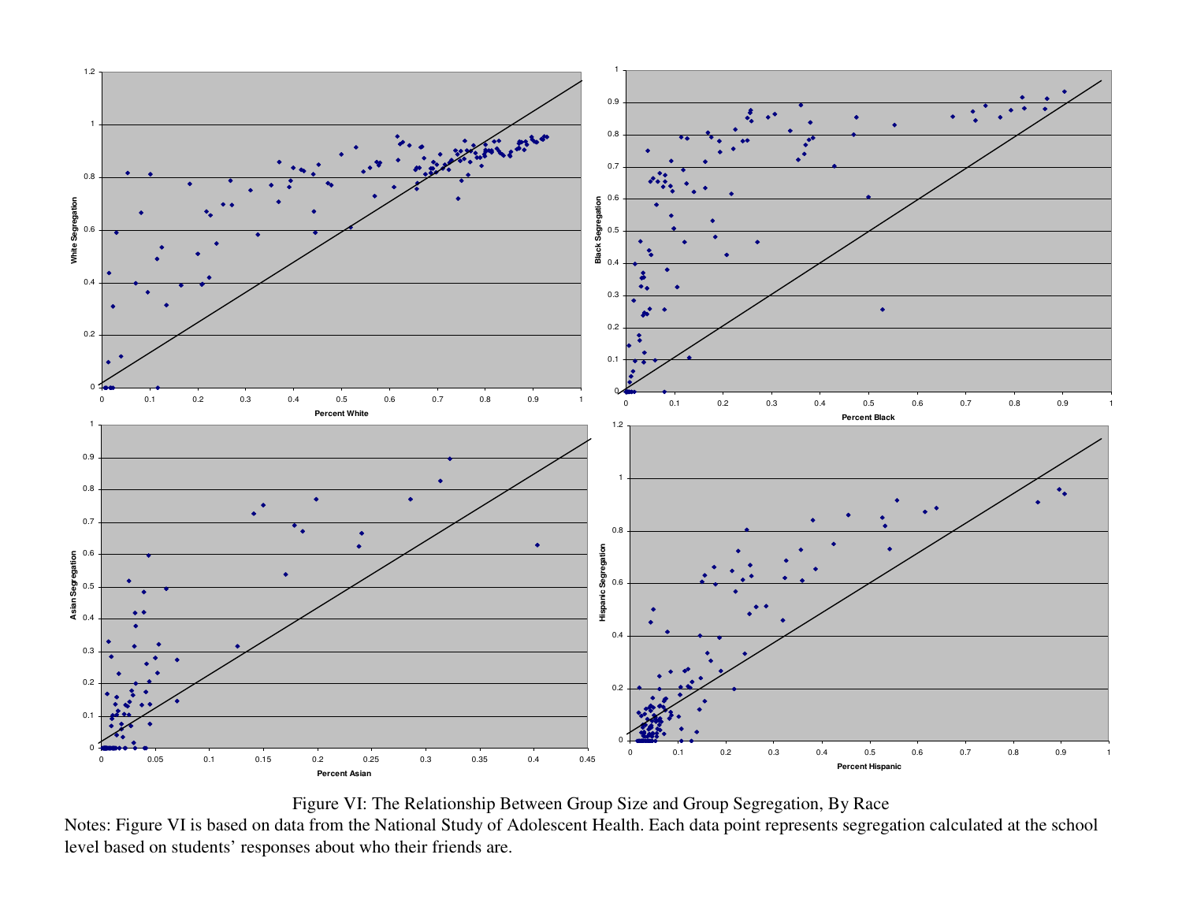Figure VI: The Relationship Between Group Size and Group Segregation, By Race

Notes: Figure VI is based on data from the National Study of Adolescent Health. Each data point represents segregation calculated at the school level based on students' responses about who their friends are.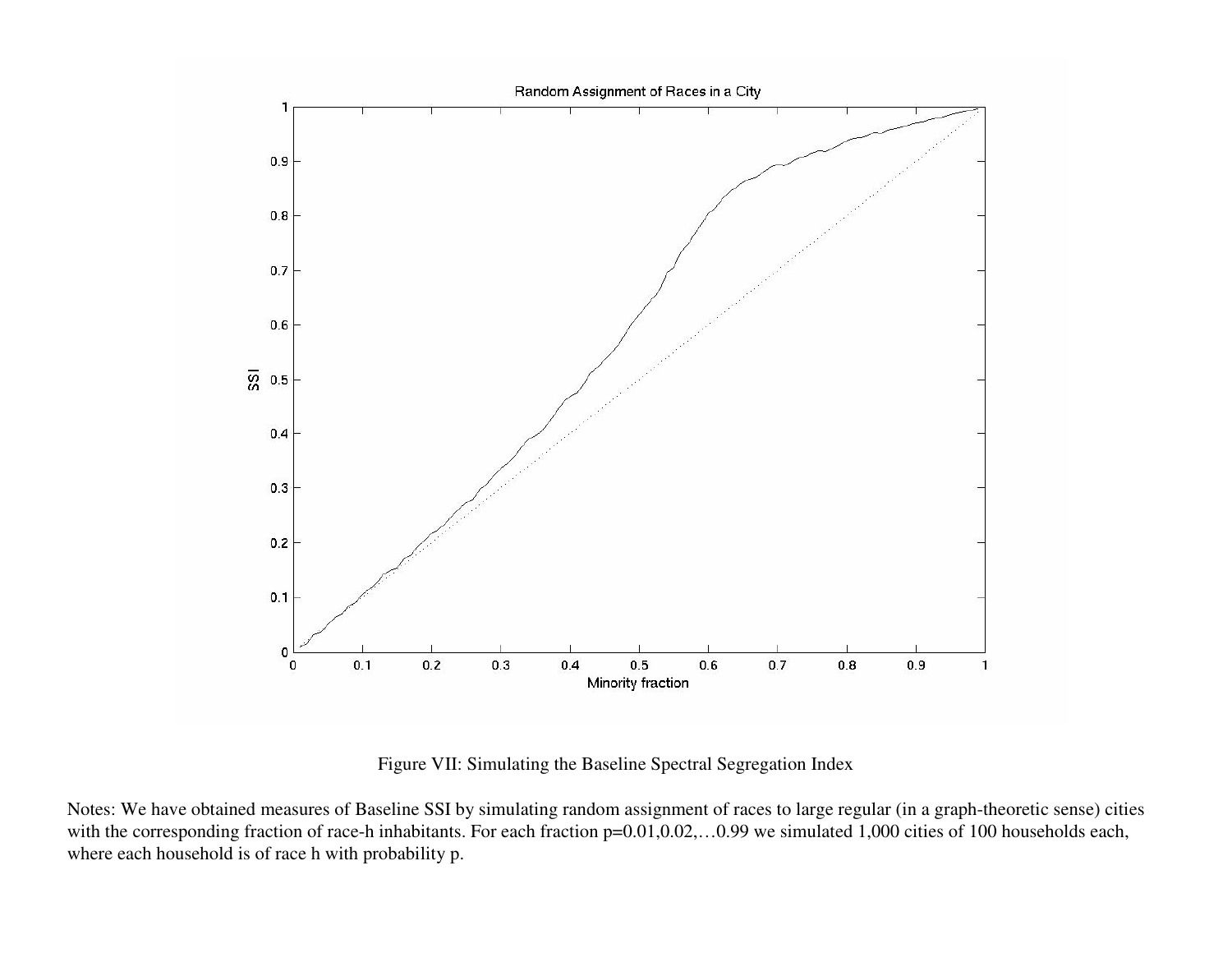Figure VII: Simulating the Baseline Spectral Segregation Index

Notes: We have obtained measures of Baseline SSI by simulating random assignment of races to large regular (in a graph-theoretic sense) cities with the corresponding fraction of race-h inhabitants. For each fraction p=0.01,0.02,…0.99 we simulated 1,000 cities of 100 households each, where each household is of race h with probability p.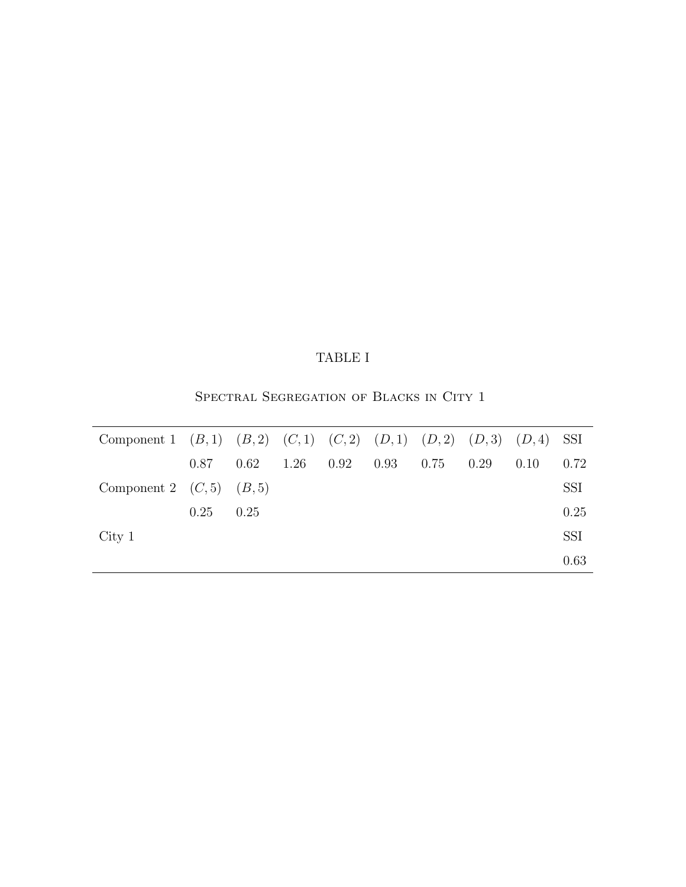TABLE I

Spectral Segregation of Blacks in City 1

| | | | | | | | | | |
|---|---|---|---|---|---|---|---|---|---|
| Component 1 | $(B,1)$ | $(B,2)$ | $(C,1)$ | $(C,2)$ | $(D,1)$ | $(D,2)$ | $(D,3)$ | $(D,4)$ | SSI |
| | 0.87 | 0.62 | 1.26 | 0.92 | 0.93 | 0.75 | 0.29 | 0.10 | 0.72 |
| Component 2 | $(C,5)$ | $(B,5)$ | | | | | | | SSI |
| | 0.25 | 0.25 | | | | | | | 0.25 |
| City 1 | | | | | | | | | SSI |
| | | | | | | | | | 0.63 |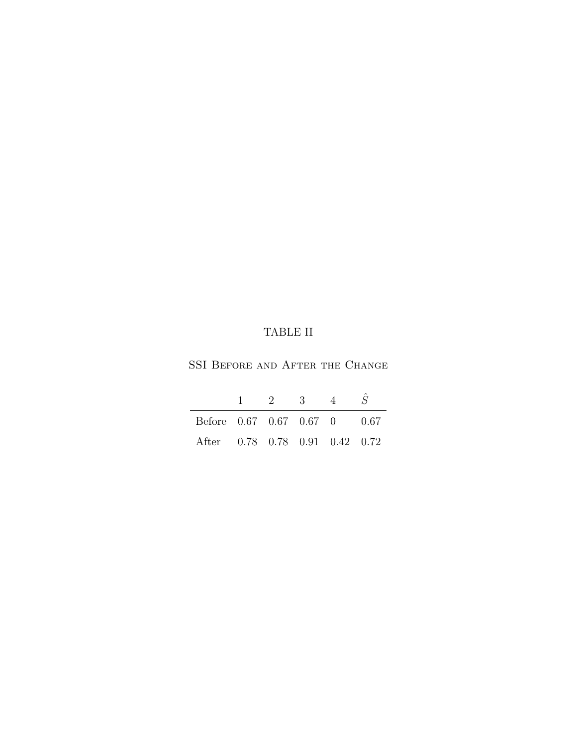TABLE II

SSI Before and After the Change

| | 1 | 2 | 3 | 4 | $\hat{S}$ |
|---|---|---|---|---|---|
| Before | 0.67 | 0.67 | 0.67 | 0 | 0.67 |
| After | 0.78 | 0.78 | 0.91 | 0.42 | 0.72 |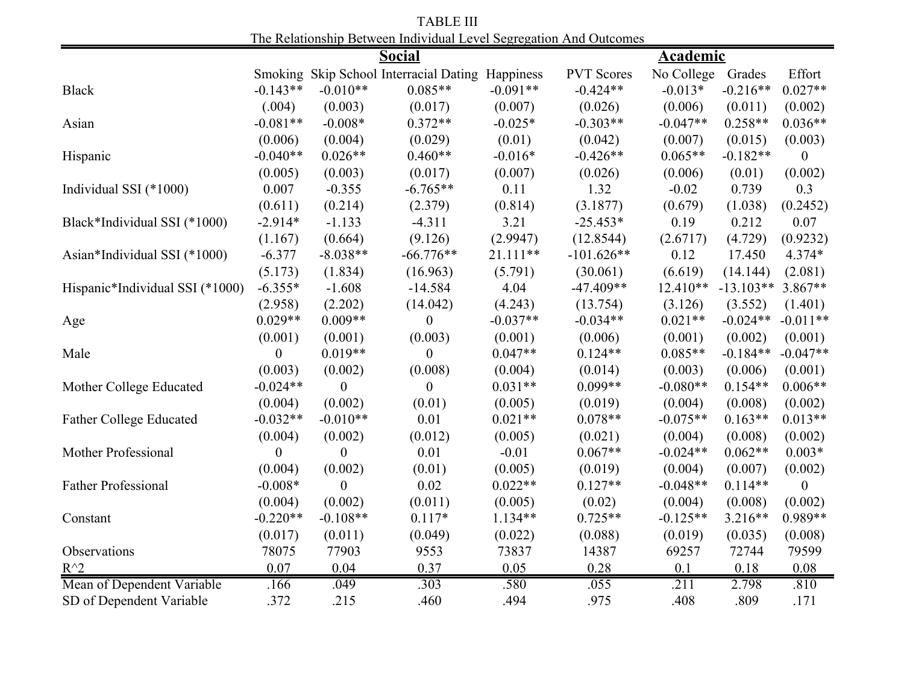TABLE III

The Relationship Between Individual Level Segregation And Outcomes

| | Social | | | | Academic | | | |
|---|---|---|---|---|---|---|---|---|
| | Smoking | Skip School | Interracial Dating | Happiness | PVT Scores | No College | Grades | Effort |
| Black | -0.143** | -0.010** | 0.085** | -0.091** | -0.424** | -0.013* | -0.216** | 0.027** |
| | (.004) | (0.003) | (0.017) | (0.007) | (0.026) | (0.006) | (0.011) | (0.002) |
| Asian | -0.081** | -0.008* | 0.372** | -0.025* | -0.303** | -0.047** | 0.258** | 0.036** |
| | (0.006) | (0.004) | (0.029) | (0.01) | (0.042) | (0.007) | (0.015) | (0.003) |
| Hispanic | -0.040** | 0.026** | 0.460** | -0.016* | -0.426** | 0.065** | -0.182** | 0 |
| | (0.005) | (0.003) | (0.017) | (0.007) | (0.026) | (0.006) | (0.01) | (0.002) |
| Individual SSI (*1000) | 0.007 | -0.355 | -6.765** | 0.11 | 1.32 | -0.02 | 0.739 | 0.3 |
| | (0.611) | (0.214) | (2.379) | (0.814) | (3.1877) | (0.679) | (1.038) | (0.2452) |
| Black*Individual SSI (*1000) | -2.914* | -1.133 | -4.311 | 3.21 | -25.453* | 0.19 | 0.212 | 0.07 |
| | (1.167) | (0.664) | (9.126) | (2.9947) | (12.8544) | (2.6717) | (4.729) | (0.9232) |
| Asian*Individual SSI (*1000) | -6.377 | -8.038** | -66.776** | 21.111** | -101.626** | 0.12 | 17.450 | 4.374* |
| | (5.173) | (1.834) | (16.963) | (5.791) | (30.061) | (6.619) | (14.144) | (2.081) |
| Hispanic*Individual SSI (*1000) | -6.355* | -1.608 | -14.584 | 4.04 | -47.409** | 12.410** | -13.103** | 3.867** |
| | (2.958) | (2.202) | (14.042) | (4.243) | (13.754) | (3.126) | (3.552) | (1.401) |
| Age | 0.029** | 0.009** | 0 | -0.037** | -0.034** | 0.021** | -0.024** | -0.011** |
| | (0.001) | (0.001) | (0.003) | (0.001) | (0.006) | (0.001) | (0.002) | (0.001) |
| Male | 0 | 0.019** | 0 | 0.047** | 0.124** | 0.085** | -0.184** | -0.047** |
| | (0.003) | (0.002) | (0.008) | (0.004) | (0.014) | (0.003) | (0.006) | (0.001) |
| Mother College Educated | -0.024** | 0 | 0 | 0.031** | 0.099** | -0.080** | 0.154** | 0.006** |
| | (0.004) | (0.002) | (0.01) | (0.005) | (0.019) | (0.004) | (0.008) | (0.002) |
| Father College Educated | -0.032** | -0.010** | 0.01 | 0.021** | 0.078** | -0.075** | 0.163** | 0.013** |
| | (0.004) | (0.002) | (0.012) | (0.005) | (0.021) | (0.004) | (0.008) | (0.002) |
| Mother Professional | 0 | 0 | 0.01 | -0.01 | 0.067** | -0.024** | 0.062** | 0.003* |
| | (0.004) | (0.002) | (0.01) | (0.005) | (0.019) | (0.004) | (0.007) | (0.002) |
| Father Professional | -0.008* | 0 | 0.02 | 0.022** | 0.127** | -0.048** | 0.114** | 0 |
| | (0.004) | (0.002) | (0.011) | (0.005) | (0.02) | (0.004) | (0.008) | (0.002) |
| Constant | -0.220** | -0.108** | 0.117* | 1.134** | 0.725** | -0.125** | 3.216** | 0.989** |
| | (0.017) | (0.011) | (0.049) | (0.022) | (0.088) | (0.019) | (0.035) | (0.008) |
| Observations | 78075 | 77903 | 9553 | 73837 | 14387 | 69257 | 72744 | 79599 |
| R^2 | 0.07 | 0.04 | 0.37 | 0.05 | 0.28 | 0.1 | 0.18 | 0.08 |
| Mean of Dependent Variable | .166 | .049 | .303 | .580 | .055 | .211 | 2.798 | .810 |
| SD of Dependent Variable | .372 | .215 | .460 | .494 | .975 | .408 | .809 | .171 |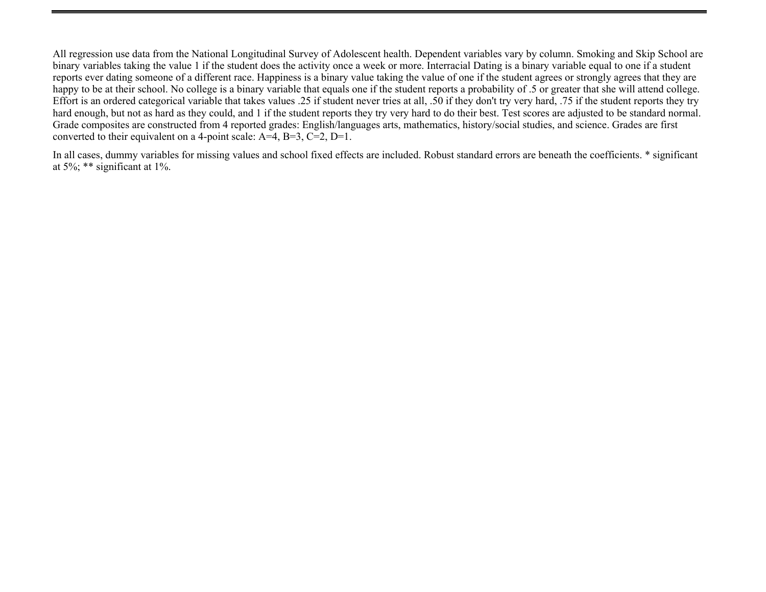All regression use data from the National Longitudinal Survey of Adolescent health. Dependent variables vary by column. Smoking and Skip School are binary variables taking the value 1 if the student does the activity once a week or more. Interracial Dating is a binary variable equal to one if a student reports ever dating someone of a different race. Happiness is a binary value taking the value of one if the student agrees or strongly agrees that they are happy to be at their school. No college is a binary variable that equals one if the student reports a probability of .5 or greater that she will attend college. Effort is an ordered categorical variable that takes values .25 if student never tries at all, .50 if they don't try very hard, .75 if the student reports they try hard enough, but not as hard as they could, and 1 if the student reports they try very hard to do their best. Test scores are adjusted to be standard normal. Grade composites are constructed from 4 reported grades: English/languages arts, mathematics, history/social studies, and science. Grades are first converted to their equivalent on a 4-point scale: A=4, B=3, C=2, D=1.

In all cases, dummy variables for missing values and school fixed effects are included. Robust standard errors are beneath the coefficients. * significant at 5%; ** significant at 1%.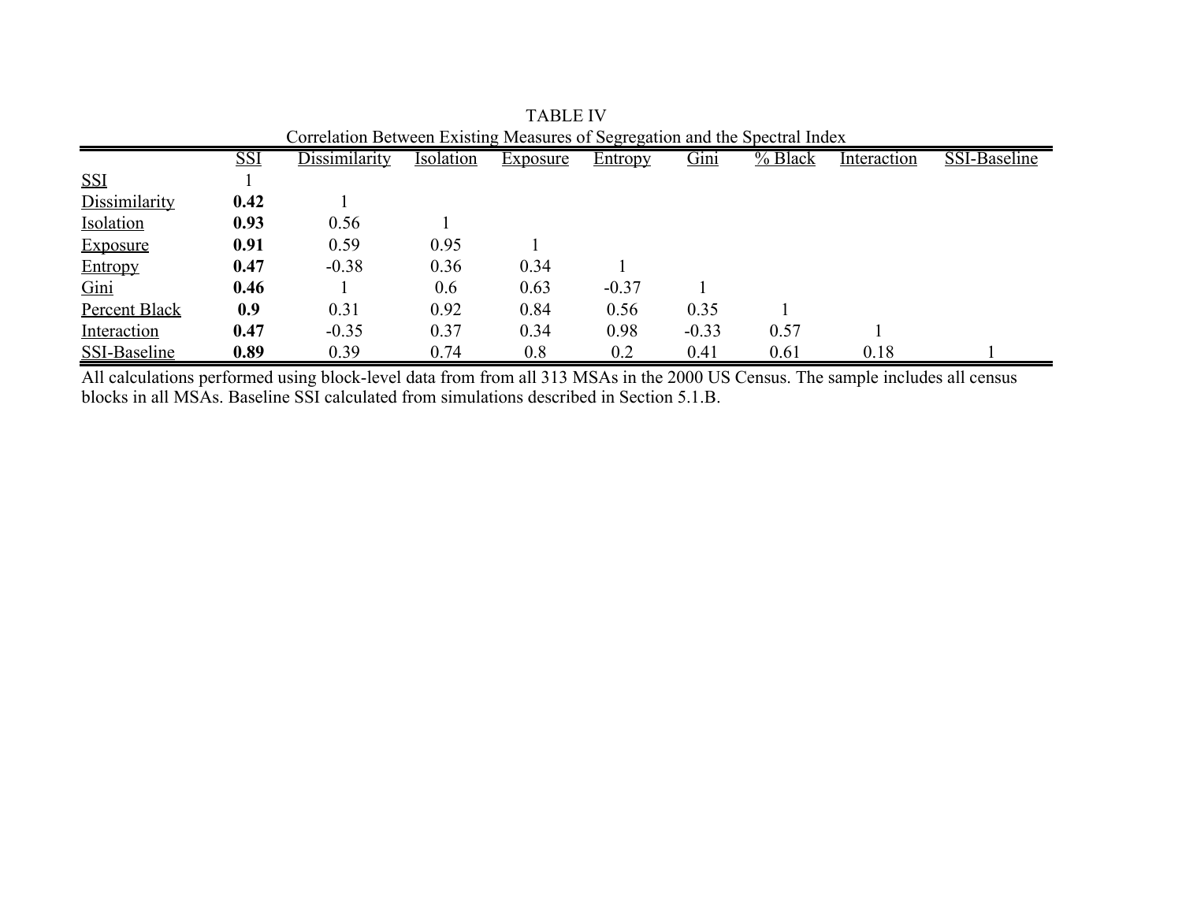TABLE IV

Correlation Between Existing Measures of Segregation and the Spectral Index

| | SSI | Dissimilarity | Isolation | Exposure | Entropy | Gini | % Black | Interaction | SSI-Baseline |
|---|---|---|---|---|---|---|---|---|---|
| SSI | 1 | | | | | | | | |
| Dissimilarity | **0.42** | 1 | | | | | | | |
| Isolation | **0.93** | 0.56 | 1 | | | | | | |
| Exposure | **0.91** | 0.59 | 0.95 | 1 | | | | | |
| Entropy | **0.47** | -0.38 | 0.36 | 0.34 | 1 | | | | |
| Gini | **0.46** | 1 | 0.6 | 0.63 | -0.37 | 1 | | | |
| Percent Black | **0.9** | 0.31 | 0.92 | 0.84 | 0.56 | 0.35 | 1 | | |
| Interaction | **0.47** | -0.35 | 0.37 | 0.34 | 0.98 | -0.33 | 0.57 | 1 | |
| SSI-Baseline | **0.89** | 0.39 | 0.74 | 0.8 | 0.2 | 0.41 | 0.61 | 0.18 | 1 |

All calculations performed using block-level data from from all 313 MSAs in the 2000 US Census. The sample includes all census blocks in all MSAs. Baseline SSI calculated from simulations described in Section 5.1.B.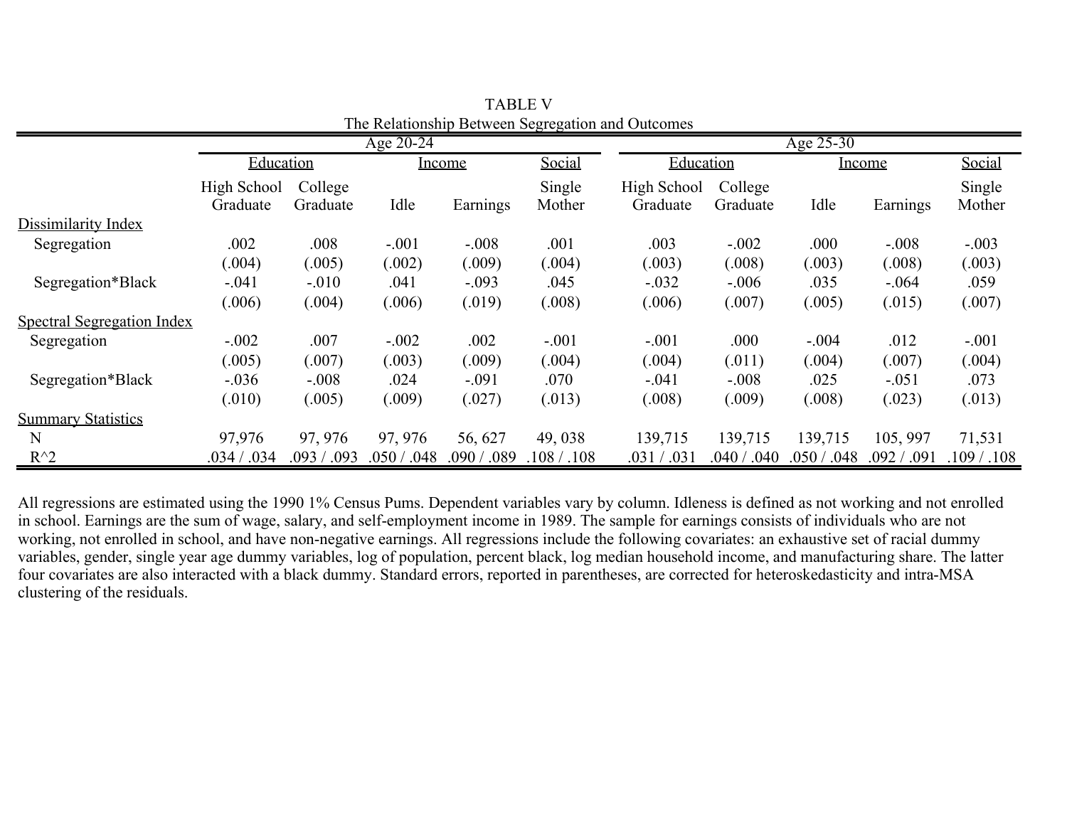TABLE V

The Relationship Between Segregation and Outcomes

| | Age 20-24 | | | | | Age 25-30 | | | | |
|---|---|---|---|---|---|---|---|---|---|---|
| | Education | | Income | | Social | Education | | Income | | Social |
| | High School Graduate | College Graduate | Idle | Earnings | Single Mother | High School Graduate | College Graduate | Idle | Earnings | Single Mother |
| Dissimilarity Index | | | | | | | | | | |
| Segregation | .002 | .008 | -.001 | -.008 | .001 | .003 | -.002 | .000 | -.008 | -.003 |
| | (.004) | (.005) | (.002) | (.009) | (.004) | (.003) | (.008) | (.003) | (.008) | (.003) |
| Segregation*Black | -.041 | -.010 | .041 | -.093 | .045 | -.032 | -.006 | .035 | -.064 | .059 |
| | (.006) | (.004) | (.006) | (.019) | (.008) | (.006) | (.007) | (.005) | (.015) | (.007) |
| Spectral Segregation Index | | | | | | | | | | |
| Segregation | -.002 | .007 | -.002 | .002 | -.001 | -.001 | .000 | -.004 | .012 | -.001 |
| | (.005) | (.007) | (.003) | (.009) | (.004) | (.004) | (.011) | (.004) | (.007) | (.004) |
| Segregation*Black | -.036 | -.008 | .024 | -.091 | .070 | -.041 | -.008 | .025 | -.051 | .073 |
| | (.010) | (.005) | (.009) | (.027) | (.013) | (.008) | (.009) | (.008) | (.023) | (.013) |
| Summary Statistics | | | | | | | | | | |
| N | 97,976 | 97, 976 | 97, 976 | 56, 627 | 49, 038 | 139,715 | 139,715 | 139,715 | 105, 997 | 71,531 |
| R^2 | .034 / .034 | .093 / .093 | .050 / .048 | .090 / .089 | .108 / .108 | .031 / .031 | .040 / .040 | .050 / .048 | .092 / .091 | .109 / .108 |

All regressions are estimated using the 1990 1% Census Pums. Dependent variables vary by column. Idleness is defined as not working and not enrolled in school. Earnings are the sum of wage, salary, and self-employment income in 1989. The sample for earnings consists of individuals who are not working, not enrolled in school, and have non-negative earnings. All regressions include the following covariates: an exhaustive set of racial dummy variables, gender, single year age dummy variables, log of population, percent black, log median household income, and manufacturing share. The latter four covariates are also interacted with a black dummy. Standard errors, reported in parentheses, are corrected for heteroskedasticity and intra-MSA clustering of the residuals.